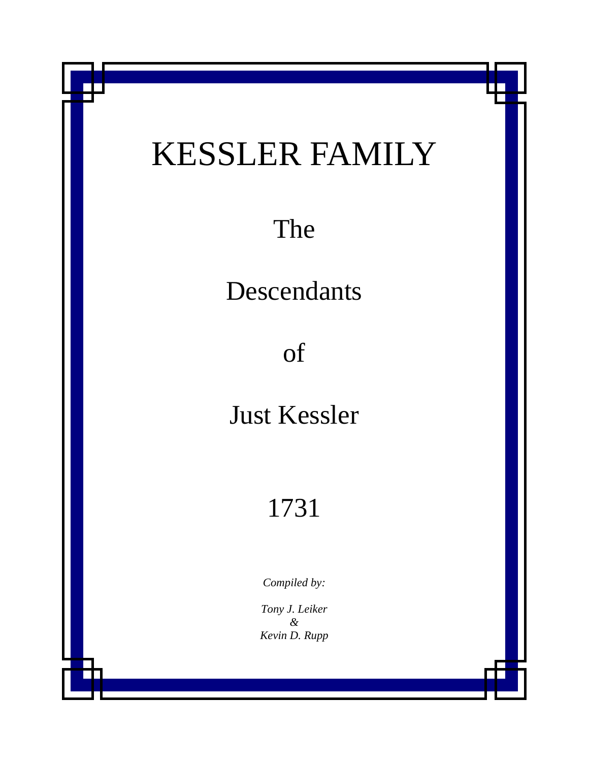# KESSLER FAMILY

The

Descendants

of

Just Kessler

1731

*Compiled by:*

*Tony J. Leiker*
*&*
*Kevin D. Rupp*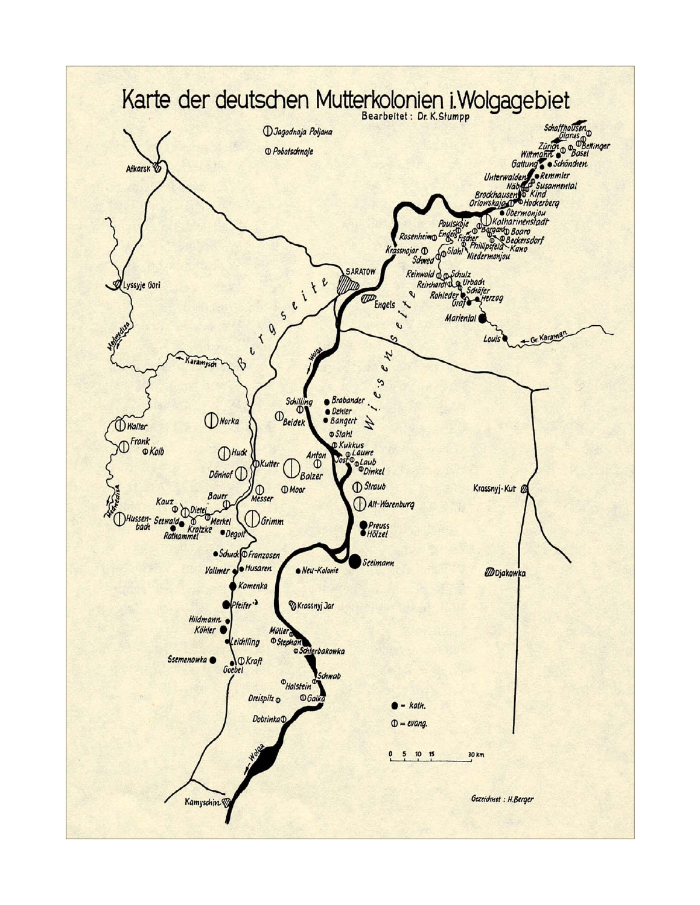# Karte der deutschen Mutterkolonien i. Wolgagebiet

Bearbeitet: Dr. K. Stumpp

● = kath.

⦶ = evang.

0 5 10 15 30 Km

Gezeichnet: H. Berger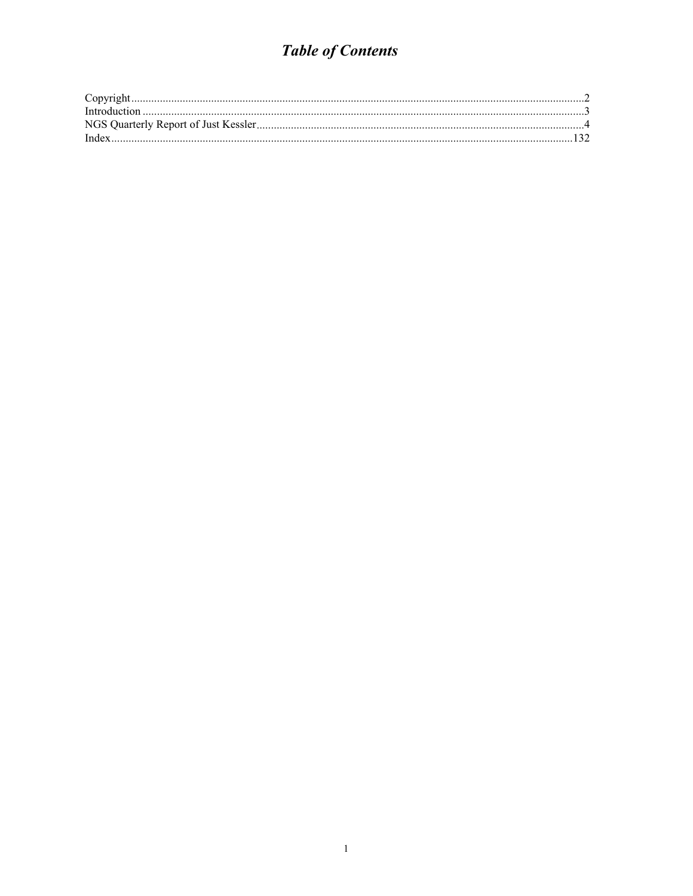# *Table of Contents*

Copyright ........................................................................................................ 2
Introduction ..................................................................................................... 3
NGS Quarterly Report of Just Kessler ................................................................... 4
Index ............................................................................................................. 132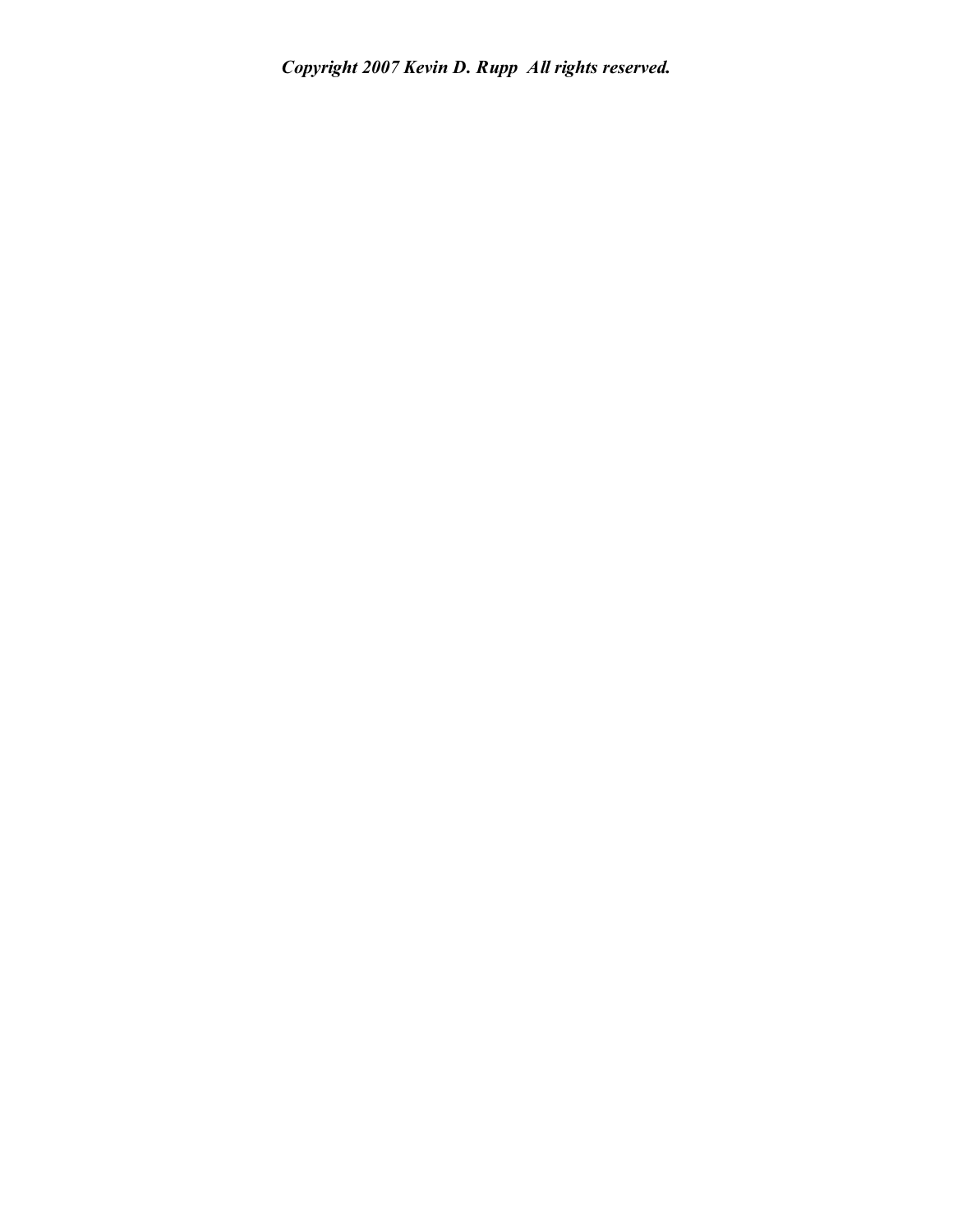***Copyright 2007 Kevin D. Rupp  All rights reserved.***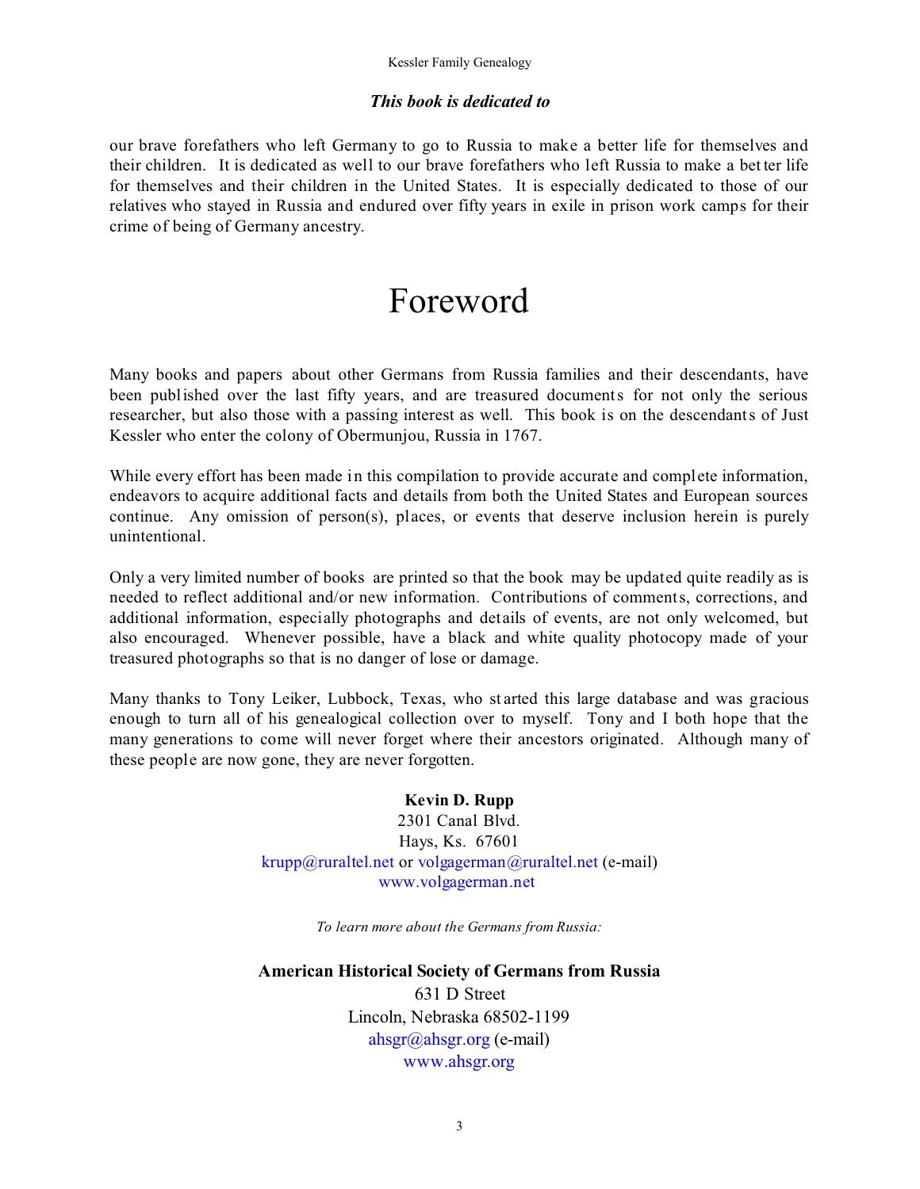### *This book is dedicated to*

our brave forefathers who left Germany to go to Russia to make a better life for themselves and their children. It is dedicated as well to our brave forefathers who left Russia to make a better life for themselves and their children in the United States. It is especially dedicated to those of our relatives who stayed in Russia and endured over fifty years in exile in prison work camps for their crime of being of Germany ancestry.

# Foreword

Many books and papers about other Germans from Russia families and their descendants, have been published over the last fifty years, and are treasured documents for not only the serious researcher, but also those with a passing interest as well. This book is on the descendants of Just Kessler who enter the colony of Obermunjou, Russia in 1767.

While every effort has been made in this compilation to provide accurate and complete information, endeavors to acquire additional facts and details from both the United States and European sources continue. Any omission of person(s), places, or events that deserve inclusion herein is purely unintentional.

Only a very limited number of books are printed so that the book may be updated quite readily as is needed to reflect additional and/or new information. Contributions of comments, corrections, and additional information, especially photographs and details of events, are not only welcomed, but also encouraged. Whenever possible, have a black and white quality photocopy made of your treasured photographs so that is no danger of lose or damage.

Many thanks to Tony Leiker, Lubbock, Texas, who started this large database and was gracious enough to turn all of his genealogical collection over to myself. Tony and I both hope that the many generations to come will never forget where their ancestors originated. Although many of these people are now gone, they are never forgotten.

**Kevin D. Rupp**
2301 Canal Blvd.
Hays, Ks. 67601
krupp@ruraltel.net or volgagerman@ruraltel.net (e-mail)
www.volgagerman.net

*To learn more about the Germans from Russia:*

**American Historical Society of Germans from Russia**
631 D Street
Lincoln, Nebraska 68502-1199
ahsgr@ahsgr.org (e-mail)
www.ahsgr.org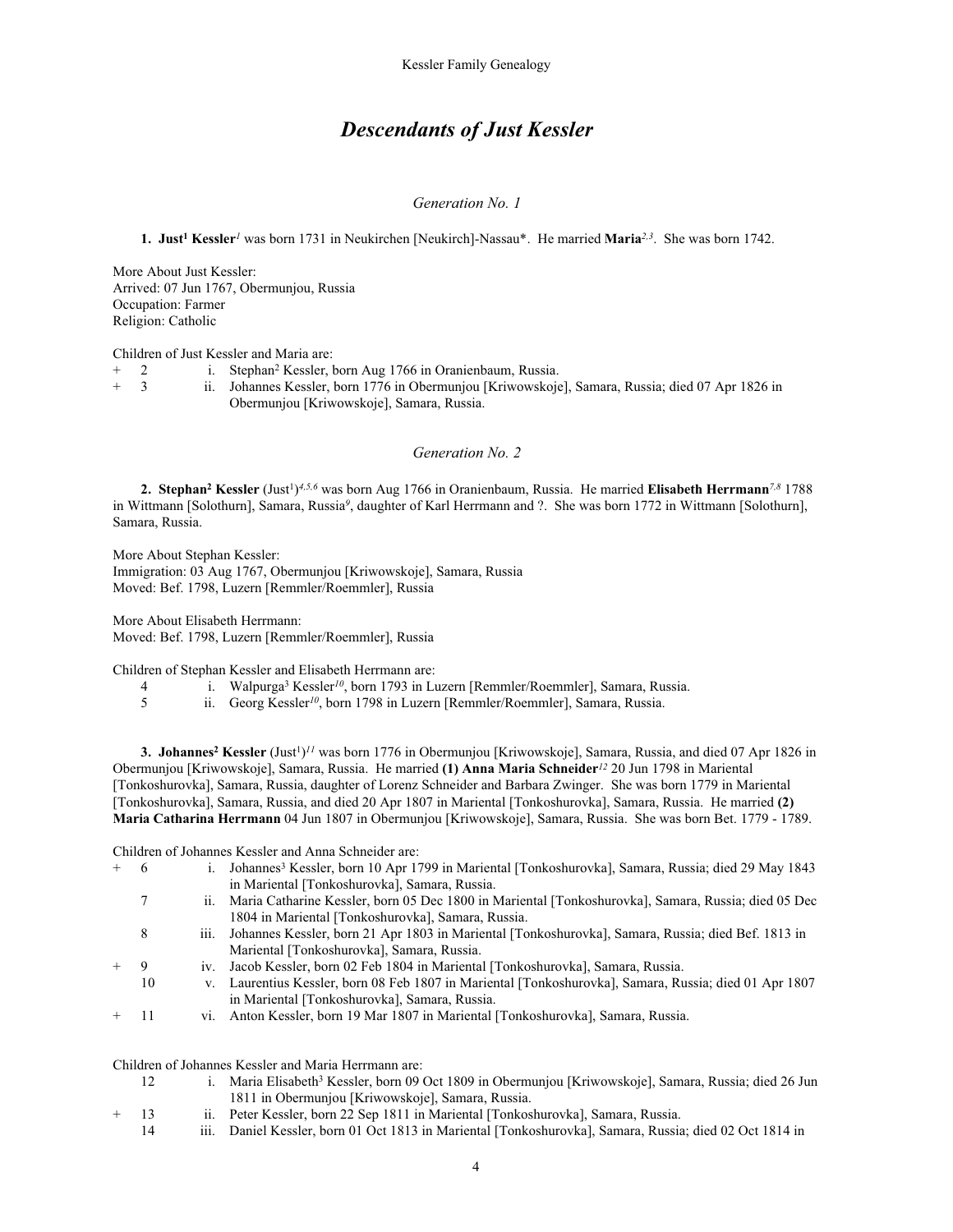# *Descendants of Just Kessler*

## *Generation No. 1*

**1. Just[1] Kessler**[1] was born 1731 in Neukirchen [Neukirch]-Nassau*. He married **Maria**[2,3]. She was born 1742.

More About Just Kessler:
Arrived: 07 Jun 1767, Obermunjou, Russia
Occupation: Farmer
Religion: Catholic

Children of Just Kessler and Maria are:

- \+ 2 i. Stephan[2] Kessler, born Aug 1766 in Oranienbaum, Russia.
- \+ 3 ii. Johannes Kessler, born 1776 in Obermunjou [Kriwowskoje], Samara, Russia; died 07 Apr 1826 in Obermunjou [Kriwowskoje], Samara, Russia.

## *Generation No. 2*

**2. Stephan[2] Kessler** (Just[1])[4,5,6] was born Aug 1766 in Oranienbaum, Russia. He married **Elisabeth Herrmann**[7,8] 1788 in Wittmann [Solothurn], Samara, Russia[9], daughter of Karl Herrmann and ?. She was born 1772 in Wittmann [Solothurn], Samara, Russia.

More About Stephan Kessler:
Immigration: 03 Aug 1767, Obermunjou [Kriwowskoje], Samara, Russia
Moved: Bef. 1798, Luzern [Remmler/Roemmler], Russia

More About Elisabeth Herrmann:
Moved: Bef. 1798, Luzern [Remmler/Roemmler], Russia

Children of Stephan Kessler and Elisabeth Herrmann are:

- 4 i. Walpurga[3] Kessler[10], born 1793 in Luzern [Remmler/Roemmler], Samara, Russia.
- 5 ii. Georg Kessler[10], born 1798 in Luzern [Remmler/Roemmler], Samara, Russia.

**3. Johannes[2] Kessler** (Just[1])[11] was born 1776 in Obermunjou [Kriwowskoje], Samara, Russia, and died 07 Apr 1826 in Obermunjou [Kriwowskoje], Samara, Russia. He married **(1) Anna Maria Schneider**[12] 20 Jun 1798 in Mariental [Tonkoshurovka], Samara, Russia, daughter of Lorenz Schneider and Barbara Zwinger. She was born 1779 in Mariental [Tonkoshurovka], Samara, Russia, and died 20 Apr 1807 in Mariental [Tonkoshurovka], Samara, Russia. He married **(2) Maria Catharina Herrmann** 04 Jun 1807 in Obermunjou [Kriwowskoje], Samara, Russia. She was born Bet. 1779 - 1789.

Children of Johannes Kessler and Anna Schneider are:

- \+ 6 i. Johannes[3] Kessler, born 10 Apr 1799 in Mariental [Tonkoshurovka], Samara, Russia; died 29 May 1843 in Mariental [Tonkoshurovka], Samara, Russia.
- 7 ii. Maria Catharine Kessler, born 05 Dec 1800 in Mariental [Tonkoshurovka], Samara, Russia; died 05 Dec 1804 in Mariental [Tonkoshurovka], Samara, Russia.
- 8 iii. Johannes Kessler, born 21 Apr 1803 in Mariental [Tonkoshurovka], Samara, Russia; died Bef. 1813 in Mariental [Tonkoshurovka], Samara, Russia.
- \+ 9 iv. Jacob Kessler, born 02 Feb 1804 in Mariental [Tonkoshurovka], Samara, Russia.
- 10 v. Laurentius Kessler, born 08 Feb 1807 in Mariental [Tonkoshurovka], Samara, Russia; died 01 Apr 1807 in Mariental [Tonkoshurovka], Samara, Russia.
- \+ 11 vi. Anton Kessler, born 19 Mar 1807 in Mariental [Tonkoshurovka], Samara, Russia.

Children of Johannes Kessler and Maria Herrmann are:

- 12 i. Maria Elisabeth[3] Kessler, born 09 Oct 1809 in Obermunjou [Kriwowskoje], Samara, Russia; died 26 Jun 1811 in Obermunjou [Kriwowskoje], Samara, Russia.
- \+ 13 ii. Peter Kessler, born 22 Sep 1811 in Mariental [Tonkoshurovka], Samara, Russia.
- 14 iii. Daniel Kessler, born 01 Oct 1813 in Mariental [Tonkoshurovka], Samara, Russia; died 02 Oct 1814 in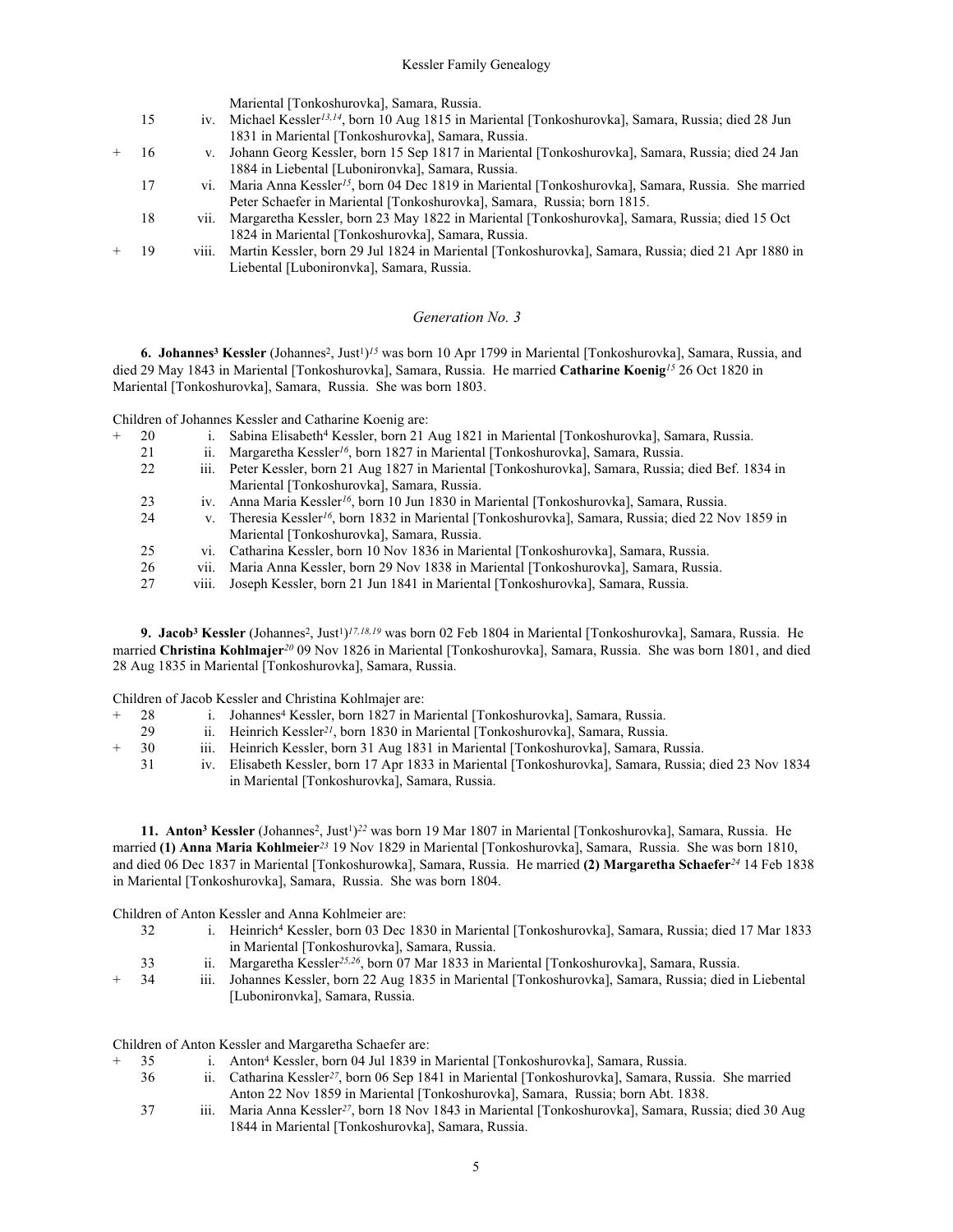Mariental [Tonkoshurovka], Samara, Russia.

15 iv. Michael Kessler[13,14], born 10 Aug 1815 in Mariental [Tonkoshurovka], Samara, Russia; died 28 Jun 1831 in Mariental [Tonkoshurovka], Samara, Russia.

\+ 16 v. Johann Georg Kessler, born 15 Sep 1817 in Mariental [Tonkoshurovka], Samara, Russia; died 24 Jan 1884 in Liebental [Lubonironvka], Samara, Russia.

17 vi. Maria Anna Kessler[15], born 04 Dec 1819 in Mariental [Tonkoshurovka], Samara, Russia. She married Peter Schaefer in Mariental [Tonkoshurovka], Samara, Russia; born 1815.

18 vii. Margaretha Kessler, born 23 May 1822 in Mariental [Tonkoshurovka], Samara, Russia; died 15 Oct 1824 in Mariental [Tonkoshurovka], Samara, Russia.

\+ 19 viii. Martin Kessler, born 29 Jul 1824 in Mariental [Tonkoshurovka], Samara, Russia; died 21 Apr 1880 in Liebental [Lubonironvka], Samara, Russia.

### *Generation No. 3*

**6. Johannes³ Kessler** (Johannes², Just¹)[15] was born 10 Apr 1799 in Mariental [Tonkoshurovka], Samara, Russia, and died 29 May 1843 in Mariental [Tonkoshurovka], Samara, Russia. He married **Catharine Koenig**[15] 26 Oct 1820 in Mariental [Tonkoshurovka], Samara, Russia. She was born 1803.

Children of Johannes Kessler and Catharine Koenig are:

\+ 20 i. Sabina Elisabeth⁴ Kessler, born 21 Aug 1821 in Mariental [Tonkoshurovka], Samara, Russia.

21 ii. Margaretha Kessler[16], born 1827 in Mariental [Tonkoshurovka], Samara, Russia.

22 iii. Peter Kessler, born 21 Aug 1827 in Mariental [Tonkoshurovka], Samara, Russia; died Bef. 1834 in Mariental [Tonkoshurovka], Samara, Russia.

23 iv. Anna Maria Kessler[16], born 10 Jun 1830 in Mariental [Tonkoshurovka], Samara, Russia.

24 v. Theresia Kessler[16], born 1832 in Mariental [Tonkoshurovka], Samara, Russia; died 22 Nov 1859 in Mariental [Tonkoshurovka], Samara, Russia.

25 vi. Catharina Kessler, born 10 Nov 1836 in Mariental [Tonkoshurovka], Samara, Russia.

26 vii. Maria Anna Kessler, born 29 Nov 1838 in Mariental [Tonkoshurovka], Samara, Russia.

27 viii. Joseph Kessler, born 21 Jun 1841 in Mariental [Tonkoshurovka], Samara, Russia.

**9. Jacob³ Kessler** (Johannes², Just¹)[17,18,19] was born 02 Feb 1804 in Mariental [Tonkoshurovka], Samara, Russia. He married **Christina Kohlmajer**[20] 09 Nov 1826 in Mariental [Tonkoshurovka], Samara, Russia. She was born 1801, and died 28 Aug 1835 in Mariental [Tonkoshurovka], Samara, Russia.

Children of Jacob Kessler and Christina Kohlmajer are:

\+ 28 i. Johannes⁴ Kessler, born 1827 in Mariental [Tonkoshurovka], Samara, Russia.

29 ii. Heinrich Kessler[21], born 1830 in Mariental [Tonkoshurovka], Samara, Russia.

\+ 30 iii. Heinrich Kessler, born 31 Aug 1831 in Mariental [Tonkoshurovka], Samara, Russia.

31 iv. Elisabeth Kessler, born 17 Apr 1833 in Mariental [Tonkoshurovka], Samara, Russia; died 23 Nov 1834 in Mariental [Tonkoshurovka], Samara, Russia.

**11. Anton³ Kessler** (Johannes², Just¹)[22] was born 19 Mar 1807 in Mariental [Tonkoshurovka], Samara, Russia. He married **(1) Anna Maria Kohlmeier**[23] 19 Nov 1829 in Mariental [Tonkoshurovka], Samara, Russia. She was born 1810, and died 06 Dec 1837 in Mariental [Tonkoshurowka], Samara, Russia. He married **(2) Margaretha Schaefer**[24] 14 Feb 1838 in Mariental [Tonkoshurovka], Samara, Russia. She was born 1804.

Children of Anton Kessler and Anna Kohlmeier are:

32 i. Heinrich⁴ Kessler, born 03 Dec 1830 in Mariental [Tonkoshurovka], Samara, Russia; died 17 Mar 1833 in Mariental [Tonkoshurovka], Samara, Russia.

33 ii. Margaretha Kessler[25,26], born 07 Mar 1833 in Mariental [Tonkoshurovka], Samara, Russia.

\+ 34 iii. Johannes Kessler, born 22 Aug 1835 in Mariental [Tonkoshurovka], Samara, Russia; died in Liebental [Lubonironvka], Samara, Russia.

Children of Anton Kessler and Margaretha Schaefer are:

\+ 35 i. Anton⁴ Kessler, born 04 Jul 1839 in Mariental [Tonkoshurovka], Samara, Russia.

36 ii. Catharina Kessler[27], born 06 Sep 1841 in Mariental [Tonkoshurovka], Samara, Russia. She married Anton 22 Nov 1859 in Mariental [Tonkoshurovka], Samara, Russia; born Abt. 1838.

37 iii. Maria Anna Kessler[27], born 18 Nov 1843 in Mariental [Tonkoshurovka], Samara, Russia; died 30 Aug 1844 in Mariental [Tonkoshurovka], Samara, Russia.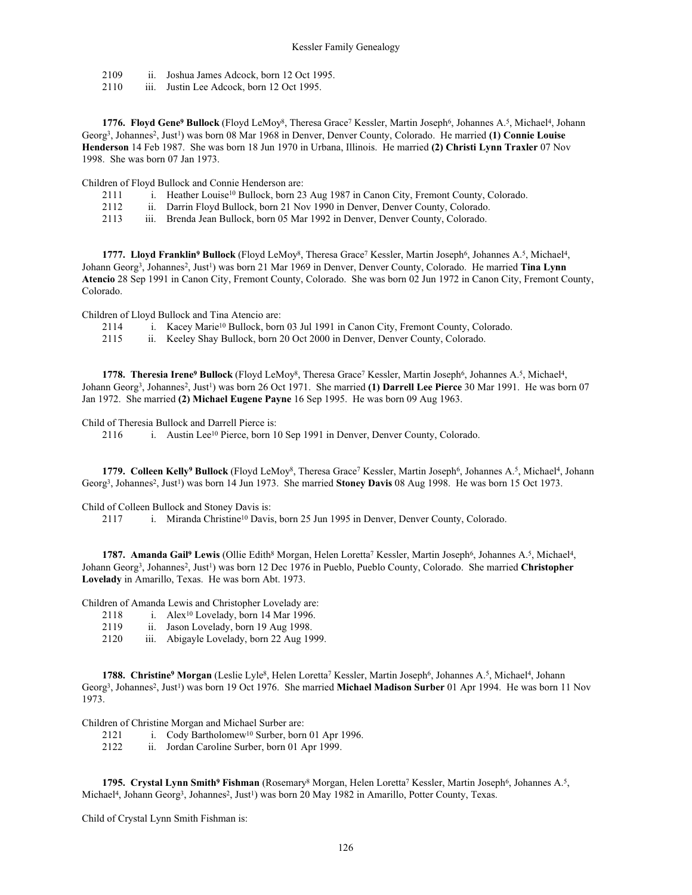2109 ii. Joshua James Adcock, born 12 Oct 1995.
2110 iii. Justin Lee Adcock, born 12 Oct 1995.

**1776. Floyd Gene[9] Bullock** (Floyd LeMoy[8], Theresa Grace[7] Kessler, Martin Joseph[6], Johannes A.[5], Michael[4], Johann Georg[3], Johannes[2], Just[1]) was born 08 Mar 1968 in Denver, Denver County, Colorado. He married **(1) Connie Louise Henderson** 14 Feb 1987. She was born 18 Jun 1970 in Urbana, Illinois. He married **(2) Christi Lynn Traxler** 07 Nov 1998. She was born 07 Jan 1973.

Children of Floyd Bullock and Connie Henderson are:

2111 i. Heather Louise[10] Bullock, born 23 Aug 1987 in Canon City, Fremont County, Colorado.
2112 ii. Darrin Floyd Bullock, born 21 Nov 1990 in Denver, Denver County, Colorado.
2113 iii. Brenda Jean Bullock, born 05 Mar 1992 in Denver, Denver County, Colorado.

**1777. Lloyd Franklin[9] Bullock** (Floyd LeMoy[8], Theresa Grace[7] Kessler, Martin Joseph[6], Johannes A.[5], Michael[4], Johann Georg[3], Johannes[2], Just[1]) was born 21 Mar 1969 in Denver, Denver County, Colorado. He married **Tina Lynn Atencio** 28 Sep 1991 in Canon City, Fremont County, Colorado. She was born 02 Jun 1972 in Canon City, Fremont County, Colorado.

Children of Lloyd Bullock and Tina Atencio are:

2114 i. Kacey Marie[10] Bullock, born 03 Jul 1991 in Canon City, Fremont County, Colorado.
2115 ii. Keeley Shay Bullock, born 20 Oct 2000 in Denver, Denver County, Colorado.

**1778. Theresia Irene[9] Bullock** (Floyd LeMoy[8], Theresa Grace[7] Kessler, Martin Joseph[6], Johannes A.[5], Michael[4], Johann Georg[3], Johannes[2], Just[1]) was born 26 Oct 1971. She married **(1) Darrell Lee Pierce** 30 Mar 1991. He was born 07 Jan 1972. She married **(2) Michael Eugene Payne** 16 Sep 1995. He was born 09 Aug 1963.

Child of Theresia Bullock and Darrell Pierce is:

2116 i. Austin Lee[10] Pierce, born 10 Sep 1991 in Denver, Denver County, Colorado.

**1779. Colleen Kelly[9] Bullock** (Floyd LeMoy[8], Theresa Grace[7] Kessler, Martin Joseph[6], Johannes A.[5], Michael[4], Johann Georg[3], Johannes[2], Just[1]) was born 14 Jun 1973. She married **Stoney Davis** 08 Aug 1998. He was born 15 Oct 1973.

Child of Colleen Bullock and Stoney Davis is:

2117 i. Miranda Christine[10] Davis, born 25 Jun 1995 in Denver, Denver County, Colorado.

**1787. Amanda Gail[9] Lewis** (Ollie Edith[8] Morgan, Helen Loretta[7] Kessler, Martin Joseph[6], Johannes A.[5], Michael[4], Johann Georg[3], Johannes[2], Just[1]) was born 12 Dec 1976 in Pueblo, Pueblo County, Colorado. She married **Christopher Lovelady** in Amarillo, Texas. He was born Abt. 1973.

Children of Amanda Lewis and Christopher Lovelady are:

2118 i. Alex[10] Lovelady, born 14 Mar 1996.
2119 ii. Jason Lovelady, born 19 Aug 1998.
2120 iii. Abigayle Lovelady, born 22 Aug 1999.

**1788. Christine[9] Morgan** (Leslie Lyle[8], Helen Loretta[7] Kessler, Martin Joseph[6], Johannes A.[5], Michael[4], Johann Georg[3], Johannes[2], Just[1]) was born 19 Oct 1976. She married **Michael Madison Surber** 01 Apr 1994. He was born 11 Nov 1973.

Children of Christine Morgan and Michael Surber are:

2121 i. Cody Bartholomew[10] Surber, born 01 Apr 1996.
2122 ii. Jordan Caroline Surber, born 01 Apr 1999.

**1795. Crystal Lynn Smith[9] Fishman** (Rosemary[8] Morgan, Helen Loretta[7] Kessler, Martin Joseph[6], Johannes A.[5], Michael[4], Johann Georg[3], Johannes[2], Just[1]) was born 20 May 1982 in Amarillo, Potter County, Texas.

Child of Crystal Lynn Smith Fishman is: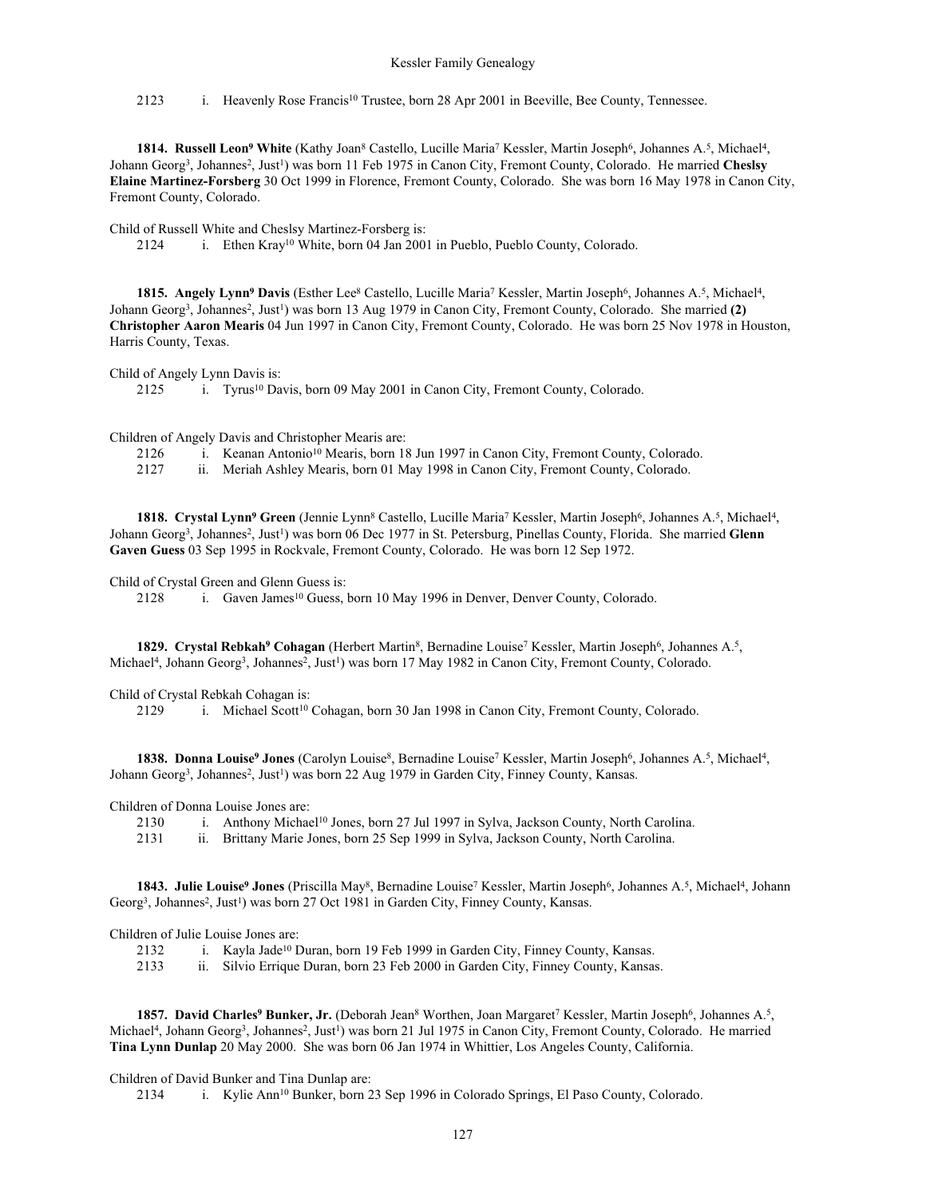2123 i. Heavenly Rose Francis[10] Trustee, born 28 Apr 2001 in Beeville, Bee County, Tennessee.

**1814. Russell Leon[9] White** (Kathy Joan[8] Castello, Lucille Maria[7] Kessler, Martin Joseph[6], Johannes A.[5], Michael[4], Johann Georg[3], Johannes[2], Just[1]) was born 11 Feb 1975 in Canon City, Fremont County, Colorado. He married **Cheslsy Elaine Martinez-Forsberg** 30 Oct 1999 in Florence, Fremont County, Colorado. She was born 16 May 1978 in Canon City, Fremont County, Colorado.

Child of Russell White and Cheslsy Martinez-Forsberg is:

2124 i. Ethen Kray[10] White, born 04 Jan 2001 in Pueblo, Pueblo County, Colorado.

**1815. Angely Lynn[9] Davis** (Esther Lee[8] Castello, Lucille Maria[7] Kessler, Martin Joseph[6], Johannes A.[5], Michael[4], Johann Georg[3], Johannes[2], Just[1]) was born 13 Aug 1979 in Canon City, Fremont County, Colorado. She married **(2) Christopher Aaron Mearis** 04 Jun 1997 in Canon City, Fremont County, Colorado. He was born 25 Nov 1978 in Houston, Harris County, Texas.

Child of Angely Lynn Davis is:

2125 i. Tyrus[10] Davis, born 09 May 2001 in Canon City, Fremont County, Colorado.

Children of Angely Davis and Christopher Mearis are:

2126 i. Keanan Antonio[10] Mearis, born 18 Jun 1997 in Canon City, Fremont County, Colorado.
2127 ii. Meriah Ashley Mearis, born 01 May 1998 in Canon City, Fremont County, Colorado.

**1818. Crystal Lynn[9] Green** (Jennie Lynn[8] Castello, Lucille Maria[7] Kessler, Martin Joseph[6], Johannes A.[5], Michael[4], Johann Georg[3], Johannes[2], Just[1]) was born 06 Dec 1977 in St. Petersburg, Pinellas County, Florida. She married **Glenn Gaven Guess** 03 Sep 1995 in Rockvale, Fremont County, Colorado. He was born 12 Sep 1972.

Child of Crystal Green and Glenn Guess is:

2128 i. Gaven James[10] Guess, born 10 May 1996 in Denver, Denver County, Colorado.

**1829. Crystal Rebkah[9] Cohagan** (Herbert Martin[8], Bernadine Louise[7] Kessler, Martin Joseph[6], Johannes A.[5], Michael[4], Johann Georg[3], Johannes[2], Just[1]) was born 17 May 1982 in Canon City, Fremont County, Colorado.

Child of Crystal Rebkah Cohagan is:

2129 i. Michael Scott[10] Cohagan, born 30 Jan 1998 in Canon City, Fremont County, Colorado.

**1838. Donna Louise[9] Jones** (Carolyn Louise[8], Bernadine Louise[7] Kessler, Martin Joseph[6], Johannes A.[5], Michael[4], Johann Georg[3], Johannes[2], Just[1]) was born 22 Aug 1979 in Garden City, Finney County, Kansas.

Children of Donna Louise Jones are:

2130 i. Anthony Michael[10] Jones, born 27 Jul 1997 in Sylva, Jackson County, North Carolina.
2131 ii. Brittany Marie Jones, born 25 Sep 1999 in Sylva, Jackson County, North Carolina.

**1843. Julie Louise[9] Jones** (Priscilla May[8], Bernadine Louise[7] Kessler, Martin Joseph[6], Johannes A.[5], Michael[4], Johann Georg[3], Johannes[2], Just[1]) was born 27 Oct 1981 in Garden City, Finney County, Kansas.

Children of Julie Louise Jones are:

2132 i. Kayla Jade[10] Duran, born 19 Feb 1999 in Garden City, Finney County, Kansas.
2133 ii. Silvio Errique Duran, born 23 Feb 2000 in Garden City, Finney County, Kansas.

**1857. David Charles[9] Bunker, Jr.** (Deborah Jean[8] Worthen, Joan Margaret[7] Kessler, Martin Joseph[6], Johannes A.[5], Michael[4], Johann Georg[3], Johannes[2], Just[1]) was born 21 Jul 1975 in Canon City, Fremont County, Colorado. He married **Tina Lynn Dunlap** 20 May 2000. She was born 06 Jan 1974 in Whittier, Los Angeles County, California.

Children of David Bunker and Tina Dunlap are:

2134 i. Kylie Ann[10] Bunker, born 23 Sep 1996 in Colorado Springs, El Paso County, Colorado.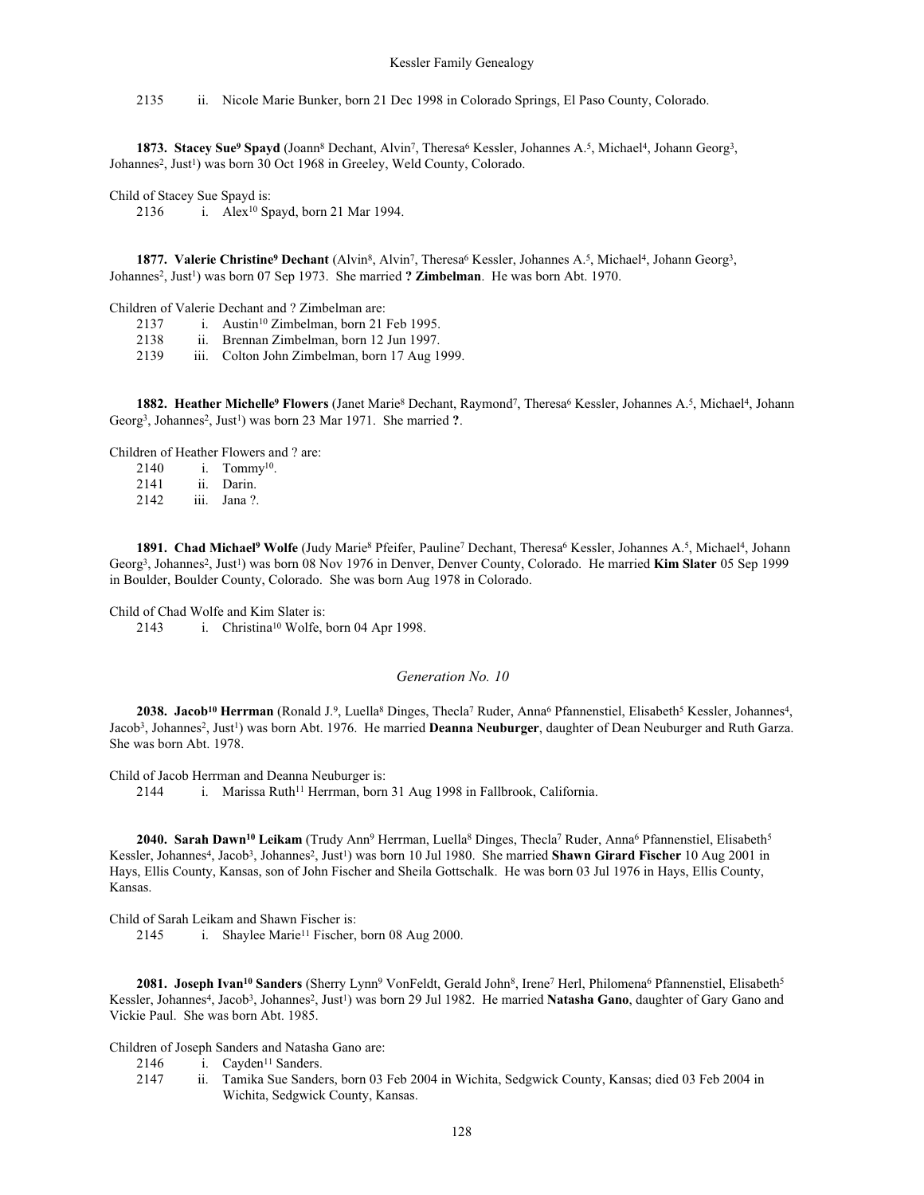2135 ii. Nicole Marie Bunker, born 21 Dec 1998 in Colorado Springs, El Paso County, Colorado.

**1873. Stacey Sue[9] Spayd** (Joann[8] Dechant, Alvin[7], Theresa[6] Kessler, Johannes A.[5], Michael[4], Johann Georg[3], Johannes[2], Just[1]) was born 30 Oct 1968 in Greeley, Weld County, Colorado.

Child of Stacey Sue Spayd is:

2136 i. Alex[10] Spayd, born 21 Mar 1994.

**1877. Valerie Christine[9] Dechant** (Alvin[8], Alvin[7], Theresa[6] Kessler, Johannes A.[5], Michael[4], Johann Georg[3], Johannes[2], Just[1]) was born 07 Sep 1973. She married **? Zimbelman**. He was born Abt. 1970.

Children of Valerie Dechant and ? Zimbelman are:

2137 i. Austin[10] Zimbelman, born 21 Feb 1995.
2138 ii. Brennan Zimbelman, born 12 Jun 1997.
2139 iii. Colton John Zimbelman, born 17 Aug 1999.

**1882. Heather Michelle[9] Flowers** (Janet Marie[8] Dechant, Raymond[7], Theresa[6] Kessler, Johannes A.[5], Michael[4], Johann Georg[3], Johannes[2], Just[1]) was born 23 Mar 1971. She married **?**.

Children of Heather Flowers and ? are:

2140 i. Tommy[10].
2141 ii. Darin.
2142 iii. Jana ?.

**1891. Chad Michael[9] Wolfe** (Judy Marie[8] Pfeifer, Pauline[7] Dechant, Theresa[6] Kessler, Johannes A.[5], Michael[4], Johann Georg[3], Johannes[2], Just[1]) was born 08 Nov 1976 in Denver, Denver County, Colorado. He married **Kim Slater** 05 Sep 1999 in Boulder, Boulder County, Colorado. She was born Aug 1978 in Colorado.

Child of Chad Wolfe and Kim Slater is:

2143 i. Christina[10] Wolfe, born 04 Apr 1998.

## *Generation No. 10*

**2038. Jacob[10] Herrman** (Ronald J.[9], Luella[8] Dinges, Thecla[7] Ruder, Anna[6] Pfannenstiel, Elisabeth[5] Kessler, Johannes[4], Jacob[3], Johannes[2], Just[1]) was born Abt. 1976. He married **Deanna Neuburger**, daughter of Dean Neuburger and Ruth Garza. She was born Abt. 1978.

Child of Jacob Herrman and Deanna Neuburger is:

2144 i. Marissa Ruth[11] Herrman, born 31 Aug 1998 in Fallbrook, California.

**2040. Sarah Dawn[10] Leikam** (Trudy Ann[9] Herrman, Luella[8] Dinges, Thecla[7] Ruder, Anna[6] Pfannenstiel, Elisabeth[5] Kessler, Johannes[4], Jacob[3], Johannes[2], Just[1]) was born 10 Jul 1980. She married **Shawn Girard Fischer** 10 Aug 2001 in Hays, Ellis County, Kansas, son of John Fischer and Sheila Gottschalk. He was born 03 Jul 1976 in Hays, Ellis County, Kansas.

Child of Sarah Leikam and Shawn Fischer is:

2145 i. Shaylee Marie[11] Fischer, born 08 Aug 2000.

**2081. Joseph Ivan[10] Sanders** (Sherry Lynn[9] VonFeldt, Gerald John[8], Irene[7] Herl, Philomena[6] Pfannenstiel, Elisabeth[5] Kessler, Johannes[4], Jacob[3], Johannes[2], Just[1]) was born 29 Jul 1982. He married **Natasha Gano**, daughter of Gary Gano and Vickie Paul. She was born Abt. 1985.

Children of Joseph Sanders and Natasha Gano are:

2146 i. Cayden[11] Sanders.
2147 ii. Tamika Sue Sanders, born 03 Feb 2004 in Wichita, Sedgwick County, Kansas; died 03 Feb 2004 in Wichita, Sedgwick County, Kansas.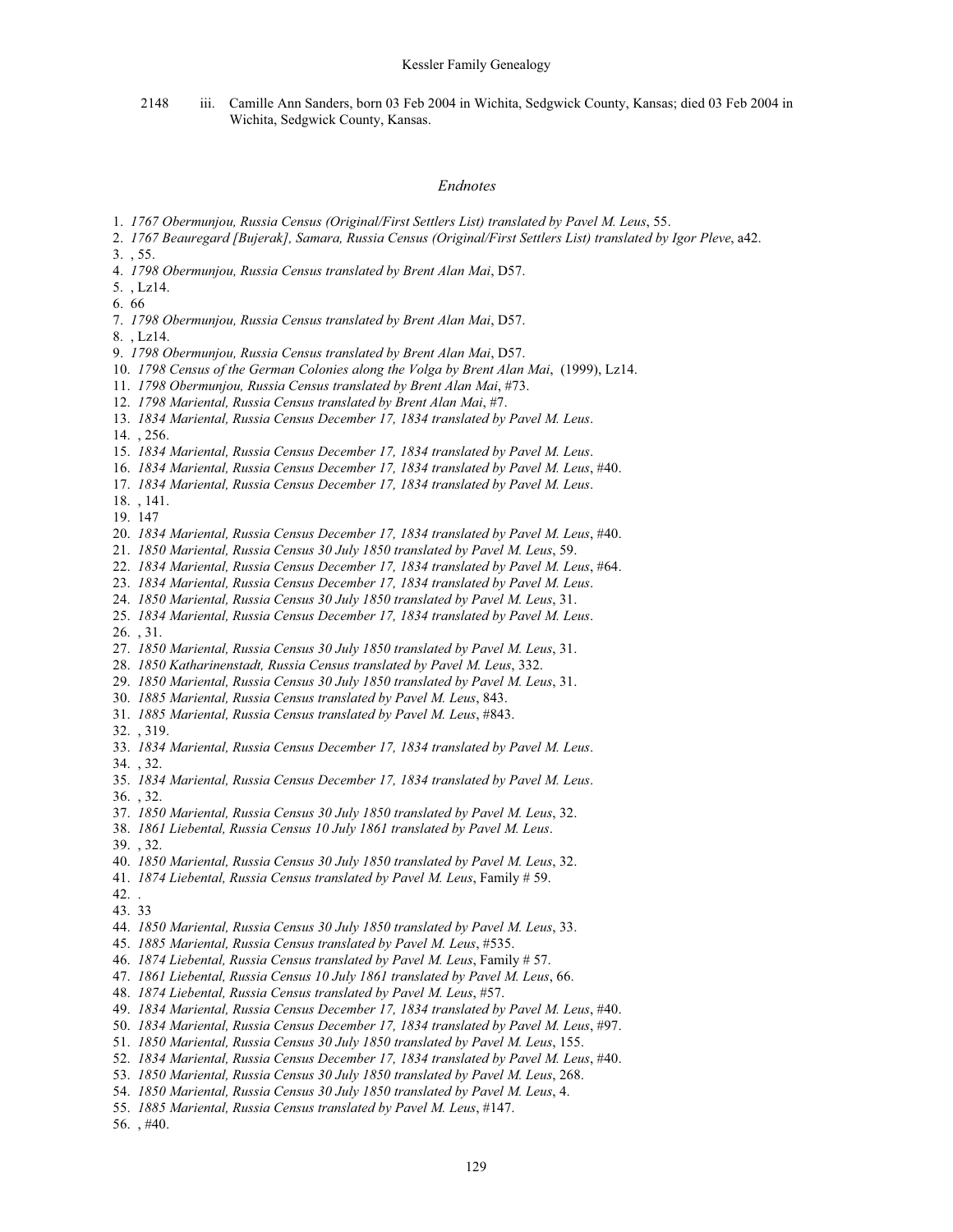2148 iii. Camille Ann Sanders, born 03 Feb 2004 in Wichita, Sedgwick County, Kansas; died 03 Feb 2004 in Wichita, Sedgwick County, Kansas.

## *Endnotes*

1. *1767 Obermunjou, Russia Census (Original/First Settlers List) translated by Pavel M. Leus*, 55.
2. *1767 Beauregard [Bujerak], Samara, Russia Census (Original/First Settlers List) translated by Igor Pleve*, a42.
3. , 55.
4. *1798 Obermunjou, Russia Census translated by Brent Alan Mai*, D57.
5. , Lz14.
6. 66
7. *1798 Obermunjou, Russia Census translated by Brent Alan Mai*, D57.
8. , Lz14.
9. *1798 Obermunjou, Russia Census translated by Brent Alan Mai*, D57.
10. *1798 Census of the German Colonies along the Volga by Brent Alan Mai*, (1999), Lz14.
11. *1798 Obermunjou, Russia Census translated by Brent Alan Mai*, #73.
12. *1798 Mariental, Russia Census translated by Brent Alan Mai*, #7.
13. *1834 Mariental, Russia Census December 17, 1834 translated by Pavel M. Leus*.
14. , 256.
15. *1834 Mariental, Russia Census December 17, 1834 translated by Pavel M. Leus*.
16. *1834 Mariental, Russia Census December 17, 1834 translated by Pavel M. Leus*, #40.
17. *1834 Mariental, Russia Census December 17, 1834 translated by Pavel M. Leus*.
18. , 141.
19. 147
20. *1834 Mariental, Russia Census December 17, 1834 translated by Pavel M. Leus*, #40.
21. *1850 Mariental, Russia Census 30 July 1850 translated by Pavel M. Leus*, 59.
22. *1834 Mariental, Russia Census December 17, 1834 translated by Pavel M. Leus*, #64.
23. *1834 Mariental, Russia Census December 17, 1834 translated by Pavel M. Leus*.
24. *1850 Mariental, Russia Census 30 July 1850 translated by Pavel M. Leus*, 31.
25. *1834 Mariental, Russia Census December 17, 1834 translated by Pavel M. Leus*.
26. , 31.
27. *1850 Mariental, Russia Census 30 July 1850 translated by Pavel M. Leus*, 31.
28. *1850 Katharinenstadt, Russia Census translated by Pavel M. Leus*, 332.
29. *1850 Mariental, Russia Census 30 July 1850 translated by Pavel M. Leus*, 31.
30. *1885 Mariental, Russia Census translated by Pavel M. Leus*, 843.
31. *1885 Mariental, Russia Census translated by Pavel M. Leus*, #843.
32. , 319.
33. *1834 Mariental, Russia Census December 17, 1834 translated by Pavel M. Leus*.
34. , 32.
35. *1834 Mariental, Russia Census December 17, 1834 translated by Pavel M. Leus*.
36. , 32.
37. *1850 Mariental, Russia Census 30 July 1850 translated by Pavel M. Leus*, 32.
38. *1861 Liebental, Russia Census 10 July 1861 translated by Pavel M. Leus*.
39. , 32.
40. *1850 Mariental, Russia Census 30 July 1850 translated by Pavel M. Leus*, 32.
41. *1874 Liebental, Russia Census translated by Pavel M. Leus*, Family # 59.
42. .
43. 33
44. *1850 Mariental, Russia Census 30 July 1850 translated by Pavel M. Leus*, 33.
45. *1885 Mariental, Russia Census translated by Pavel M. Leus*, #535.
46. *1874 Liebental, Russia Census translated by Pavel M. Leus*, Family # 57.
47. *1861 Liebental, Russia Census 10 July 1861 translated by Pavel M. Leus*, 66.
48. *1874 Liebental, Russia Census translated by Pavel M. Leus*, #57.
49. *1834 Mariental, Russia Census December 17, 1834 translated by Pavel M. Leus*, #40.
50. *1834 Mariental, Russia Census December 17, 1834 translated by Pavel M. Leus*, #97.
51. *1850 Mariental, Russia Census 30 July 1850 translated by Pavel M. Leus*, 155.
52. *1834 Mariental, Russia Census December 17, 1834 translated by Pavel M. Leus*, #40.
53. *1850 Mariental, Russia Census 30 July 1850 translated by Pavel M. Leus*, 268.
54. *1850 Mariental, Russia Census 30 July 1850 translated by Pavel M. Leus*, 4.
55. *1885 Mariental, Russia Census translated by Pavel M. Leus*, #147.
56. , #40.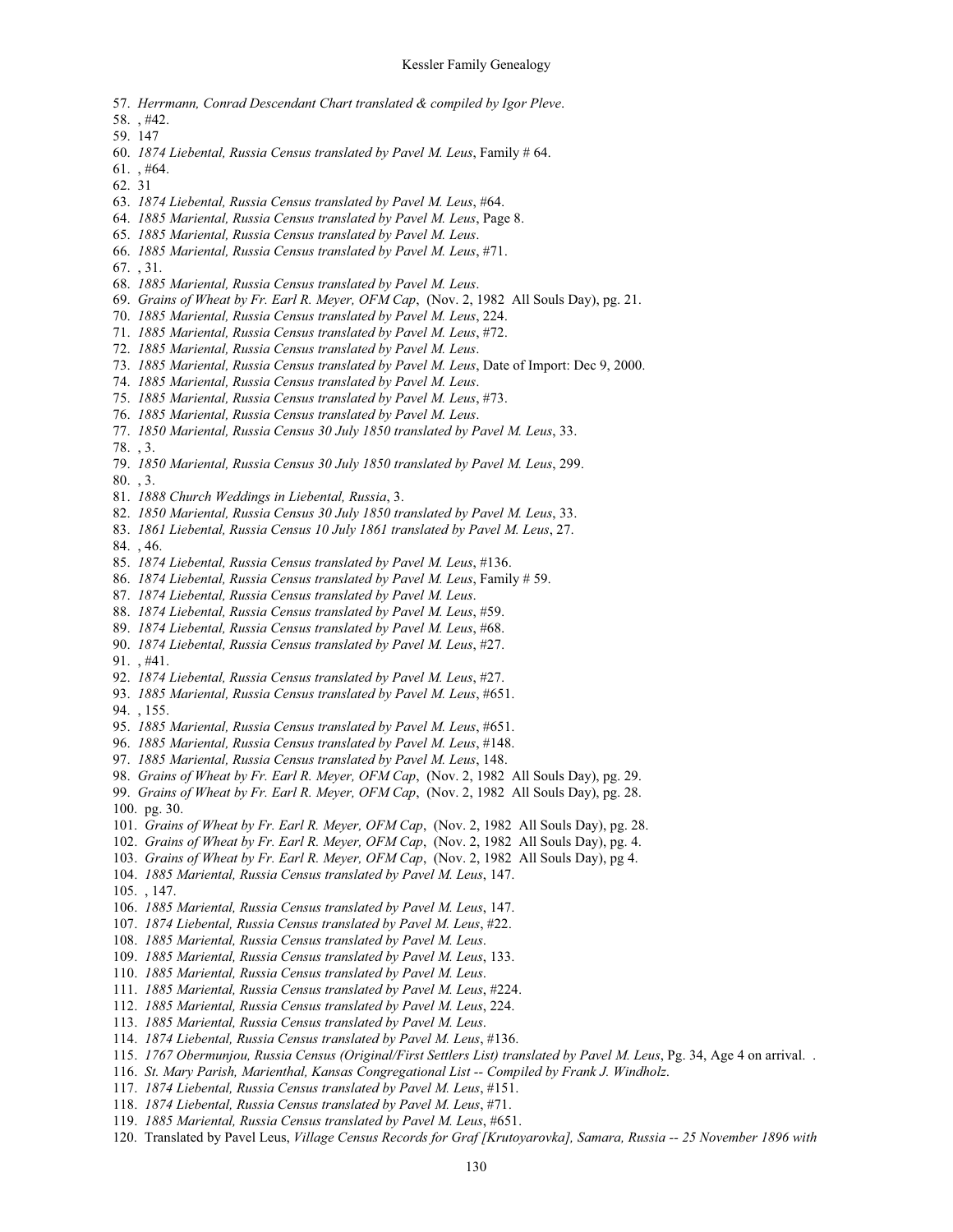57. *Herrmann, Conrad Descendant Chart translated & compiled by Igor Pleve*.
58. , #42.
59. 147
60. *1874 Liebental, Russia Census translated by Pavel M. Leus*, Family # 64.
61. , #64.
62. 31
63. *1874 Liebental, Russia Census translated by Pavel M. Leus*, #64.
64. *1885 Mariental, Russia Census translated by Pavel M. Leus*, Page 8.
65. *1885 Mariental, Russia Census translated by Pavel M. Leus*.
66. *1885 Mariental, Russia Census translated by Pavel M. Leus*, #71.
67. , 31.
68. *1885 Mariental, Russia Census translated by Pavel M. Leus*.
69. *Grains of Wheat by Fr. Earl R. Meyer, OFM Cap*, (Nov. 2, 1982 All Souls Day), pg. 21.
70. *1885 Mariental, Russia Census translated by Pavel M. Leus*, 224.
71. *1885 Mariental, Russia Census translated by Pavel M. Leus*, #72.
72. *1885 Mariental, Russia Census translated by Pavel M. Leus*.
73. *1885 Mariental, Russia Census translated by Pavel M. Leus*, Date of Import: Dec 9, 2000.
74. *1885 Mariental, Russia Census translated by Pavel M. Leus*.
75. *1885 Mariental, Russia Census translated by Pavel M. Leus*, #73.
76. *1885 Mariental, Russia Census translated by Pavel M. Leus*.
77. *1850 Mariental, Russia Census 30 July 1850 translated by Pavel M. Leus*, 33.
78. , 3.
79. *1850 Mariental, Russia Census 30 July 1850 translated by Pavel M. Leus*, 299.
80. , 3.
81. *1888 Church Weddings in Liebental, Russia*, 3.
82. *1850 Mariental, Russia Census 30 July 1850 translated by Pavel M. Leus*, 33.
83. *1861 Liebental, Russia Census 10 July 1861 translated by Pavel M. Leus*, 27.
84. , 46.
85. *1874 Liebental, Russia Census translated by Pavel M. Leus*, #136.
86. *1874 Liebental, Russia Census translated by Pavel M. Leus*, Family # 59.
87. *1874 Liebental, Russia Census translated by Pavel M. Leus*.
88. *1874 Liebental, Russia Census translated by Pavel M. Leus*, #59.
89. *1874 Liebental, Russia Census translated by Pavel M. Leus*, #68.
90. *1874 Liebental, Russia Census translated by Pavel M. Leus*, #27.
91. , #41.
92. *1874 Liebental, Russia Census translated by Pavel M. Leus*, #27.
93. *1885 Mariental, Russia Census translated by Pavel M. Leus*, #651.
94. , 155.
95. *1885 Mariental, Russia Census translated by Pavel M. Leus*, #651.
96. *1885 Mariental, Russia Census translated by Pavel M. Leus*, #148.
97. *1885 Mariental, Russia Census translated by Pavel M. Leus*, 148.
98. *Grains of Wheat by Fr. Earl R. Meyer, OFM Cap*, (Nov. 2, 1982 All Souls Day), pg. 29.
99. *Grains of Wheat by Fr. Earl R. Meyer, OFM Cap*, (Nov. 2, 1982 All Souls Day), pg. 28.
100. pg. 30.
101. *Grains of Wheat by Fr. Earl R. Meyer, OFM Cap*, (Nov. 2, 1982 All Souls Day), pg. 28.
102. *Grains of Wheat by Fr. Earl R. Meyer, OFM Cap*, (Nov. 2, 1982 All Souls Day), pg. 4.
103. *Grains of Wheat by Fr. Earl R. Meyer, OFM Cap*, (Nov. 2, 1982 All Souls Day), pg 4.
104. *1885 Mariental, Russia Census translated by Pavel M. Leus*, 147.
105. , 147.
106. *1885 Mariental, Russia Census translated by Pavel M. Leus*, 147.
107. *1874 Liebental, Russia Census translated by Pavel M. Leus*, #22.
108. *1885 Mariental, Russia Census translated by Pavel M. Leus*.
109. *1885 Mariental, Russia Census translated by Pavel M. Leus*, 133.
110. *1885 Mariental, Russia Census translated by Pavel M. Leus*.
111. *1885 Mariental, Russia Census translated by Pavel M. Leus*, #224.
112. *1885 Mariental, Russia Census translated by Pavel M. Leus*, 224.
113. *1885 Mariental, Russia Census translated by Pavel M. Leus*.
114. *1874 Liebental, Russia Census translated by Pavel M. Leus*, #136.
115. *1767 Obermunjou, Russia Census (Original/First Settlers List) translated by Pavel M. Leus*, Pg. 34, Age 4 on arrival. .
116. *St. Mary Parish, Marienthal, Kansas Congregational List -- Compiled by Frank J. Windholz*.
117. *1874 Liebental, Russia Census translated by Pavel M. Leus*, #151.
118. *1874 Liebental, Russia Census translated by Pavel M. Leus*, #71.
119. *1885 Mariental, Russia Census translated by Pavel M. Leus*, #651.
120. Translated by Pavel Leus, *Village Census Records for Graf [Krutoyarovka], Samara, Russia -- 25 November 1896 with*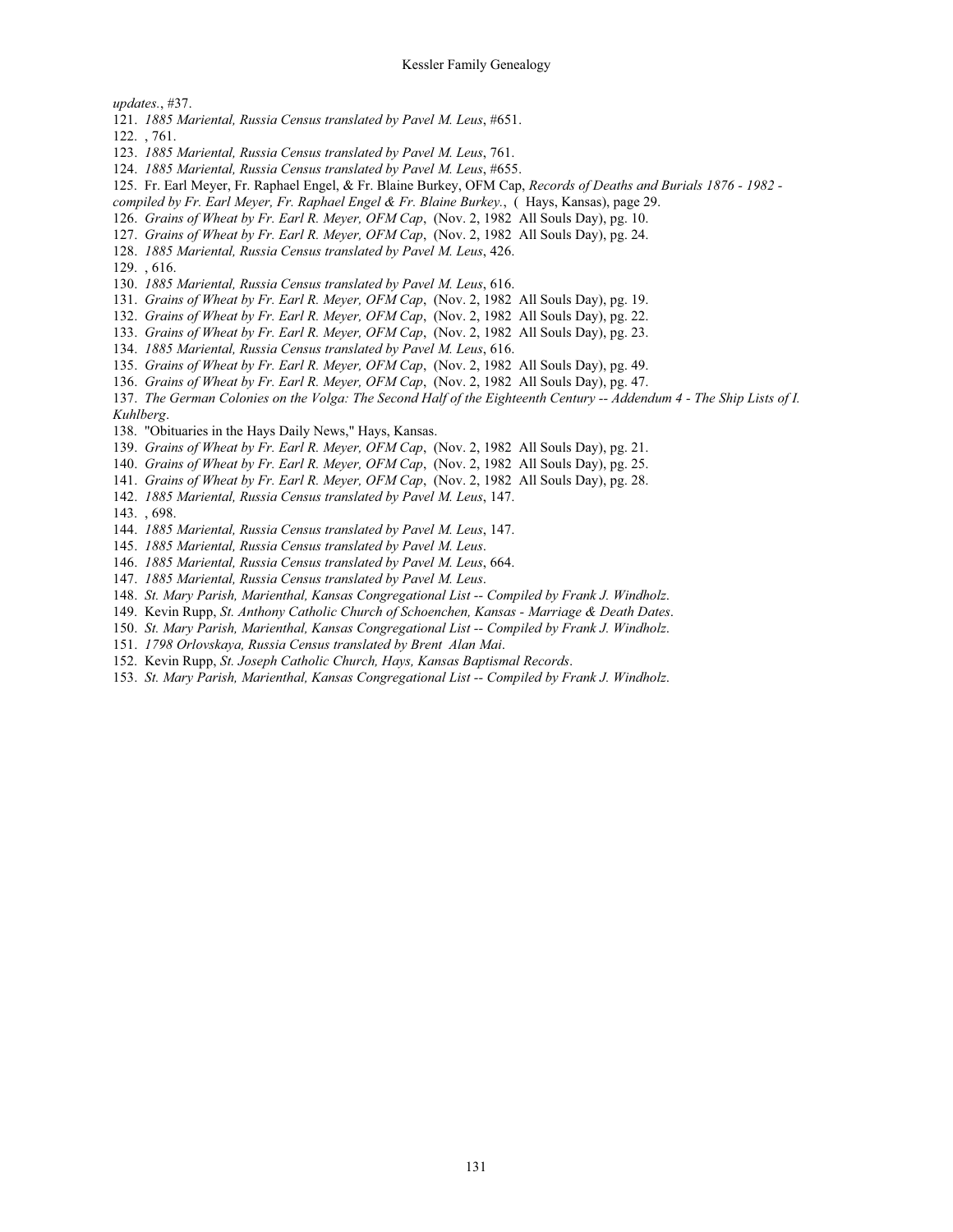*updates.*, #37.

121. *1885 Mariental, Russia Census translated by Pavel M. Leus*, #651.

122. , 761.

123. *1885 Mariental, Russia Census translated by Pavel M. Leus*, 761.

124. *1885 Mariental, Russia Census translated by Pavel M. Leus*, #655.

125. Fr. Earl Meyer, Fr. Raphael Engel, & Fr. Blaine Burkey, OFM Cap, *Records of Deaths and Burials 1876 - 1982 - compiled by Fr. Earl Meyer, Fr. Raphael Engel & Fr. Blaine Burkey.*, ( Hays, Kansas), page 29.

126. *Grains of Wheat by Fr. Earl R. Meyer, OFM Cap*, (Nov. 2, 1982 All Souls Day), pg. 10.

127. *Grains of Wheat by Fr. Earl R. Meyer, OFM Cap*, (Nov. 2, 1982 All Souls Day), pg. 24.

128. *1885 Mariental, Russia Census translated by Pavel M. Leus*, 426.

129. , 616.

130. *1885 Mariental, Russia Census translated by Pavel M. Leus*, 616.

131. *Grains of Wheat by Fr. Earl R. Meyer, OFM Cap*, (Nov. 2, 1982 All Souls Day), pg. 19.

132. *Grains of Wheat by Fr. Earl R. Meyer, OFM Cap*, (Nov. 2, 1982 All Souls Day), pg. 22.

133. *Grains of Wheat by Fr. Earl R. Meyer, OFM Cap*, (Nov. 2, 1982 All Souls Day), pg. 23.

134. *1885 Mariental, Russia Census translated by Pavel M. Leus*, 616.

135. *Grains of Wheat by Fr. Earl R. Meyer, OFM Cap*, (Nov. 2, 1982 All Souls Day), pg. 49.

136. *Grains of Wheat by Fr. Earl R. Meyer, OFM Cap*, (Nov. 2, 1982 All Souls Day), pg. 47.

137. *The German Colonies on the Volga: The Second Half of the Eighteenth Century -- Addendum 4 - The Ship Lists of I. Kuhlberg*.

138. "Obituaries in the Hays Daily News," Hays, Kansas.

139. *Grains of Wheat by Fr. Earl R. Meyer, OFM Cap*, (Nov. 2, 1982 All Souls Day), pg. 21.

140. *Grains of Wheat by Fr. Earl R. Meyer, OFM Cap*, (Nov. 2, 1982 All Souls Day), pg. 25.

141. *Grains of Wheat by Fr. Earl R. Meyer, OFM Cap*, (Nov. 2, 1982 All Souls Day), pg. 28.

142. *1885 Mariental, Russia Census translated by Pavel M. Leus*, 147.

143. , 698.

144. *1885 Mariental, Russia Census translated by Pavel M. Leus*, 147.

145. *1885 Mariental, Russia Census translated by Pavel M. Leus*.

146. *1885 Mariental, Russia Census translated by Pavel M. Leus*, 664.

147. *1885 Mariental, Russia Census translated by Pavel M. Leus*.

148. *St. Mary Parish, Marienthal, Kansas Congregational List -- Compiled by Frank J. Windholz*.

149. Kevin Rupp, *St. Anthony Catholic Church of Schoenchen, Kansas - Marriage & Death Dates*.

150. *St. Mary Parish, Marienthal, Kansas Congregational List -- Compiled by Frank J. Windholz*.

151. *1798 Orlovskaya, Russia Census translated by Brent Alan Mai*.

152. Kevin Rupp, *St. Joseph Catholic Church, Hays, Kansas Baptismal Records*.

153. *St. Mary Parish, Marienthal, Kansas Congregational List -- Compiled by Frank J. Windholz*.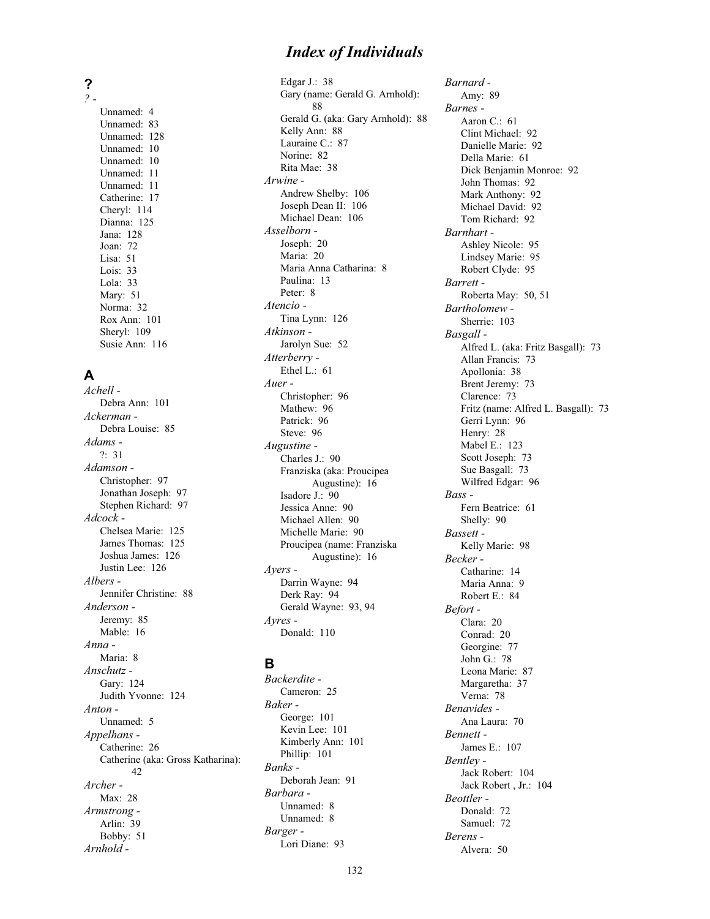# Index of Individuals

## ?

*? -*

- Unnamed: 4
- Unnamed: 83
- Unnamed: 128
- Unnamed: 10
- Unnamed: 10
- Unnamed: 11
- Unnamed: 11
- Catherine: 17
- Cheryl: 114
- Dianna: 125
- Jana: 128
- Joan: 72
- Lisa: 51
- Lois: 33
- Lola: 33
- Mary: 51
- Norma: 32
- Rox Ann: 101
- Sheryl: 109
- Susie Ann: 116

## A

*Achell -*

- Debra Ann: 101

*Ackerman -*

- Debra Louise: 85

*Adams -*

- ?: 31

*Adamson -*

- Christopher: 97
- Jonathan Joseph: 97
- Stephen Richard: 97

*Adcock -*

- Chelsea Marie: 125
- James Thomas: 125
- Joshua James: 126
- Justin Lee: 126

*Albers -*

- Jennifer Christine: 88

*Anderson -*

- Jeremy: 85
- Mable: 16

*Anna -*

- Maria: 8

*Anschutz -*

- Gary: 124
- Judith Yvonne: 124

*Anton -*

- Unnamed: 5

*Appelhans -*

- Catherine: 26
- Catherine (aka: Gross Katharina): 42

*Archer -*

- Max: 28

*Armstrong -*

- Arlin: 39
- Bobby: 51

*Arnhold -*

- Edgar J.: 38
- Gary (name: Gerald G. Arnhold): 88
- Gerald G. (aka: Gary Arnhold): 88
- Kelly Ann: 88
- Lauraine C.: 87
- Norine: 82
- Rita Mae: 38

*Arwine -*

- Andrew Shelby: 106
- Joseph Dean II: 106
- Michael Dean: 106

*Asselborn -*

- Joseph: 20
- Maria: 20
- Maria Anna Catharina: 8
- Paulina: 13
- Peter: 8

*Atencio -*

- Tina Lynn: 126

*Atkinson -*

- Jarolyn Sue: 52

*Atterberry -*

- Ethel L.: 61

*Auer -*

- Christopher: 96
- Mathew: 96
- Patrick: 96
- Steve: 96

*Augustine -*

- Charles J.: 90
- Franziska (aka: Proucipea Augustine): 16
- Isadore J.: 90
- Jessica Anne: 90
- Michael Allen: 90
- Michelle Marie: 90
- Proucipea (name: Franziska Augustine): 16

*Ayers -*

- Darrin Wayne: 94
- Derk Ray: 94
- Gerald Wayne: 93, 94

*Ayres -*

- Donald: 110

## B

*Backerdite -*

- Cameron: 25

*Baker -*

- George: 101
- Kevin Lee: 101
- Kimberly Ann: 101
- Phillip: 101

*Banks -*

- Deborah Jean: 91

*Barbara -*

- Unnamed: 8
- Unnamed: 8

*Barger -*

- Lori Diane: 93

*Barnard -*

- Amy: 89

*Barnes -*

- Aaron C.: 61
- Clint Michael: 92
- Danielle Marie: 92
- Della Marie: 61
- Dick Benjamin Monroe: 92
- John Thomas: 92
- Mark Anthony: 92
- Michael David: 92
- Tom Richard: 92

*Barnhart -*

- Ashley Nicole: 95
- Lindsey Marie: 95
- Robert Clyde: 95

*Barrett -*

- Roberta May: 50, 51

*Bartholomew -*

- Sherrie: 103

*Basgall -*

- Alfred L. (aka: Fritz Basgall): 73
- Allan Francis: 73
- Apollonia: 38
- Brent Jeremy: 73
- Clarence: 73
- Fritz (name: Alfred L. Basgall): 73
- Gerri Lynn: 96
- Henry: 28
- Mabel E.: 123
- Scott Joseph: 73
- Sue Basgall: 73
- Wilfred Edgar: 96

*Bass -*

- Fern Beatrice: 61
- Shelly: 90

*Bassett -*

- Kelly Marie: 98

*Becker -*

- Catharine: 14
- Maria Anna: 9
- Robert E.: 84

*Befort -*

- Clara: 20
- Conrad: 20
- Georgine: 77
- John G.: 78
- Leona Marie: 87
- Margaretha: 37
- Verna: 78

*Benavides -*

- Ana Laura: 70

*Bennett -*

- James E.: 107

*Bentley -*

- Jack Robert: 104
- Jack Robert , Jr.: 104

*Beottler -*

- Donald: 72
- Samuel: 72

*Berens -*

- Alvera: 50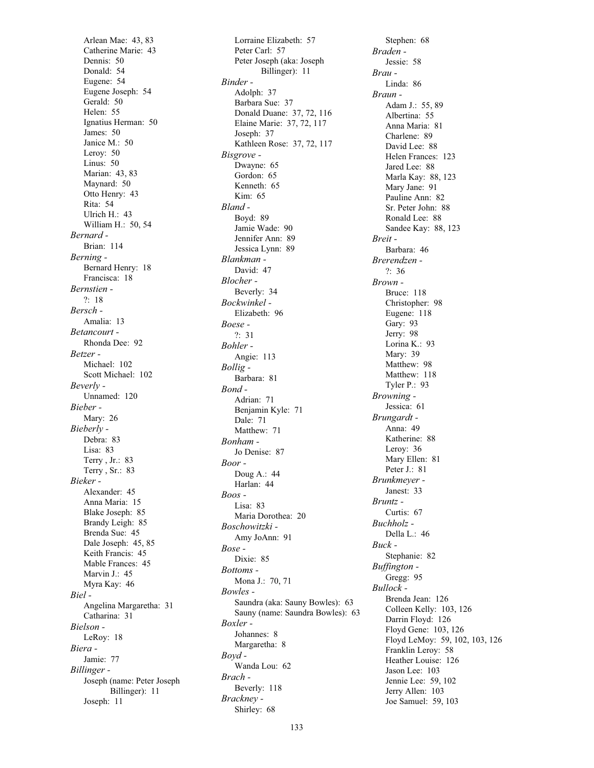Arlean Mae: 43, 83
Catherine Marie: 43
Dennis: 50
Donald: 54
Eugene: 54
Eugene Joseph: 54
Gerald: 50
Helen: 55
Ignatius Herman: 50
James: 50
Janice M.: 50
Leroy: 50
Linus: 50
Marian: 43, 83
Maynard: 50
Otto Henry: 43
Rita: 54
Ulrich H.: 43
William H.: 50, 54

*Bernard -*
Brian: 114

*Berning -*
Bernard Henry: 18
Francisca: 18

*Bernstien -*
?: 18

*Bersch -*
Amalia: 13

*Betancourt -*
Rhonda Dee: 92

*Betzer -*
Michael: 102
Scott Michael: 102

*Beverly -*
Unnamed: 120

*Bieber -*
Mary: 26

*Bieberly -*
Debra: 83
Lisa: 83
Terry , Jr.: 83
Terry , Sr.: 83

*Bieker -*
Alexander: 45
Anna Maria: 15
Blake Joseph: 85
Brandy Leigh: 85
Brenda Sue: 45
Dale Joseph: 45, 85
Keith Francis: 45
Mable Frances: 45
Marvin J.: 45
Myra Kay: 46

*Biel -*
Angelina Margaretha: 31
Catharina: 31

*Bielson -*
LeRoy: 18

*Biera -*
Jamie: 77

*Billinger -*
Joseph (name: Peter Joseph Billinger): 11
Joseph: 11
Lorraine Elizabeth: 57
Peter Carl: 57
Peter Joseph (aka: Joseph Billinger): 11

*Binder -*
Adolph: 37
Barbara Sue: 37
Donald Duane: 37, 72, 116
Elaine Marie: 37, 72, 117
Joseph: 37
Kathleen Rose: 37, 72, 117

*Bisgrove -*
Dwayne: 65
Gordon: 65
Kenneth: 65
Kim: 65

*Bland -*
Boyd: 89
Jamie Wade: 90
Jennifer Ann: 89
Jessica Lynn: 89

*Blankman -*
David: 47

*Blocher -*
Beverly: 34

*Bockwinkel -*
Elizabeth: 96

*Boese -*
?: 31

*Bohler -*
Angie: 113

*Bollig -*
Barbara: 81

*Bond -*
Adrian: 71
Benjamin Kyle: 71
Dale: 71
Matthew: 71

*Bonham -*
Jo Denise: 87

*Boor -*
Doug A.: 44
Harlan: 44

*Boos -*
Lisa: 83
Maria Dorothea: 20

*Boschowitzki -*
Amy JoAnn: 91

*Bose -*
Dixie: 85

*Bottoms -*
Mona J.: 70, 71

*Bowles -*
Saundra (aka: Sauny Bowles): 63
Sauny (name: Saundra Bowles): 63

*Boxler -*
Johannes: 8
Margaretha: 8

*Boyd -*
Wanda Lou: 62

*Brach -*
Beverly: 118

*Brackney -*
Shirley: 68
Stephen: 68

*Braden -*
Jessie: 58

*Brau -*
Linda: 86

*Braun -*
Adam J.: 55, 89
Albertina: 55
Anna Maria: 81
Charlene: 89
David Lee: 88
Helen Frances: 123
Jared Lee: 88
Marla Kay: 88, 123
Mary Jane: 91
Pauline Ann: 82
Sr. Peter John: 88
Ronald Lee: 88
Sandee Kay: 88, 123

*Breit -*
Barbara: 46

*Brerendzen -*
?: 36

*Brown -*
Bruce: 118
Christopher: 98
Eugene: 118
Gary: 93
Jerry: 98
Lorina K.: 93
Mary: 39
Matthew: 98
Matthew: 118
Tyler P.: 93

*Browning -*
Jessica: 61

*Brungardt -*
Anna: 49
Katherine: 88
Leroy: 36
Mary Ellen: 81
Peter J.: 81

*Brunkmeyer -*
Janest: 33

*Bruntz -*
Curtis: 67

*Buchholz -*
Della L.: 46

*Buck -*
Stephanie: 82

*Buffington -*
Gregg: 95

*Bullock -*
Brenda Jean: 126
Colleen Kelly: 103, 126
Darrin Floyd: 126
Floyd Gene: 103, 126
Floyd LeMoy: 59, 102, 103, 126
Franklin Leroy: 58
Heather Louise: 126
Jason Lee: 103
Jennie Lee: 59, 102
Jerry Allen: 103
Joe Samuel: 59, 103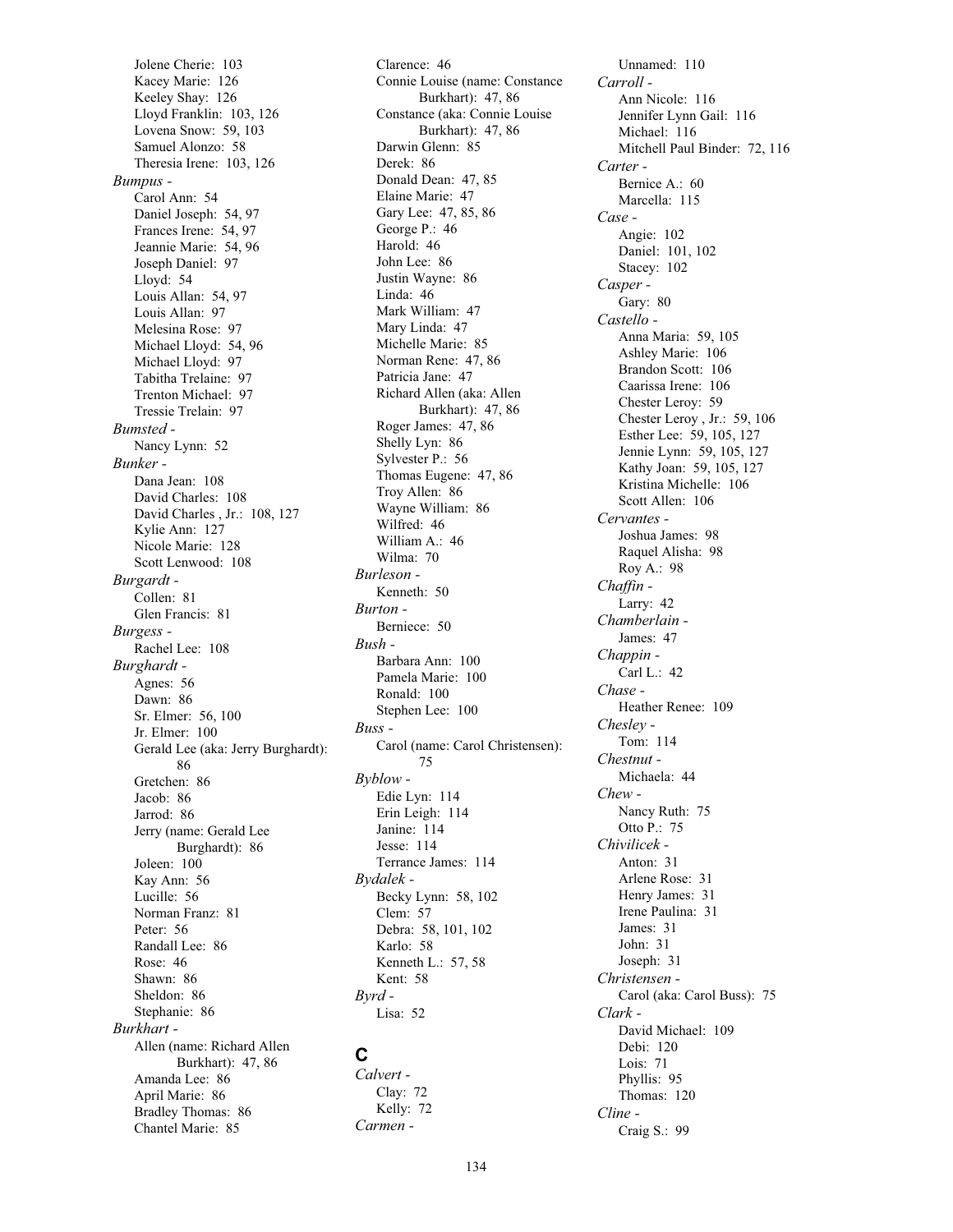Jolene Cherie: 103
Kacey Marie: 126
Keeley Shay: 126
Lloyd Franklin: 103, 126
Lovena Snow: 59, 103
Samuel Alonzo: 58
Theresia Irene: 103, 126

*Bumpus -*
Carol Ann: 54
Daniel Joseph: 54, 97
Frances Irene: 54, 97
Jeannie Marie: 54, 96
Joseph Daniel: 97
Lloyd: 54
Louis Allan: 54, 97
Louis Allan: 97
Melesina Rose: 97
Michael Lloyd: 54, 96
Michael Lloyd: 97
Tabitha Trelaine: 97
Trenton Michael: 97
Tressie Trelain: 97

*Bumsted -*
Nancy Lynn: 52

*Bunker -*
Dana Jean: 108
David Charles: 108
David Charles , Jr.: 108, 127
Kylie Ann: 127
Nicole Marie: 128
Scott Lenwood: 108

*Burgardt -*
Collen: 81
Glen Francis: 81

*Burgess -*
Rachel Lee: 108

*Burghardt -*
Agnes: 56
Dawn: 86
Sr. Elmer: 56, 100
Jr. Elmer: 100
Gerald Lee (aka: Jerry Burghardt): 86
Gretchen: 86
Jacob: 86
Jarrod: 86
Jerry (name: Gerald Lee Burghardt): 86
Joleen: 100
Kay Ann: 56
Lucille: 56
Norman Franz: 81
Peter: 56
Randall Lee: 86
Rose: 46
Shawn: 86
Sheldon: 86
Stephanie: 86

*Burkhart -*
Allen (name: Richard Allen Burkhart): 47, 86
Amanda Lee: 86
April Marie: 86
Bradley Thomas: 86
Chantel Marie: 85
Clarence: 46
Connie Louise (name: Constance Burkhart): 47, 86
Constance (aka: Connie Louise Burkhart): 47, 86
Darwin Glenn: 85
Derek: 86
Donald Dean: 47, 85
Elaine Marie: 47
Gary Lee: 47, 85, 86
George P.: 46
Harold: 46
John Lee: 86
Justin Wayne: 86
Linda: 46
Mark William: 47
Mary Linda: 47
Michelle Marie: 85
Norman Rene: 47, 86
Patricia Jane: 47
Richard Allen (aka: Allen Burkhart): 47, 86
Roger James: 47, 86
Shelly Lyn: 86
Sylvester P.: 56
Thomas Eugene: 47, 86
Troy Allen: 86
Wayne William: 86
Wilfred: 46
William A.: 46
Wilma: 70

*Burleson -*
Kenneth: 50

*Burton -*
Berniece: 50

*Bush -*
Barbara Ann: 100
Pamela Marie: 100
Ronald: 100
Stephen Lee: 100

*Buss -*
Carol (name: Carol Christensen): 75

*Byblow -*
Edie Lyn: 114
Erin Leigh: 114
Janine: 114
Jesse: 114
Terrance James: 114

*Bydalek -*
Becky Lynn: 58, 102
Clem: 57
Debra: 58, 101, 102
Karlo: 58
Kenneth L.: 57, 58
Kent: 58

*Byrd -*
Lisa: 52

## C

*Calvert -*
Clay: 72
Kelly: 72

*Carmen -*
Unnamed: 110

*Carroll -*
Ann Nicole: 116
Jennifer Lynn Gail: 116
Michael: 116
Mitchell Paul Binder: 72, 116

*Carter -*
Bernice A.: 60
Marcella: 115

*Case -*
Angie: 102
Daniel: 101, 102
Stacey: 102

*Casper -*
Gary: 80

*Castello -*
Anna Maria: 59, 105
Ashley Marie: 106
Brandon Scott: 106
Caarissa Irene: 106
Chester Leroy: 59
Chester Leroy , Jr.: 59, 106
Esther Lee: 59, 105, 127
Jennie Lynn: 59, 105, 127
Kathy Joan: 59, 105, 127
Kristina Michelle: 106
Scott Allen: 106

*Cervantes -*
Joshua James: 98
Raquel Alisha: 98
Roy A.: 98

*Chaffin -*
Larry: 42

*Chamberlain -*
James: 47

*Chappin -*
Carl L.: 42

*Chase -*
Heather Renee: 109

*Chesley -*
Tom: 114

*Chestnut -*
Michaela: 44

*Chew -*
Nancy Ruth: 75
Otto P.: 75

*Chivilicek -*
Anton: 31
Arlene Rose: 31
Henry James: 31
Irene Paulina: 31
James: 31
John: 31
Joseph: 31

*Christensen -*
Carol (aka: Carol Buss): 75

*Clark -*
David Michael: 109
Debi: 120
Lois: 71
Phyllis: 95
Thomas: 120

*Cline -*
Craig S.: 99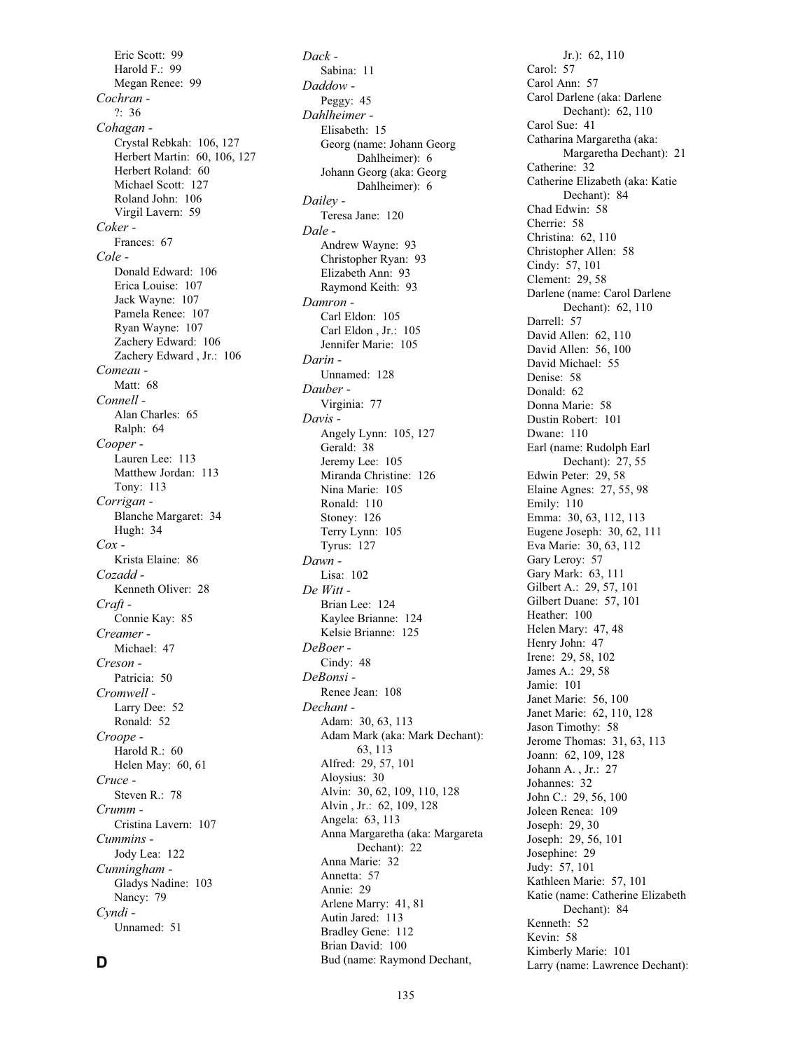Eric Scott: 99
Harold F.: 99
Megan Renee: 99

*Cochran -*
?: 36

*Cohagan -*
Crystal Rebkah: 106, 127
Herbert Martin: 60, 106, 127
Herbert Roland: 60
Michael Scott: 127
Roland John: 106
Virgil Lavern: 59

*Coker -*
Frances: 67

*Cole -*
Donald Edward: 106
Erica Louise: 107
Jack Wayne: 107
Pamela Renee: 107
Ryan Wayne: 107
Zachery Edward: 106
Zachery Edward , Jr.: 106

*Comeau -*
Matt: 68

*Connell -*
Alan Charles: 65
Ralph: 64

*Cooper -*
Lauren Lee: 113
Matthew Jordan: 113
Tony: 113

*Corrigan -*
Blanche Margaret: 34
Hugh: 34

*Cox -*
Krista Elaine: 86

*Cozadd -*
Kenneth Oliver: 28

*Craft -*
Connie Kay: 85

*Creamer -*
Michael: 47

*Creson -*
Patricia: 50

*Cromwell -*
Larry Dee: 52
Ronald: 52

*Croope -*
Harold R.: 60
Helen May: 60, 61

*Cruce -*
Steven R.: 78

*Crumm -*
Cristina Lavern: 107

*Cummins -*
Jody Lea: 122

*Cunningham -*
Gladys Nadine: 103
Nancy: 79

*Cyndi -*
Unnamed: 51

## D

*Dack -*
Sabina: 11

*Daddow -*
Peggy: 45

*Dahlheimer -*
Elisabeth: 15
Georg (name: Johann Georg Dahlheimer): 6
Johann Georg (aka: Georg Dahlheimer): 6

*Dailey -*
Teresa Jane: 120

*Dale -*
Andrew Wayne: 93
Christopher Ryan: 93
Elizabeth Ann: 93
Raymond Keith: 93

*Damron -*
Carl Eldon: 105
Carl Eldon , Jr.: 105
Jennifer Marie: 105

*Darin -*
Unnamed: 128

*Dauber -*
Virginia: 77

*Davis -*
Angely Lynn: 105, 127
Gerald: 38
Jeremy Lee: 105
Miranda Christine: 126
Nina Marie: 105
Ronald: 110
Stoney: 126
Terry Lynn: 105
Tyrus: 127

*Dawn -*
Lisa: 102

*De Witt -*
Brian Lee: 124
Kaylee Brianne: 124
Kelsie Brianne: 125

*DeBoer -*
Cindy: 48

*DeBonsi -*
Renee Jean: 108

*Dechant -*
Adam: 30, 63, 113
Adam Mark (aka: Mark Dechant): 63, 113
Alfred: 29, 57, 101
Aloysius: 30
Alvin: 30, 62, 109, 110, 128
Alvin , Jr.: 62, 109, 128
Angela: 63, 113
Anna Margaretha (aka: Margareta Dechant): 22
Anna Marie: 32
Annetta: 57
Annie: 29
Arlene Marry: 41, 81
Autin Jared: 113
Bradley Gene: 112
Brian David: 100
Bud (name: Raymond Dechant, Jr.): 62, 110
Carol: 57
Carol Ann: 57
Carol Darlene (aka: Darlene Dechant): 62, 110
Carol Sue: 41
Catharina Margaretha (aka: Margaretha Dechant): 21
Catherine: 32
Catherine Elizabeth (aka: Katie Dechant): 84
Chad Edwin: 58
Cherrie: 58
Christina: 62, 110
Christopher Allen: 58
Cindy: 57, 101
Clement: 29, 58
Darlene (name: Carol Darlene Dechant): 62, 110
Darrell: 57
David Allen: 62, 110
David Allen: 56, 100
David Michael: 55
Denise: 58
Donald: 62
Donna Marie: 58
Dustin Robert: 101
Dwane: 110
Earl (name: Rudolph Earl Dechant): 27, 55
Edwin Peter: 29, 58
Elaine Agnes: 27, 55, 98
Emily: 110
Emma: 30, 63, 112, 113
Eugene Joseph: 30, 62, 111
Eva Marie: 30, 63, 112
Gary Leroy: 57
Gary Mark: 63, 111
Gilbert A.: 29, 57, 101
Gilbert Duane: 57, 101
Heather: 100
Helen Mary: 47, 48
Henry John: 47
Irene: 29, 58, 102
James A.: 29, 58
Jamie: 101
Janet Marie: 56, 100
Janet Marie: 62, 110, 128
Jason Timothy: 58
Jerome Thomas: 31, 63, 113
Joann: 62, 109, 128
Johann A. , Jr.: 27
Johannes: 32
John C.: 29, 56, 100
Joleen Renea: 109
Joseph: 29, 30
Joseph: 29, 56, 101
Josephine: 29
Judy: 57, 101
Kathleen Marie: 57, 101
Katie (name: Catherine Elizabeth Dechant): 84
Kenneth: 52
Kevin: 58
Kimberly Marie: 101
Larry (name: Lawrence Dechant):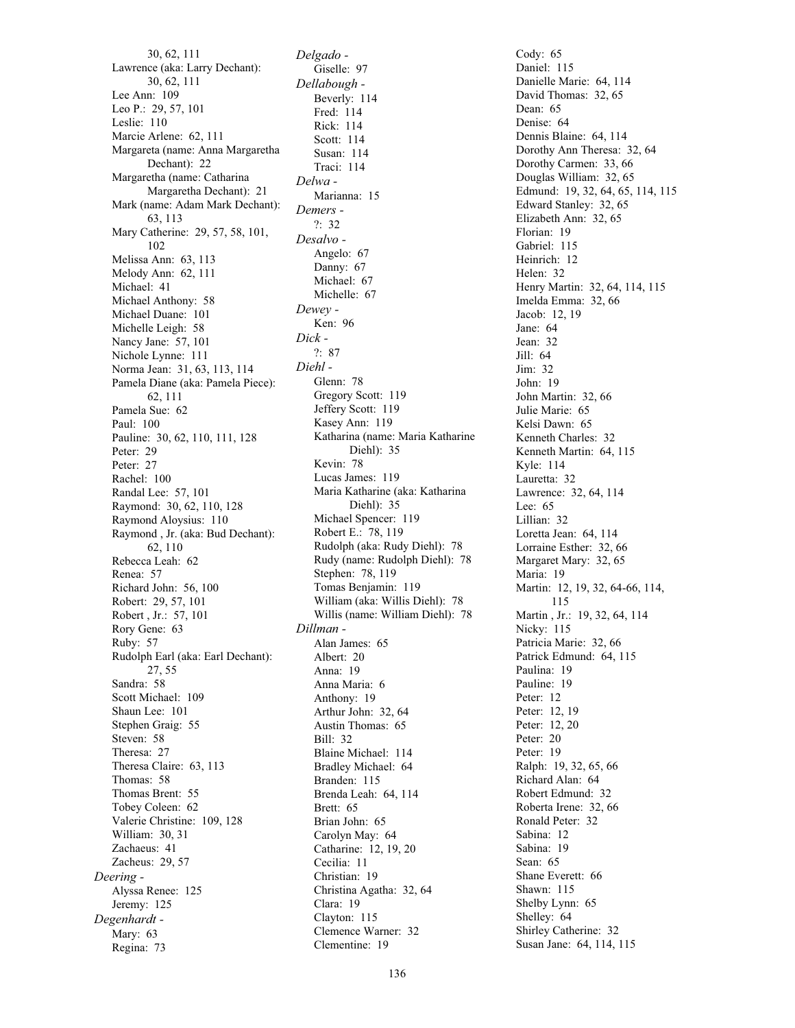30, 62, 111
Lawrence (aka: Larry Dechant): 30, 62, 111
Lee Ann: 109
Leo P.: 29, 57, 101
Leslie: 110
Marcie Arlene: 62, 111
Margareta (name: Anna Margaretha Dechant): 22
Margaretha (name: Catharina Margaretha Dechant): 21
Mark (name: Adam Mark Dechant): 63, 113
Mary Catherine: 29, 57, 58, 101, 102
Melissa Ann: 63, 113
Melody Ann: 62, 111
Michael: 41
Michael Anthony: 58
Michael Duane: 101
Michelle Leigh: 58
Nancy Jane: 57, 101
Nichole Lynne: 111
Norma Jean: 31, 63, 113, 114
Pamela Diane (aka: Pamela Piece): 62, 111
Pamela Sue: 62
Paul: 100
Pauline: 30, 62, 110, 111, 128
Peter: 29
Peter: 27
Rachel: 100
Randal Lee: 57, 101
Raymond: 30, 62, 110, 128
Raymond Aloysius: 110
Raymond , Jr. (aka: Bud Dechant): 62, 110
Rebecca Leah: 62
Renea: 57
Richard John: 56, 100
Robert: 29, 57, 101
Robert , Jr.: 57, 101
Rory Gene: 63
Ruby: 57
Rudolph Earl (aka: Earl Dechant): 27, 55
Sandra: 58
Scott Michael: 109
Shaun Lee: 101
Stephen Graig: 55
Steven: 58
Theresa: 27
Theresa Claire: 63, 113
Thomas: 58
Thomas Brent: 55
Tobey Coleen: 62
Valerie Christine: 109, 128
William: 30, 31
Zachaeus: 41
Zacheus: 29, 57

*Deering -*
Alyssa Renee: 125
Jeremy: 125

*Degenhardt -*
Mary: 63
Regina: 73

*Delgado -*
Giselle: 97

*Dellabough -*
Beverly: 114
Fred: 114
Rick: 114
Scott: 114
Susan: 114
Traci: 114

*Delwa -*
Marianna: 15

*Demers -*
?: 32

*Desalvo -*
Angelo: 67
Danny: 67
Michael: 67
Michelle: 67

*Dewey -*
Ken: 96

*Dick -*
?: 87

*Diehl -*
Glenn: 78
Gregory Scott: 119
Jeffery Scott: 119
Kasey Ann: 119
Katharina (name: Maria Katharine Diehl): 35
Kevin: 78
Lucas James: 119
Maria Katharine (aka: Katharina Diehl): 35
Michael Spencer: 119
Robert E.: 78, 119
Rudolph (aka: Rudy Diehl): 78
Rudy (name: Rudolph Diehl): 78
Stephen: 78, 119
Tomas Benjamin: 119
William (aka: Willis Diehl): 78
Willis (name: William Diehl): 78

*Dillman -*
Alan James: 65
Albert: 20
Anna: 19
Anna Maria: 6
Anthony: 19
Arthur John: 32, 64
Austin Thomas: 65
Bill: 32
Blaine Michael: 114
Bradley Michael: 64
Branden: 115
Brenda Leah: 64, 114
Brett: 65
Brian John: 65
Carolyn May: 64
Catharine: 12, 19, 20
Cecilia: 11
Christian: 19
Christina Agatha: 32, 64
Clara: 19
Clayton: 115
Clemence Warner: 32
Clementine: 19
Cody: 65
Daniel: 115
Danielle Marie: 64, 114
David Thomas: 32, 65
Dean: 65
Denise: 64
Dennis Blaine: 64, 114
Dorothy Ann Theresa: 32, 64
Dorothy Carmen: 33, 66
Douglas William: 32, 65
Edmund: 19, 32, 64, 65, 114, 115
Edward Stanley: 32, 65
Elizabeth Ann: 32, 65
Florian: 19
Gabriel: 115
Heinrich: 12
Helen: 32
Henry Martin: 32, 64, 114, 115
Imelda Emma: 32, 66
Jacob: 12, 19
Jane: 64
Jean: 32
Jill: 64
Jim: 32
John: 19
John Martin: 32, 66
Julie Marie: 65
Kelsi Dawn: 65
Kenneth Charles: 32
Kenneth Martin: 64, 115
Kyle: 114
Lauretta: 32
Lawrence: 32, 64, 114
Lee: 65
Lillian: 32
Loretta Jean: 64, 114
Lorraine Esther: 32, 66
Margaret Mary: 32, 65
Maria: 19
Martin: 12, 19, 32, 64-66, 114, 115
Martin , Jr.: 19, 32, 64, 114
Nicky: 115
Patricia Marie: 32, 66
Patrick Edmund: 64, 115
Paulina: 19
Pauline: 19
Peter: 12
Peter: 12, 19
Peter: 12, 20
Peter: 20
Peter: 19
Ralph: 19, 32, 65, 66
Richard Alan: 64
Robert Edmund: 32
Roberta Irene: 32, 66
Ronald Peter: 32
Sabina: 12
Sabina: 19
Sean: 65
Shane Everett: 66
Shawn: 115
Shelby Lynn: 65
Shelley: 64
Shirley Catherine: 32
Susan Jane: 64, 114, 115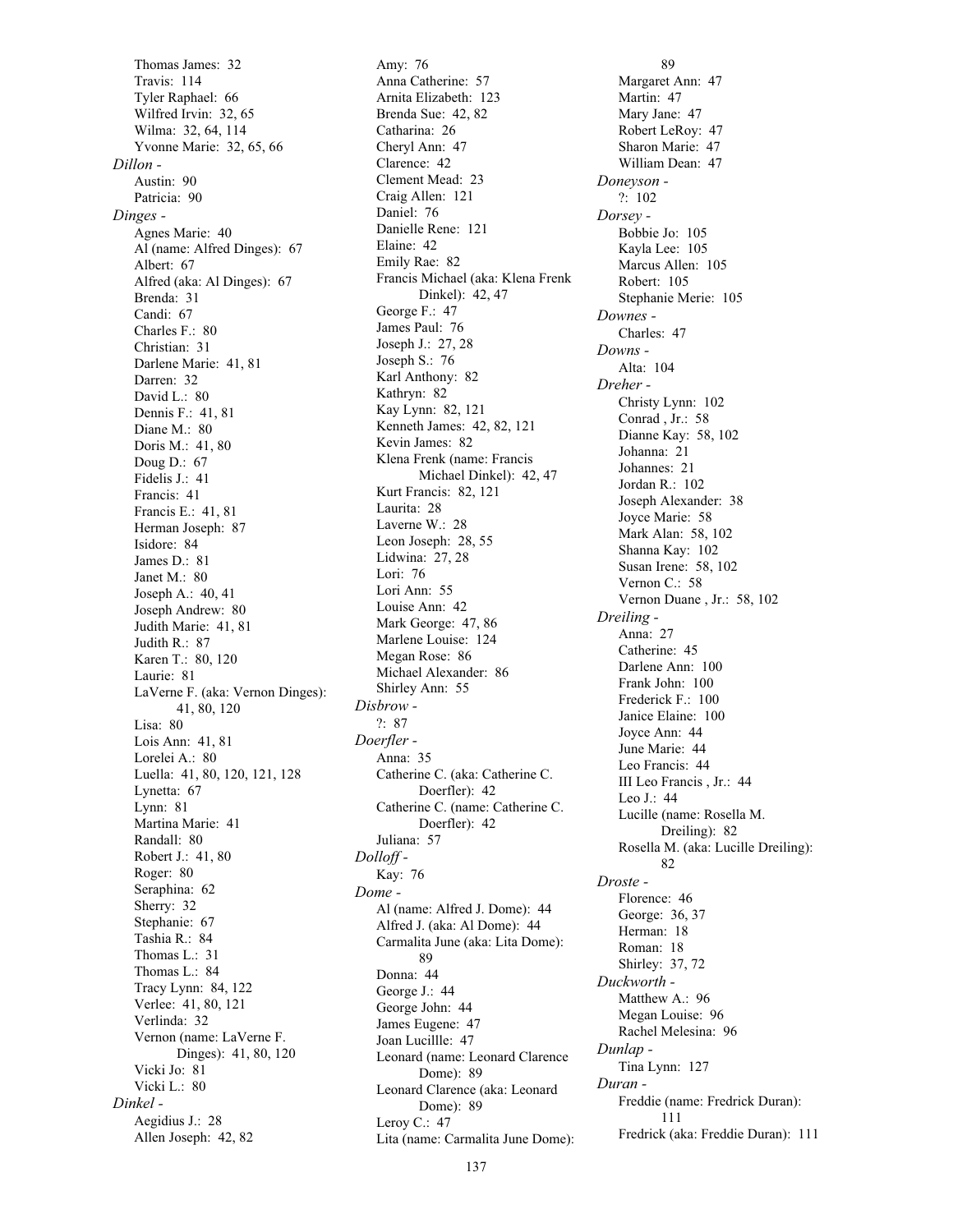Thomas James: 32
Travis: 114
Tyler Raphael: 66
Wilfred Irvin: 32, 65
Wilma: 32, 64, 114
Yvonne Marie: 32, 65, 66

*Dillon -*
Austin: 90
Patricia: 90

*Dinges -*
Agnes Marie: 40
Al (name: Alfred Dinges): 67
Albert: 67
Alfred (aka: Al Dinges): 67
Brenda: 31
Candi: 67
Charles F.: 80
Christian: 31
Darlene Marie: 41, 81
Darren: 32
David L.: 80
Dennis F.: 41, 81
Diane M.: 80
Doris M.: 41, 80
Doug D.: 67
Fidelis J.: 41
Francis: 41
Francis E.: 41, 81
Herman Joseph: 87
Isidore: 84
James D.: 81
Janet M.: 80
Joseph A.: 40, 41
Joseph Andrew: 80
Judith Marie: 41, 81
Judith R.: 87
Karen T.: 80, 120
Laurie: 81
LaVerne F. (aka: Vernon Dinges): 41, 80, 120
Lisa: 80
Lois Ann: 41, 81
Lorelei A.: 80
Luella: 41, 80, 120, 121, 128
Lynetta: 67
Lynn: 81
Martina Marie: 41
Randall: 80
Robert J.: 41, 80
Roger: 80
Seraphina: 62
Sherry: 32
Stephanie: 67
Tashia R.: 84
Thomas L.: 31
Thomas L.: 84
Tracy Lynn: 84, 122
Verlee: 41, 80, 121
Verlinda: 32
Vernon (name: LaVerne F. Dinges): 41, 80, 120
Vicki Jo: 81
Vicki L.: 80

*Dinkel -*
Aegidius J.: 28
Allen Joseph: 42, 82
Amy: 76
Anna Catherine: 57
Arnita Elizabeth: 123
Brenda Sue: 42, 82
Catharina: 26
Cheryl Ann: 47
Clarence: 42
Clement Mead: 23
Craig Allen: 121
Daniel: 76
Danielle Rene: 121
Elaine: 42
Emily Rae: 82
Francis Michael (aka: Klena Frenk Dinkel): 42, 47
George F.: 47
James Paul: 76
Joseph J.: 27, 28
Joseph S.: 76
Karl Anthony: 82
Kathryn: 82
Kay Lynn: 82, 121
Kenneth James: 42, 82, 121
Kevin James: 82
Klena Frenk (name: Francis Michael Dinkel): 42, 47
Kurt Francis: 82, 121
Laurita: 28
Laverne W.: 28
Leon Joseph: 28, 55
Lidwina: 27, 28
Lori: 76
Lori Ann: 55
Louise Ann: 42
Mark George: 47, 86
Marlene Louise: 124
Megan Rose: 86
Michael Alexander: 86
Shirley Ann: 55

*Disbrow -*
?: 87

*Doerfler -*
Anna: 35
Catherine C. (aka: Catherine C. Doerfler): 42
Catherine C. (name: Catherine C. Doerfler): 42
Juliana: 57

*Dolloff -*
Kay: 76

*Dome -*
Al (name: Alfred J. Dome): 44
Alfred J. (aka: Al Dome): 44
Carmalita June (aka: Lita Dome): 89
Donna: 44
George J.: 44
George John: 44
James Eugene: 47
Joan Lucillle: 47
Leonard (name: Leonard Clarence Dome): 89
Leonard Clarence (aka: Leonard Dome): 89
Leroy C.: 47
Lita (name: Carmalita June Dome): 89
Margaret Ann: 47
Martin: 47
Mary Jane: 47
Robert LeRoy: 47
Sharon Marie: 47
William Dean: 47

*Doneyson -*
?: 102

*Dorsey -*
Bobbie Jo: 105
Kayla Lee: 105
Marcus Allen: 105
Robert: 105
Stephanie Merie: 105

*Downes -*
Charles: 47

*Downs -*
Alta: 104

*Dreher -*
Christy Lynn: 102
Conrad , Jr.: 58
Dianne Kay: 58, 102
Johanna: 21
Johannes: 21
Jordan R.: 102
Joseph Alexander: 38
Joyce Marie: 58
Mark Alan: 58, 102
Shanna Kay: 102
Susan Irene: 58, 102
Vernon C.: 58
Vernon Duane , Jr.: 58, 102

*Dreiling -*
Anna: 27
Catherine: 45
Darlene Ann: 100
Frank John: 100
Frederick F.: 100
Janice Elaine: 100
Joyce Ann: 44
June Marie: 44
Leo Francis: 44
III Leo Francis , Jr.: 44
Leo J.: 44
Lucille (name: Rosella M. Dreiling): 82
Rosella M. (aka: Lucille Dreiling): 82

*Droste -*
Florence: 46
George: 36, 37
Herman: 18
Roman: 18
Shirley: 37, 72

*Duckworth -*
Matthew A.: 96
Megan Louise: 96
Rachel Melesina: 96

*Dunlap -*
Tina Lynn: 127

*Duran -*
Freddie (name: Fredrick Duran): 111
Fredrick (aka: Freddie Duran): 111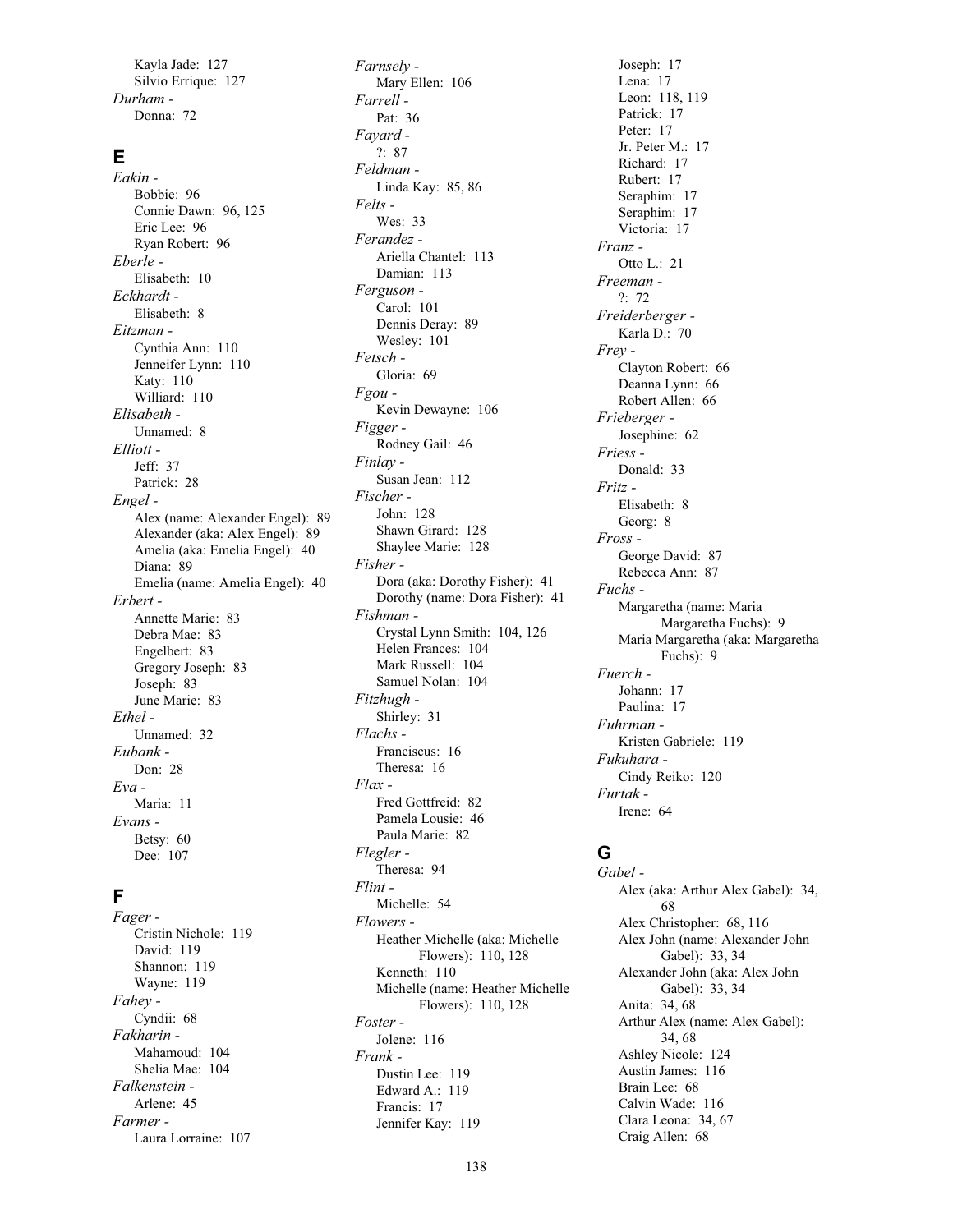Kayla Jade: 127
Silvio Errique: 127

*Durham -*
Donna: 72

## E

*Eakin -*
Bobbie: 96
Connie Dawn: 96, 125
Eric Lee: 96
Ryan Robert: 96

*Eberle -*
Elisabeth: 10

*Eckhardt -*
Elisabeth: 8

*Eitzman -*
Cynthia Ann: 110
Jenneifer Lynn: 110
Katy: 110
Williard: 110

*Elisabeth -*
Unnamed: 8

*Elliott -*
Jeff: 37
Patrick: 28

*Engel -*
Alex (name: Alexander Engel): 89
Alexander (aka: Alex Engel): 89
Amelia (aka: Emelia Engel): 40
Diana: 89
Emelia (name: Amelia Engel): 40

*Erbert -*
Annette Marie: 83
Debra Mae: 83
Engelbert: 83
Gregory Joseph: 83
Joseph: 83
June Marie: 83

*Ethel -*
Unnamed: 32

*Eubank -*
Don: 28

*Eva -*
Maria: 11

*Evans -*
Betsy: 60
Dee: 107

## F

*Fager -*
Cristin Nichole: 119
David: 119
Shannon: 119
Wayne: 119

*Fahey -*
Cyndii: 68

*Fakharin -*
Mahamoud: 104
Shelia Mae: 104

*Falkenstein -*
Arlene: 45

*Farmer -*
Laura Lorraine: 107

*Farnsely -*
Mary Ellen: 106

*Farrell -*
Pat: 36

*Fayard -*
?: 87

*Feldman -*
Linda Kay: 85, 86

*Felts -*
Wes: 33

*Ferandez -*
Ariella Chantel: 113
Damian: 113

*Ferguson -*
Carol: 101
Dennis Deray: 89
Wesley: 101

*Fetsch -*
Gloria: 69

*Fgou -*
Kevin Dewayne: 106

*Figger -*
Rodney Gail: 46

*Finlay -*
Susan Jean: 112

*Fischer -*
John: 128
Shawn Girard: 128
Shaylee Marie: 128

*Fisher -*
Dora (aka: Dorothy Fisher): 41
Dorothy (name: Dora Fisher): 41

*Fishman -*
Crystal Lynn Smith: 104, 126
Helen Frances: 104
Mark Russell: 104
Samuel Nolan: 104

*Fitzhugh -*
Shirley: 31

*Flachs -*
Franciscus: 16
Theresa: 16

*Flax -*
Fred Gottfreid: 82
Pamela Lousie: 46
Paula Marie: 82

*Flegler -*
Theresa: 94

*Flint -*
Michelle: 54

*Flowers -*
Heather Michelle (aka: Michelle Flowers): 110, 128
Kenneth: 110
Michelle (name: Heather Michelle Flowers): 110, 128

*Foster -*
Jolene: 116

*Frank -*
Dustin Lee: 119
Edward A.: 119
Francis: 17
Jennifer Kay: 119
Joseph: 17
Lena: 17
Leon: 118, 119
Patrick: 17
Peter: 17
Jr. Peter M.: 17
Richard: 17
Rubert: 17
Seraphim: 17
Seraphim: 17
Victoria: 17

*Franz -*
Otto L.: 21

*Freeman -*
?: 72

*Freiderberger -*
Karla D.: 70

*Frey -*
Clayton Robert: 66
Deanna Lynn: 66
Robert Allen: 66

*Frieberger -*
Josephine: 62

*Friess -*
Donald: 33

*Fritz -*
Elisabeth: 8
Georg: 8

*Fross -*
George David: 87
Rebecca Ann: 87

*Fuchs -*
Margaretha (name: Maria Margaretha Fuchs): 9
Maria Margaretha (aka: Margaretha Fuchs): 9

*Fuerch -*
Johann: 17
Paulina: 17

*Fuhrman -*
Kristen Gabriele: 119

*Fukuhara -*
Cindy Reiko: 120

*Furtak -*
Irene: 64

## G

*Gabel -*
Alex (aka: Arthur Alex Gabel): 34, 68
Alex Christopher: 68, 116
Alex John (name: Alexander John Gabel): 33, 34
Alexander John (aka: Alex John Gabel): 33, 34
Anita: 34, 68
Arthur Alex (name: Alex Gabel): 34, 68
Ashley Nicole: 124
Austin James: 116
Brain Lee: 68
Calvin Wade: 116
Clara Leona: 34, 67
Craig Allen: 68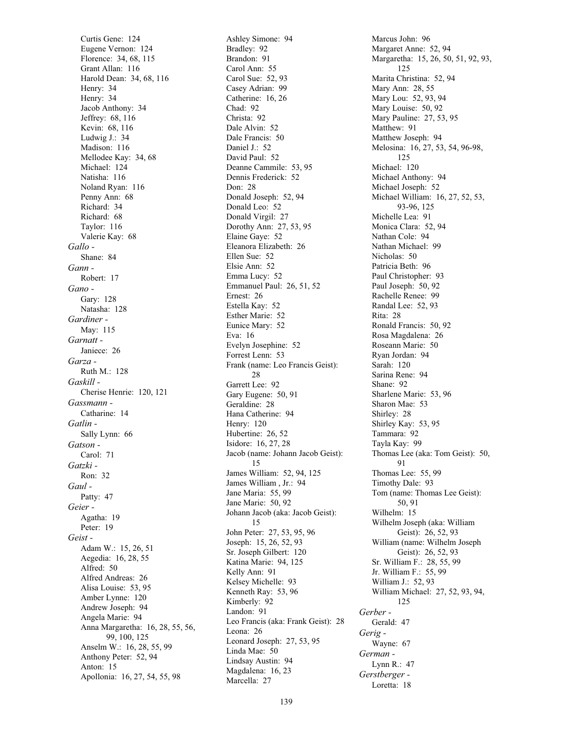Curtis Gene: 124
Eugene Vernon: 124
Florence: 34, 68, 115
Grant Allan: 116
Harold Dean: 34, 68, 116
Henry: 34
Henry: 34
Jacob Anthony: 34
Jeffrey: 68, 116
Kevin: 68, 116
Ludwig J.: 34
Madison: 116
Mellodee Kay: 34, 68
Michael: 124
Natisha: 116
Noland Ryan: 116
Penny Ann: 68
Richard: 34
Richard: 68
Taylor: 116
Valerie Kay: 68

*Gallo -*
Shane: 84

*Gann -*
Robert: 17

*Gano -*
Gary: 128
Natasha: 128

*Gardiner -*
May: 115

*Garnatt -*
Janiece: 26

*Garza -*
Ruth M.: 128

*Gaskill -*
Cherise Henrie: 120, 121

*Gassmann -*
Catharine: 14

*Gatlin -*
Sally Lynn: 66

*Gatson -*
Carol: 71

*Gatzki -*
Ron: 32

*Gaul -*
Patty: 47

*Geier -*
Agatha: 19
Peter: 19

*Geist -*
Adam W.: 15, 26, 51
Aegedia: 16, 28, 55
Alfred: 50
Alfred Andreas: 26
Alisa Louise: 53, 95
Amber Lynne: 120
Andrew Joseph: 94
Angela Marie: 94
Anna Margaretha: 16, 28, 55, 56, 99, 100, 125
Anselm W.: 16, 28, 55, 99
Anthony Peter: 52, 94
Anton: 15
Apollonia: 16, 27, 54, 55, 98
Ashley Simone: 94
Bradley: 92
Brandon: 91
Carol Ann: 55
Carol Sue: 52, 93
Casey Adrian: 99
Catherine: 16, 26
Chad: 92
Christa: 92
Dale Alvin: 52
Dale Francis: 50
Daniel J.: 52
David Paul: 52
Deanne Cammile: 53, 95
Dennis Frederick: 52
Don: 28
Donald Joseph: 52, 94
Donald Leo: 52
Donald Virgil: 27
Dorothy Ann: 27, 53, 95
Elaine Gaye: 52
Eleanora Elizabeth: 26
Ellen Sue: 52
Elsie Ann: 52
Emma Lucy: 52
Emmanuel Paul: 26, 51, 52
Ernest: 26
Estella Kay: 52
Esther Marie: 52
Eunice Mary: 52
Eva: 16
Evelyn Josephine: 52
Forrest Lenn: 53
Frank (name: Leo Francis Geist): 28
Garrett Lee: 92
Gary Eugene: 50, 91
Geraldine: 28
Hana Catherine: 94
Henry: 120
Hubertine: 26, 52
Isidore: 16, 27, 28
Jacob (name: Johann Jacob Geist): 15
James William: 52, 94, 125
James William , Jr.: 94
Jane Maria: 55, 99
Jane Marie: 50, 92
Johann Jacob (aka: Jacob Geist): 15
John Peter: 27, 53, 95, 96
Joseph: 15, 26, 52, 93
Sr. Joseph Gilbert: 120
Katina Marie: 94, 125
Kelly Ann: 91
Kelsey Michelle: 93
Kenneth Ray: 53, 96
Kimberly: 92
Landon: 91
Leo Francis (aka: Frank Geist): 28
Leona: 26
Leonard Joseph: 27, 53, 95
Linda Mae: 50
Lindsay Austin: 94
Magdalena: 16, 23
Marcella: 27
Marcus John: 96
Margaret Anne: 52, 94
Margaretha: 15, 26, 50, 51, 92, 93, 125
Marita Christina: 52, 94
Mary Ann: 28, 55
Mary Lou: 52, 93, 94
Mary Louise: 50, 92
Mary Pauline: 27, 53, 95
Matthew: 91
Matthew Joseph: 94
Melosina: 16, 27, 53, 54, 96-98, 125
Michael: 120
Michael Anthony: 94
Michael Joseph: 52
Michael William: 16, 27, 52, 53, 93-96, 125
Michelle Lea: 91
Monica Clara: 52, 94
Nathan Cole: 94
Nathan Michael: 99
Nicholas: 50
Patricia Beth: 96
Paul Christopher: 93
Paul Joseph: 50, 92
Rachelle Renee: 99
Randal Lee: 52, 93
Rita: 28
Ronald Francis: 50, 92
Rosa Magdalena: 26
Roseann Marie: 50
Ryan Jordan: 94
Sarah: 120
Sarina Rene: 94
Shane: 92
Sharlene Marie: 53, 96
Sharon Mae: 53
Shirley: 28
Shirley Kay: 53, 95
Tammara: 92
Tayla Kay: 99
Thomas Lee (aka: Tom Geist): 50, 91
Thomas Lee: 55, 99
Timothy Dale: 93
Tom (name: Thomas Lee Geist): 50, 91
Wilhelm: 15
Wilhelm Joseph (aka: William Geist): 26, 52, 93
William (name: Wilhelm Joseph Geist): 26, 52, 93
Sr. William F.: 28, 55, 99
Jr. William F.: 55, 99
William J.: 52, 93
William Michael: 27, 52, 93, 94, 125

*Gerber -*
Gerald: 47

*Gerig -*
Wayne: 67

*German -*
Lynn R.: 47

*Gerstberger -*
Loretta: 18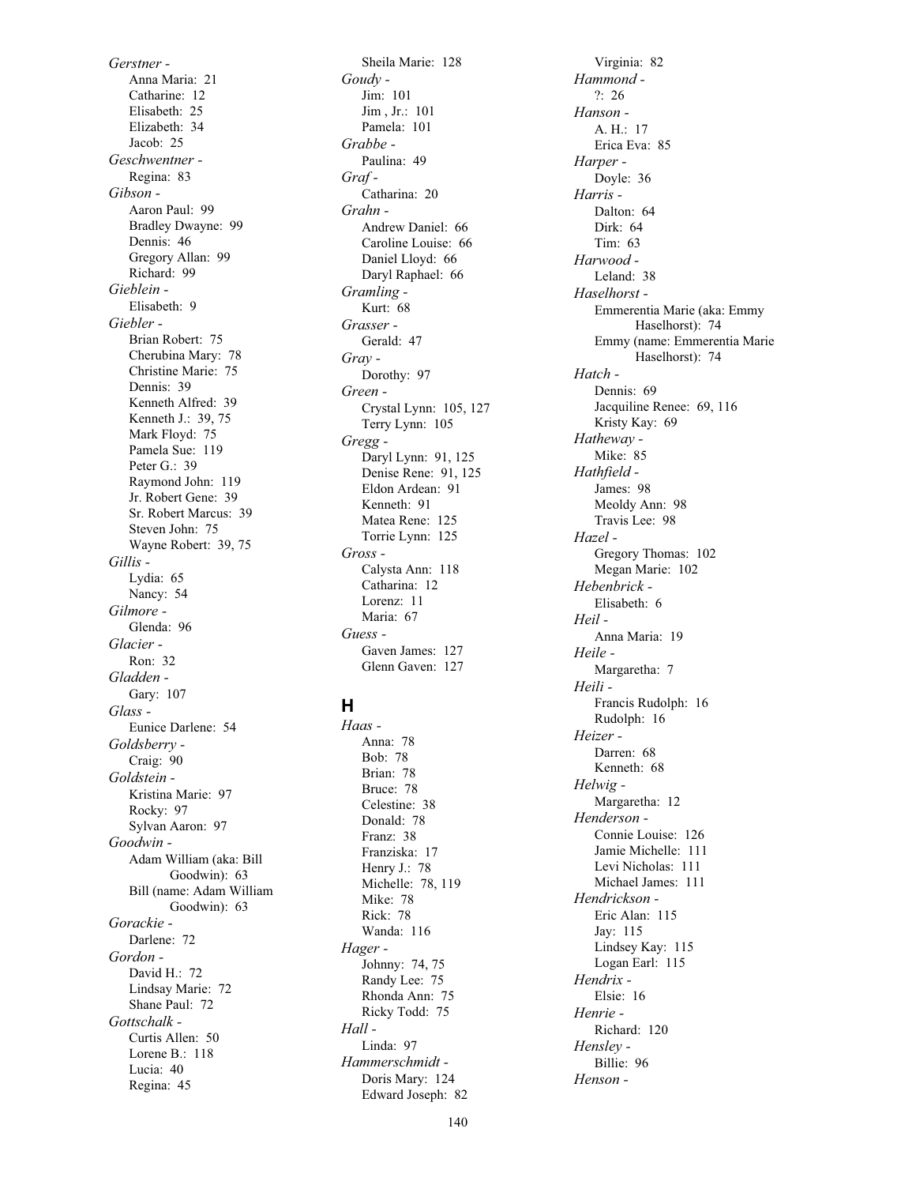*Gerstner -*
- Anna Maria: 21
- Catharine: 12
- Elisabeth: 25
- Elizabeth: 34
- Jacob: 25

*Geschwentner -*
- Regina: 83

*Gibson -*
- Aaron Paul: 99
- Bradley Dwayne: 99
- Dennis: 46
- Gregory Allan: 99
- Richard: 99

*Gieblein -*
- Elisabeth: 9

*Giebler -*
- Brian Robert: 75
- Cherubina Mary: 78
- Christine Marie: 75
- Dennis: 39
- Kenneth Alfred: 39
- Kenneth J.: 39, 75
- Mark Floyd: 75
- Pamela Sue: 119
- Peter G.: 39
- Raymond John: 119
- Jr. Robert Gene: 39
- Sr. Robert Marcus: 39
- Steven John: 75
- Wayne Robert: 39, 75

*Gillis -*
- Lydia: 65
- Nancy: 54

*Gilmore -*
- Glenda: 96

*Glacier -*
- Ron: 32

*Gladden -*
- Gary: 107

*Glass -*
- Eunice Darlene: 54

*Goldsberry -*
- Craig: 90

*Goldstein -*
- Kristina Marie: 97
- Rocky: 97
- Sylvan Aaron: 97

*Goodwin -*
- Adam William (aka: Bill Goodwin): 63
- Bill (name: Adam William Goodwin): 63

*Gorackie -*
- Darlene: 72

*Gordon -*
- David H.: 72
- Lindsay Marie: 72
- Shane Paul: 72

*Gottschalk -*
- Curtis Allen: 50
- Lorene B.: 118
- Lucia: 40
- Regina: 45
- Sheila Marie: 128

*Goudy -*
- Jim: 101
- Jim , Jr.: 101
- Pamela: 101

*Grabbe -*
- Paulina: 49

*Graf -*
- Catharina: 20

*Grahn -*
- Andrew Daniel: 66
- Caroline Louise: 66
- Daniel Lloyd: 66
- Daryl Raphael: 66

*Gramling -*
- Kurt: 68

*Grasser -*
- Gerald: 47

*Gray -*
- Dorothy: 97

*Green -*
- Crystal Lynn: 105, 127
- Terry Lynn: 105

*Gregg -*
- Daryl Lynn: 91, 125
- Denise Rene: 91, 125
- Eldon Ardean: 91
- Kenneth: 91
- Matea Rene: 125
- Torrie Lynn: 125

*Gross -*
- Calysta Ann: 118
- Catharina: 12
- Lorenz: 11
- Maria: 67

*Guess -*
- Gaven James: 127
- Glenn Gaven: 127

## H

*Haas -*
- Anna: 78
- Bob: 78
- Brian: 78
- Bruce: 78
- Celestine: 38
- Donald: 78
- Franz: 38
- Franziska: 17
- Henry J.: 78
- Michelle: 78, 119
- Mike: 78
- Rick: 78
- Wanda: 116

*Hager -*
- Johnny: 74, 75
- Randy Lee: 75
- Rhonda Ann: 75
- Ricky Todd: 75

*Hall -*
- Linda: 97

*Hammerschmidt -*
- Doris Mary: 124
- Edward Joseph: 82
- Virginia: 82

*Hammond -*
- ?: 26

*Hanson -*
- A. H.: 17
- Erica Eva: 85

*Harper -*
- Doyle: 36

*Harris -*
- Dalton: 64
- Dirk: 64
- Tim: 63

*Harwood -*
- Leland: 38

*Haselhorst -*
- Emmerentia Marie (aka: Emmy Haselhorst): 74
- Emmy (name: Emmerentia Marie Haselhorst): 74

*Hatch -*
- Dennis: 69
- Jacquiline Renee: 69, 116
- Kristy Kay: 69

*Hatheway -*
- Mike: 85

*Hathfield -*
- James: 98
- Meoldy Ann: 98
- Travis Lee: 98

*Hazel -*
- Gregory Thomas: 102
- Megan Marie: 102

*Hebenbrick -*
- Elisabeth: 6

*Heil -*
- Anna Maria: 19

*Heile -*
- Margaretha: 7

*Heili -*
- Francis Rudolph: 16
- Rudolph: 16

*Heizer -*
- Darren: 68
- Kenneth: 68

*Helwig -*
- Margaretha: 12

*Henderson -*
- Connie Louise: 126
- Jamie Michelle: 111
- Levi Nicholas: 111
- Michael James: 111

*Hendrickson -*
- Eric Alan: 115
- Jay: 115
- Lindsey Kay: 115
- Logan Earl: 115

*Hendrix -*
- Elsie: 16

*Henrie -*
- Richard: 120

*Hensley -*
- Billie: 96

*Henson -*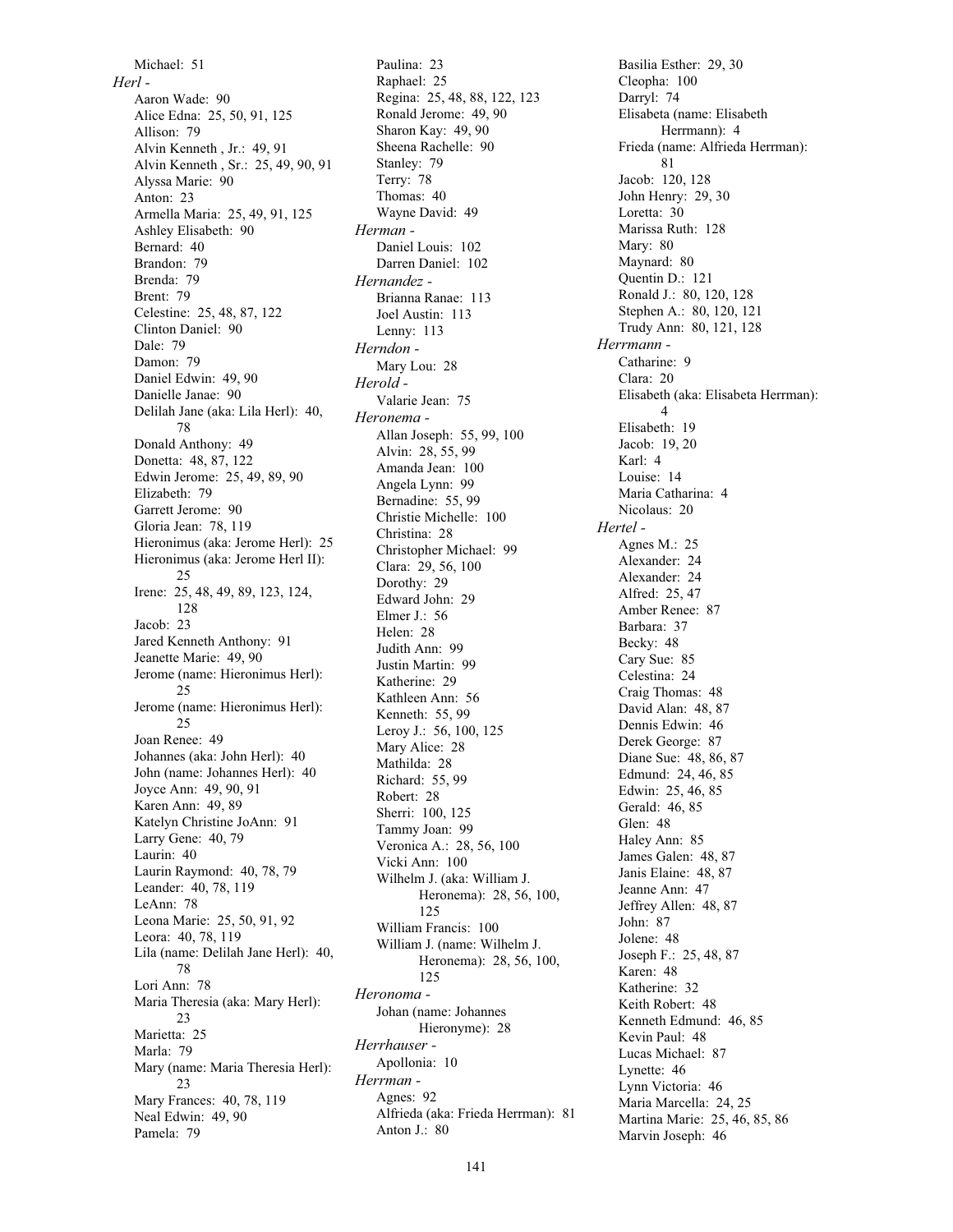Michael: 51

*Herl -*

Aaron Wade: 90
Alice Edna: 25, 50, 91, 125
Allison: 79
Alvin Kenneth , Jr.: 49, 91
Alvin Kenneth , Sr.: 25, 49, 90, 91
Alyssa Marie: 90
Anton: 23
Armella Maria: 25, 49, 91, 125
Ashley Elisabeth: 90
Bernard: 40
Brandon: 79
Brenda: 79
Brent: 79
Celestine: 25, 48, 87, 122
Clinton Daniel: 90
Dale: 79
Damon: 79
Daniel Edwin: 49, 90
Danielle Janae: 90
Delilah Jane (aka: Lila Herl): 40, 78
Donald Anthony: 49
Donetta: 48, 87, 122
Edwin Jerome: 25, 49, 89, 90
Elizabeth: 79
Garrett Jerome: 90
Gloria Jean: 78, 119
Hieronimus (aka: Jerome Herl): 25
Hieronimus (aka: Jerome Herl II): 25
Irene: 25, 48, 49, 89, 123, 124, 128
Jacob: 23
Jared Kenneth Anthony: 91
Jeanette Marie: 49, 90
Jerome (name: Hieronimus Herl): 25
Jerome (name: Hieronimus Herl): 25
Joan Renee: 49
Johannes (aka: John Herl): 40
John (name: Johannes Herl): 40
Joyce Ann: 49, 90, 91
Karen Ann: 49, 89
Katelyn Christine JoAnn: 91
Larry Gene: 40, 79
Laurin: 40
Laurin Raymond: 40, 78, 79
Leander: 40, 78, 119
LeAnn: 78
Leona Marie: 25, 50, 91, 92
Leora: 40, 78, 119
Lila (name: Delilah Jane Herl): 40, 78
Lori Ann: 78
Maria Theresia (aka: Mary Herl): 23
Marietta: 25
Marla: 79
Mary (name: Maria Theresia Herl): 23
Mary Frances: 40, 78, 119
Neal Edwin: 49, 90
Pamela: 79
Paulina: 23
Raphael: 25
Regina: 25, 48, 88, 122, 123
Ronald Jerome: 49, 90
Sharon Kay: 49, 90
Sheena Rachelle: 90
Stanley: 79
Terry: 78
Thomas: 40
Wayne David: 49

*Herman -*

Daniel Louis: 102
Darren Daniel: 102

*Hernandez -*

Brianna Ranae: 113
Joel Austin: 113
Lenny: 113

*Herndon -*

Mary Lou: 28

*Herold -*

Valarie Jean: 75

*Heronema -*

Allan Joseph: 55, 99, 100
Alvin: 28, 55, 99
Amanda Jean: 100
Angela Lynn: 99
Bernadine: 55, 99
Christie Michelle: 100
Christina: 28
Christopher Michael: 99
Clara: 29, 56, 100
Dorothy: 29
Edward John: 29
Elmer J.: 56
Helen: 28
Judith Ann: 99
Justin Martin: 99
Katherine: 29
Kathleen Ann: 56
Kenneth: 55, 99
Leroy J.: 56, 100, 125
Mary Alice: 28
Mathilda: 28
Richard: 55, 99
Robert: 28
Sherri: 100, 125
Tammy Joan: 99
Veronica A.: 28, 56, 100
Vicki Ann: 100
Wilhelm J. (aka: William J. Heronema): 28, 56, 100, 125
William Francis: 100
William J. (name: Wilhelm J. Heronema): 28, 56, 100, 125

*Heronoma -*

Johan (name: Johannes Hieronyme): 28

*Herrhauser -*

Apollonia: 10

*Herrman -*

Agnes: 92
Alfrieda (aka: Frieda Herrman): 81
Anton J.: 80
Basilia Esther: 29, 30
Cleopha: 100
Darryl: 74
Elisabeta (name: Elisabeth Herrmann): 4
Frieda (name: Alfrieda Herrman): 81
Jacob: 120, 128
John Henry: 29, 30
Loretta: 30
Marissa Ruth: 128
Mary: 80
Maynard: 80
Quentin D.: 121
Ronald J.: 80, 120, 128
Stephen A.: 80, 120, 121
Trudy Ann: 80, 121, 128

*Herrmann -*

Catharine: 9
Clara: 20
Elisabeth (aka: Elisabeta Herrman): 4
Elisabeth: 19
Jacob: 19, 20
Karl: 4
Louise: 14
Maria Catharina: 4
Nicolaus: 20

*Hertel -*

Agnes M.: 25
Alexander: 24
Alexander: 24
Alfred: 25, 47
Amber Renee: 87
Barbara: 37
Becky: 48
Cary Sue: 85
Celestina: 24
Craig Thomas: 48
David Alan: 48, 87
Dennis Edwin: 46
Derek George: 87
Diane Sue: 48, 86, 87
Edmund: 24, 46, 85
Edwin: 25, 46, 85
Gerald: 46, 85
Glen: 48
Haley Ann: 85
James Galen: 48, 87
Janis Elaine: 48, 87
Jeanne Ann: 47
Jeffrey Allen: 48, 87
John: 87
Jolene: 48
Joseph F.: 25, 48, 87
Karen: 48
Katherine: 32
Keith Robert: 48
Kenneth Edmund: 46, 85
Kevin Paul: 48
Lucas Michael: 87
Lynette: 46
Lynn Victoria: 46
Maria Marcella: 24, 25
Martina Marie: 25, 46, 85, 86
Marvin Joseph: 46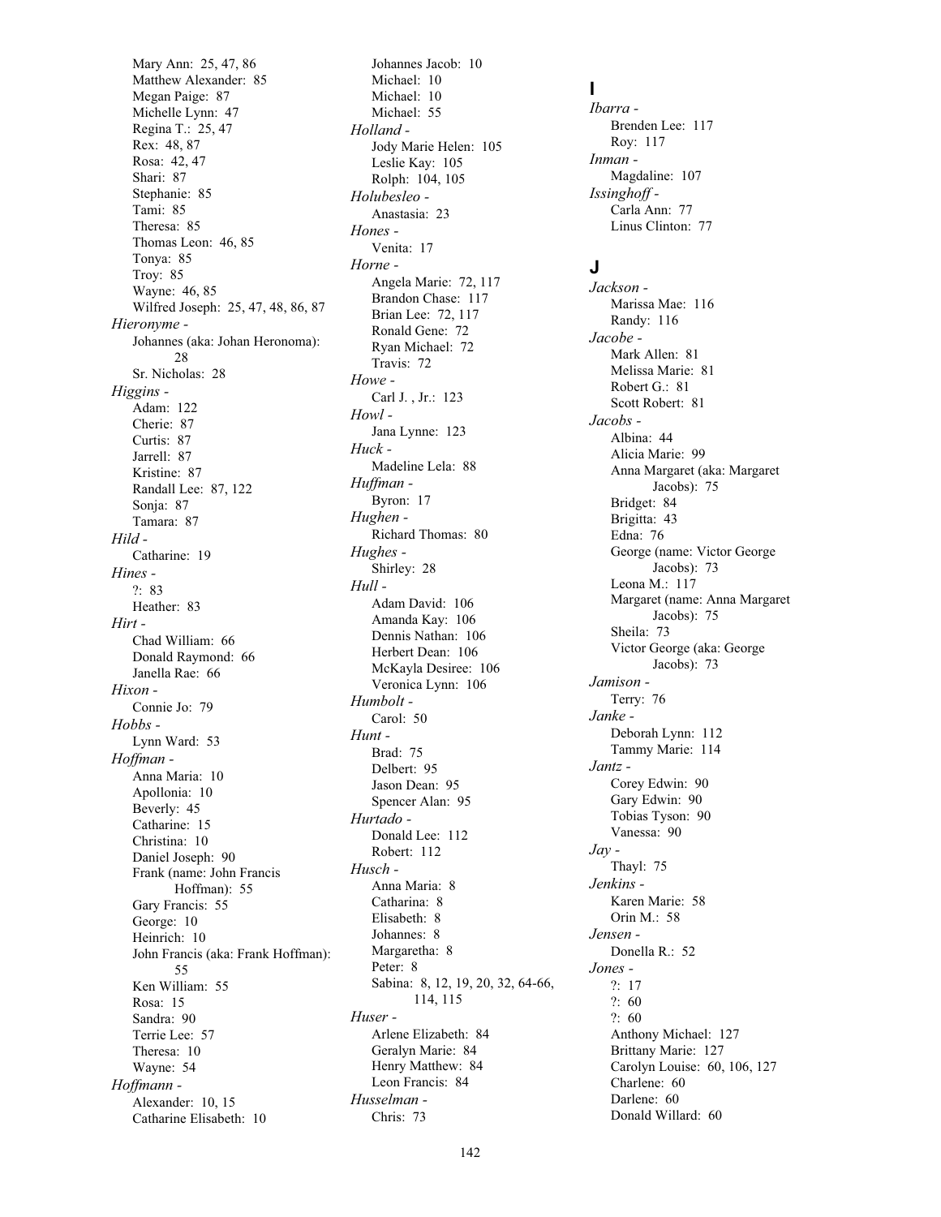Mary Ann: 25, 47, 86
Matthew Alexander: 85
Megan Paige: 87
Michelle Lynn: 47
Regina T.: 25, 47
Rex: 48, 87
Rosa: 42, 47
Shari: 87
Stephanie: 85
Tami: 85
Theresa: 85
Thomas Leon: 46, 85
Tonya: 85
Troy: 85
Wayne: 46, 85
Wilfred Joseph: 25, 47, 48, 86, 87

*Hieronyme -*
Johannes (aka: Johan Heronoma): 28
Sr. Nicholas: 28

*Higgins -*
Adam: 122
Cherie: 87
Curtis: 87
Jarrell: 87
Kristine: 87
Randall Lee: 87, 122
Sonja: 87
Tamara: 87

*Hild -*
Catharine: 19

*Hines -*
?: 83
Heather: 83

*Hirt -*
Chad William: 66
Donald Raymond: 66
Janella Rae: 66

*Hixon -*
Connie Jo: 79

*Hobbs -*
Lynn Ward: 53

*Hoffman -*
Anna Maria: 10
Apollonia: 10
Beverly: 45
Catharine: 15
Christina: 10
Daniel Joseph: 90
Frank (name: John Francis Hoffman): 55
Gary Francis: 55
George: 10
Heinrich: 10
John Francis (aka: Frank Hoffman): 55
Ken William: 55
Rosa: 15
Sandra: 90
Terrie Lee: 57
Theresa: 10
Wayne: 54

*Hoffmann -*
Alexander: 10, 15
Catharine Elisabeth: 10
Johannes Jacob: 10
Michael: 10
Michael: 10
Michael: 55

*Holland -*
Jody Marie Helen: 105
Leslie Kay: 105
Rolph: 104, 105

*Holubesleo -*
Anastasia: 23

*Hones -*
Venita: 17

*Horne -*
Angela Marie: 72, 117
Brandon Chase: 117
Brian Lee: 72, 117
Ronald Gene: 72
Ryan Michael: 72
Travis: 72

*Howe -*
Carl J. , Jr.: 123

*Howl -*
Jana Lynne: 123

*Huck -*
Madeline Lela: 88

*Huffman -*
Byron: 17

*Hughen -*
Richard Thomas: 80

*Hughes -*
Shirley: 28

*Hull -*
Adam David: 106
Amanda Kay: 106
Dennis Nathan: 106
Herbert Dean: 106
McKayla Desiree: 106
Veronica Lynn: 106

*Humbolt -*
Carol: 50

*Hunt -*
Brad: 75
Delbert: 95
Jason Dean: 95
Spencer Alan: 95

*Hurtado -*
Donald Lee: 112
Robert: 112

*Husch -*
Anna Maria: 8
Catharina: 8
Elisabeth: 8
Johannes: 8
Margaretha: 8
Peter: 8
Sabina: 8, 12, 19, 20, 32, 64-66, 114, 115

*Huser -*
Arlene Elizabeth: 84
Geralyn Marie: 84
Henry Matthew: 84
Leon Francis: 84

*Husselman -*
Chris: 73

## I

*Ibarra -*
Brenden Lee: 117
Roy: 117

*Inman -*
Magdaline: 107

*Issinghoff -*
Carla Ann: 77
Linus Clinton: 77

## J

*Jackson -*
Marissa Mae: 116
Randy: 116

*Jacobe -*
Mark Allen: 81
Melissa Marie: 81
Robert G.: 81
Scott Robert: 81

*Jacobs -*
Albina: 44
Alicia Marie: 99
Anna Margaret (aka: Margaret Jacobs): 75
Bridget: 84
Brigitta: 43
Edna: 76
George (name: Victor George Jacobs): 73
Leona M.: 117
Margaret (name: Anna Margaret Jacobs): 75
Sheila: 73
Victor George (aka: George Jacobs): 73

*Jamison -*
Terry: 76

*Janke -*
Deborah Lynn: 112
Tammy Marie: 114

*Jantz -*
Corey Edwin: 90
Gary Edwin: 90
Tobias Tyson: 90
Vanessa: 90

*Jay -*
Thayl: 75

*Jenkins -*
Karen Marie: 58
Orin M.: 58

*Jensen -*
Donella R.: 52

*Jones -*
?: 17
?: 60
?: 60
Anthony Michael: 127
Brittany Marie: 127
Carolyn Louise: 60, 106, 127
Charlene: 60
Darlene: 60
Donald Willard: 60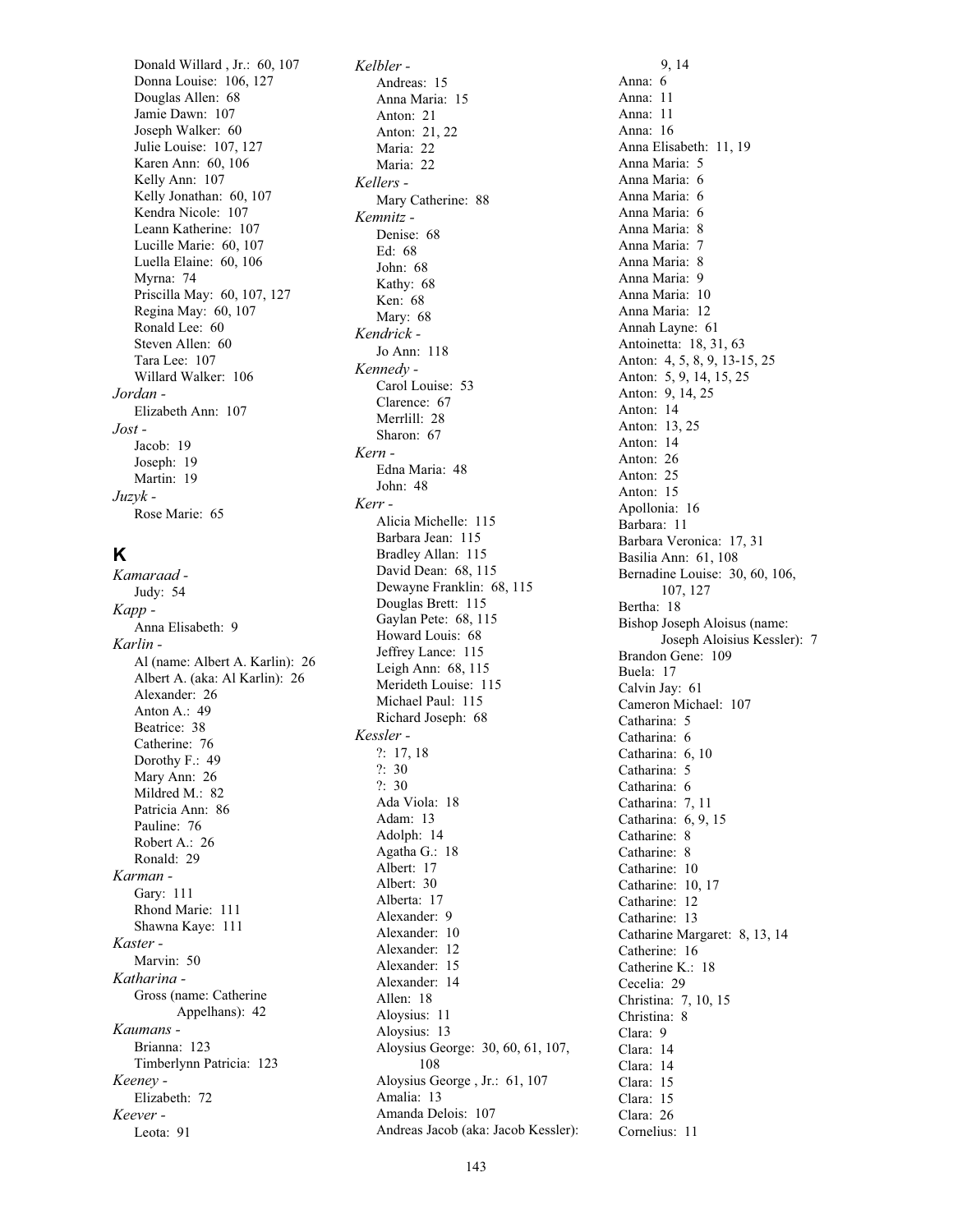Donald Willard , Jr.:  60, 107
Donna Louise:  106, 127
Douglas Allen:  68
Jamie Dawn:  107
Joseph Walker:  60
Julie Louise:  107, 127
Karen Ann:  60, 106
Kelly Ann:  107
Kelly Jonathan:  60, 107
Kendra Nicole:  107
Leann Katherine:  107
Lucille Marie:  60, 107
Luella Elaine:  60, 106
Myrna:  74
Priscilla May:  60, 107, 127
Regina May:  60, 107
Ronald Lee:  60
Steven Allen:  60
Tara Lee:  107
Willard Walker:  106

*Jordan -*
Elizabeth Ann:  107

*Jost -*
Jacob:  19
Joseph:  19
Martin:  19

*Juzyk -*
Rose Marie:  65

## K

*Kamaraad -*
Judy:  54

*Kapp -*
Anna Elisabeth:  9

*Karlin -*
Al (name: Albert A. Karlin):  26
Albert A. (aka: Al Karlin):  26
Alexander:  26
Anton A.:  49
Beatrice:  38
Catherine:  76
Dorothy F.:  49
Mary Ann:  26
Mildred M.:  82
Patricia Ann:  86
Pauline:  76
Robert A.:  26
Ronald:  29

*Karman -*
Gary:  111
Rhond Marie:  111
Shawna Kaye:  111

*Kaster -*
Marvin:  50

*Katharina -*
Gross (name: Catherine Appelhans):  42

*Kaumans -*
Brianna:  123
Timberlynn Patricia:  123

*Keeney -*
Elizabeth:  72

*Keever -*
Leota:  91

*Kelbler -*
Andreas:  15
Anna Maria:  15
Anton:  21
Anton:  21, 22
Maria:  22
Maria:  22

*Kellers -*
Mary Catherine:  88

*Kemnitz -*
Denise:  68
Ed:  68
John:  68
Kathy:  68
Ken:  68
Mary:  68

*Kendrick -*
Jo Ann:  118

*Kennedy -*
Carol Louise:  53
Clarence:  67
Merrlill:  28
Sharon:  67

*Kern -*
Edna Maria:  48
John:  48

*Kerr -*
Alicia Michelle:  115
Barbara Jean:  115
Bradley Allan:  115
David Dean:  68, 115
Dewayne Franklin:  68, 115
Douglas Brett:  115
Gaylan Pete:  68, 115
Howard Louis:  68
Jeffrey Lance:  115
Leigh Ann:  68, 115
Merideth Louise:  115
Michael Paul:  115
Richard Joseph:  68

*Kessler -*
?:  17, 18
?:  30
?:  30
Ada Viola:  18
Adam:  13
Adolph:  14
Agatha G.:  18
Albert:  17
Albert:  30
Alberta:  17
Alexander:  9
Alexander:  10
Alexander:  12
Alexander:  15
Alexander:  14
Allen:  18
Aloysius:  11
Aloysius:  13
Aloysius George:  30, 60, 61, 107, 108
Aloysius George , Jr.:  61, 107
Amalia:  13
Amanda Delois:  107
Andreas Jacob (aka: Jacob Kessler):  9, 14
Anna:  6
Anna:  11
Anna:  11
Anna:  16
Anna Elisabeth:  11, 19
Anna Maria:  5
Anna Maria:  6
Anna Maria:  6
Anna Maria:  6
Anna Maria:  8
Anna Maria:  7
Anna Maria:  8
Anna Maria:  9
Anna Maria:  10
Anna Maria:  12
Annah Layne:  61
Antoinetta:  18, 31, 63
Anton:  4, 5, 8, 9, 13-15, 25
Anton:  5, 9, 14, 15, 25
Anton:  9, 14, 25
Anton:  14
Anton:  13, 25
Anton:  14
Anton:  26
Anton:  25
Anton:  15
Apollonia:  16
Barbara:  11
Barbara Veronica:  17, 31
Basilia Ann:  61, 108
Bernadine Louise:  30, 60, 106, 107, 127
Bertha:  18
Bishop Joseph Aloisus (name: Joseph Aloisius Kessler):  7
Brandon Gene:  109
Buela:  17
Calvin Jay:  61
Cameron Michael:  107
Catharina:  5
Catharina:  6
Catharina:  6, 10
Catharina:  5
Catharina:  6
Catharina:  7, 11
Catharina:  6, 9, 15
Catharine:  8
Catharine:  8
Catharine:  10
Catharine:  10, 17
Catharine:  12
Catharine:  13
Catharine Margaret:  8, 13, 14
Catherine:  16
Catherine K.:  18
Cecelia:  29
Christina:  7, 10, 15
Christina:  8
Clara:  9
Clara:  14
Clara:  14
Clara:  15
Clara:  15
Clara:  26
Cornelius:  11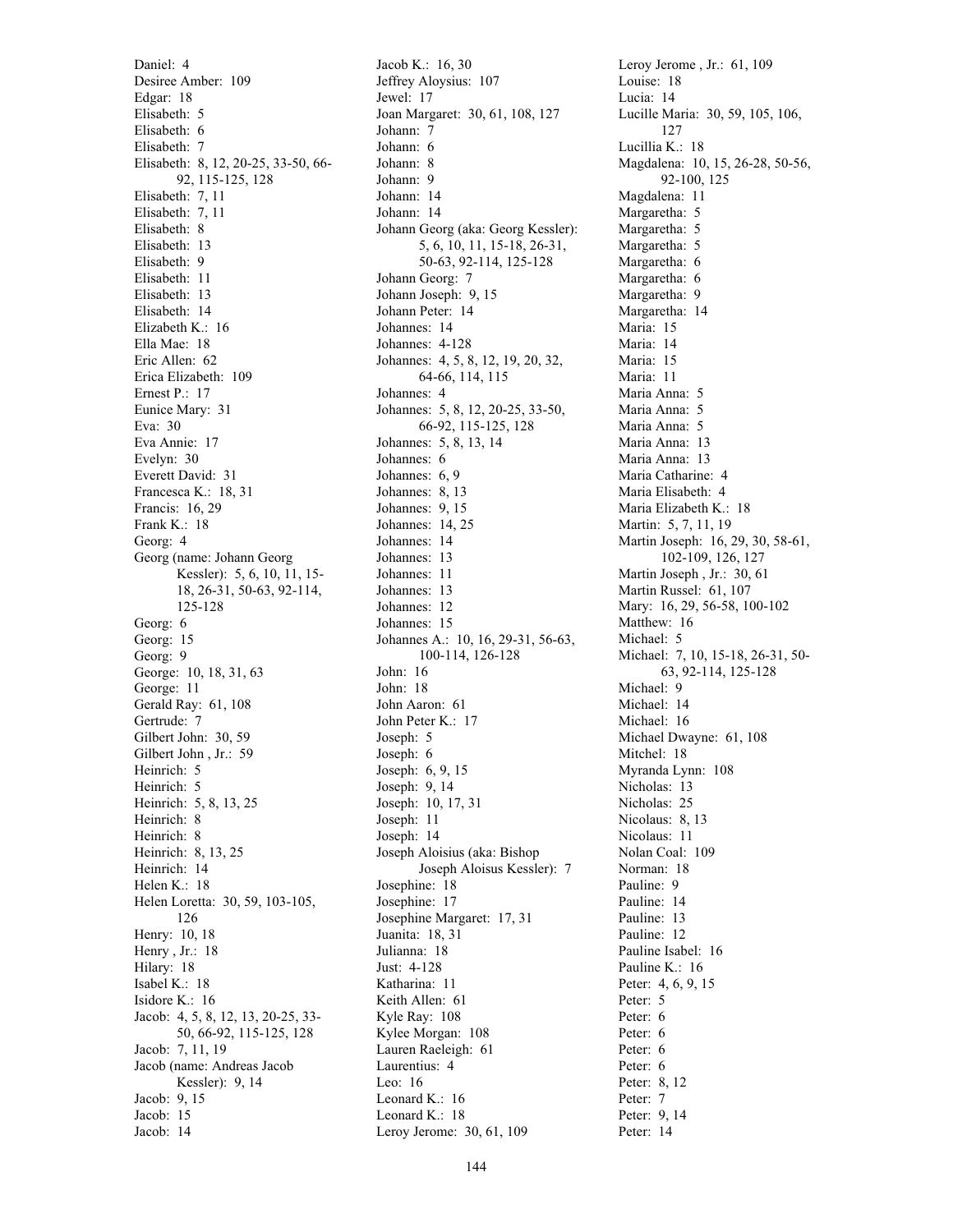Daniel: 4
Desiree Amber: 109
Edgar: 18
Elisabeth: 5
Elisabeth: 6
Elisabeth: 7
Elisabeth: 8, 12, 20-25, 33-50, 66-92, 115-125, 128
Elisabeth: 7, 11
Elisabeth: 7, 11
Elisabeth: 8
Elisabeth: 13
Elisabeth: 9
Elisabeth: 11
Elisabeth: 13
Elisabeth: 14
Elizabeth K.: 16
Ella Mae: 18
Eric Allen: 62
Erica Elizabeth: 109
Ernest P.: 17
Eunice Mary: 31
Eva: 30
Eva Annie: 17
Evelyn: 30
Everett David: 31
Francesca K.: 18, 31
Francis: 16, 29
Frank K.: 18
Georg: 4
Georg (name: Johann Georg Kessler): 5, 6, 10, 11, 15-18, 26-31, 50-63, 92-114, 125-128
Georg: 6
Georg: 15
Georg: 9
George: 10, 18, 31, 63
George: 11
Gerald Ray: 61, 108
Gertrude: 7
Gilbert John: 30, 59
Gilbert John , Jr.: 59
Heinrich: 5
Heinrich: 5
Heinrich: 5, 8, 13, 25
Heinrich: 8
Heinrich: 8
Heinrich: 8, 13, 25
Heinrich: 14
Helen K.: 18
Helen Loretta: 30, 59, 103-105, 126
Henry: 10, 18
Henry , Jr.: 18
Hilary: 18
Isabel K.: 18
Isidore K.: 16
Jacob: 4, 5, 8, 12, 13, 20-25, 33-50, 66-92, 115-125, 128
Jacob: 7, 11, 19
Jacob (name: Andreas Jacob Kessler): 9, 14
Jacob: 9, 15
Jacob: 15
Jacob: 14
Jacob K.: 16, 30
Jeffrey Aloysius: 107
Jewel: 17
Joan Margaret: 30, 61, 108, 127
Johann: 7
Johann: 6
Johann: 8
Johann: 9
Johann: 14
Johann: 14
Johann Georg (aka: Georg Kessler): 5, 6, 10, 11, 15-18, 26-31, 50-63, 92-114, 125-128
Johann Georg: 7
Johann Joseph: 9, 15
Johann Peter: 14
Johannes: 14
Johannes: 4-128
Johannes: 4, 5, 8, 12, 19, 20, 32, 64-66, 114, 115
Johannes: 4
Johannes: 5, 8, 12, 20-25, 33-50, 66-92, 115-125, 128
Johannes: 5, 8, 13, 14
Johannes: 6
Johannes: 6, 9
Johannes: 8, 13
Johannes: 9, 15
Johannes: 14, 25
Johannes: 14
Johannes: 13
Johannes: 11
Johannes: 13
Johannes: 12
Johannes: 15
Johannes A.: 10, 16, 29-31, 56-63, 100-114, 126-128
John: 16
John: 18
John Aaron: 61
John Peter K.: 17
Joseph: 5
Joseph: 6
Joseph: 6, 9, 15
Joseph: 9, 14
Joseph: 10, 17, 31
Joseph: 11
Joseph: 14
Joseph Aloisius (aka: Bishop Joseph Aloisus Kessler): 7
Josephine: 18
Josephine: 17
Josephine Margaret: 17, 31
Juanita: 18, 31
Julianna: 18
Just: 4-128
Katharina: 11
Keith Allen: 61
Kyle Ray: 108
Kylee Morgan: 108
Lauren Raeleigh: 61
Laurentius: 4
Leo: 16
Leonard K.: 16
Leonard K.: 18
Leroy Jerome: 30, 61, 109
Leroy Jerome , Jr.: 61, 109
Louise: 18
Lucia: 14
Lucille Maria: 30, 59, 105, 106, 127
Lucillia K.: 18
Magdalena: 10, 15, 26-28, 50-56, 92-100, 125
Magdalena: 11
Margaretha: 5
Margaretha: 5
Margaretha: 5
Margaretha: 6
Margaretha: 6
Margaretha: 9
Margaretha: 14
Maria: 15
Maria: 14
Maria: 15
Maria: 11
Maria Anna: 5
Maria Anna: 5
Maria Anna: 5
Maria Anna: 13
Maria Anna: 13
Maria Catharine: 4
Maria Elisabeth: 4
Maria Elizabeth K.: 18
Martin: 5, 7, 11, 19
Martin Joseph: 16, 29, 30, 58-61, 102-109, 126, 127
Martin Joseph , Jr.: 30, 61
Martin Russel: 61, 107
Mary: 16, 29, 56-58, 100-102
Matthew: 16
Michael: 5
Michael: 7, 10, 15-18, 26-31, 50-63, 92-114, 125-128
Michael: 9
Michael: 14
Michael: 16
Michael Dwayne: 61, 108
Mitchel: 18
Myranda Lynn: 108
Nicholas: 13
Nicholas: 25
Nicolaus: 8, 13
Nicolaus: 11
Nolan Coal: 109
Norman: 18
Pauline: 9
Pauline: 14
Pauline: 13
Pauline: 12
Pauline Isabel: 16
Pauline K.: 16
Peter: 4, 6, 9, 15
Peter: 5
Peter: 6
Peter: 6
Peter: 6
Peter: 6
Peter: 8, 12
Peter: 7
Peter: 9, 14
Peter: 14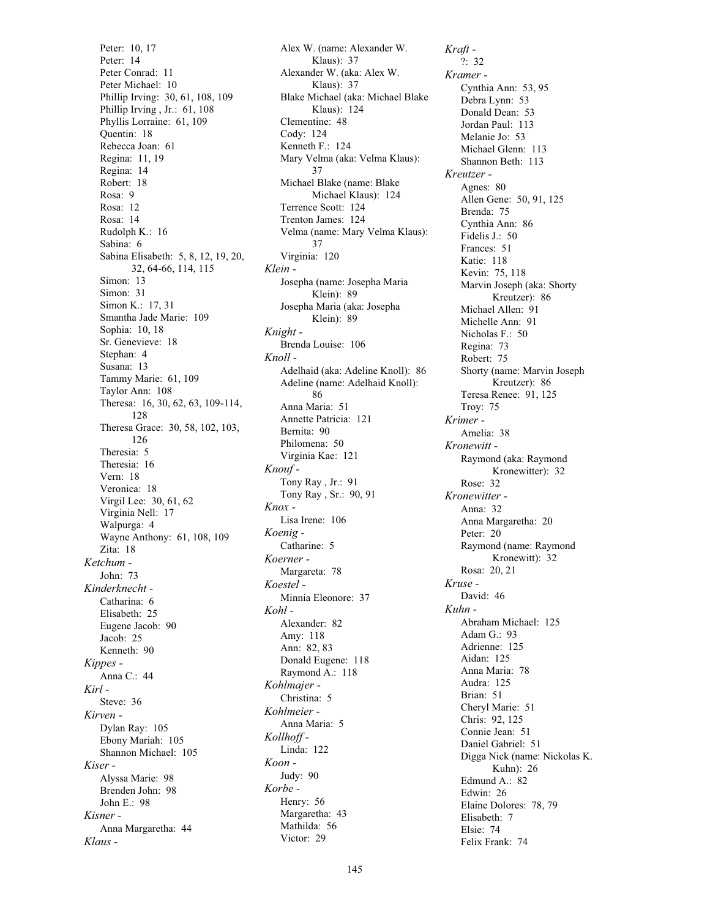Peter: 10, 17
Peter: 14
Peter Conrad: 11
Peter Michael: 10
Phillip Irving: 30, 61, 108, 109
Phillip Irving , Jr.: 61, 108
Phyllis Lorraine: 61, 109
Quentin: 18
Rebecca Joan: 61
Regina: 11, 19
Regina: 14
Robert: 18
Rosa: 9
Rosa: 12
Rosa: 14
Rudolph K.: 16
Sabina: 6
Sabina Elisabeth: 5, 8, 12, 19, 20, 32, 64-66, 114, 115
Simon: 13
Simon: 31
Simon K.: 17, 31
Smantha Jade Marie: 109
Sophia: 10, 18
Sr. Genevieve: 18
Stephan: 4
Susana: 13
Tammy Marie: 61, 109
Taylor Ann: 108
Theresa: 16, 30, 62, 63, 109-114, 128
Theresa Grace: 30, 58, 102, 103, 126
Theresia: 5
Theresia: 16
Vern: 18
Veronica: 18
Virgil Lee: 30, 61, 62
Virginia Nell: 17
Walpurga: 4
Wayne Anthony: 61, 108, 109
Zita: 18

*Ketchum -*
John: 73

*Kinderknecht -*
Catharina: 6
Elisabeth: 25
Eugene Jacob: 90
Jacob: 25
Kenneth: 90

*Kippes -*
Anna C.: 44

*Kirl -*
Steve: 36

*Kirven -*
Dylan Ray: 105
Ebony Mariah: 105
Shannon Michael: 105

*Kiser -*
Alyssa Marie: 98
Brenden John: 98
John E.: 98

*Kisner -*
Anna Margaretha: 44

*Klaus -*
Alex W. (name: Alexander W. Klaus): 37
Alexander W. (aka: Alex W. Klaus): 37
Blake Michael (aka: Michael Blake Klaus): 124
Clementine: 48
Cody: 124
Kenneth F.: 124
Mary Velma (aka: Velma Klaus): 37
Michael Blake (name: Blake Michael Klaus): 124
Terrence Scott: 124
Trenton James: 124
Velma (name: Mary Velma Klaus): 37
Virginia: 120

*Klein -*
Josepha (name: Josepha Maria Klein): 89
Josepha Maria (aka: Josepha Klein): 89

*Knight -*
Brenda Louise: 106

*Knoll -*
Adelhaid (aka: Adeline Knoll): 86
Adeline (name: Adelhaid Knoll): 86
Anna Maria: 51
Annette Patricia: 121
Bernita: 90
Philomena: 50
Virginia Kae: 121

*Knouf -*
Tony Ray , Jr.: 91
Tony Ray , Sr.: 90, 91

*Knox -*
Lisa Irene: 106

*Koenig -*
Catharine: 5

*Koerner -*
Margareta: 78

*Koestel -*
Minnia Eleonore: 37

*Kohl -*
Alexander: 82
Amy: 118
Ann: 82, 83
Donald Eugene: 118
Raymond A.: 118

*Kohlmajer -*
Christina: 5

*Kohlmeier -*
Anna Maria: 5

*Kollhoff -*
Linda: 122

*Koon -*
Judy: 90

*Korbe -*
Henry: 56
Margaretha: 43
Mathilda: 56
Victor: 29

*Kraft -*
?: 32

*Kramer -*
Cynthia Ann: 53, 95
Debra Lynn: 53
Donald Dean: 53
Jordan Paul: 113
Melanie Jo: 53
Michael Glenn: 113
Shannon Beth: 113

*Kreutzer -*
Agnes: 80
Allen Gene: 50, 91, 125
Brenda: 75
Cynthia Ann: 86
Fidelis J.: 50
Frances: 51
Katie: 118
Kevin: 75, 118
Marvin Joseph (aka: Shorty Kreutzer): 86
Michael Allen: 91
Michelle Ann: 91
Nicholas F.: 50
Regina: 73
Robert: 75
Shorty (name: Marvin Joseph Kreutzer): 86
Teresa Renee: 91, 125
Troy: 75

*Krimer -*
Amelia: 38

*Kronewitt -*
Raymond (aka: Raymond Kronewitter): 32
Rose: 32

*Kronewitter -*
Anna: 32
Anna Margaretha: 20
Peter: 20
Raymond (name: Raymond Kronewitt): 32
Rosa: 20, 21

*Kruse -*
David: 46

*Kuhn -*
Abraham Michael: 125
Adam G.: 93
Adrienne: 125
Aidan: 125
Anna Maria: 78
Audra: 125
Brian: 51
Cheryl Marie: 51
Chris: 92, 125
Connie Jean: 51
Daniel Gabriel: 51
Digga Nick (name: Nickolas K. Kuhn): 26
Edmund A.: 82
Edwin: 26
Elaine Dolores: 78, 79
Elisabeth: 7
Elsie: 74
Felix Frank: 74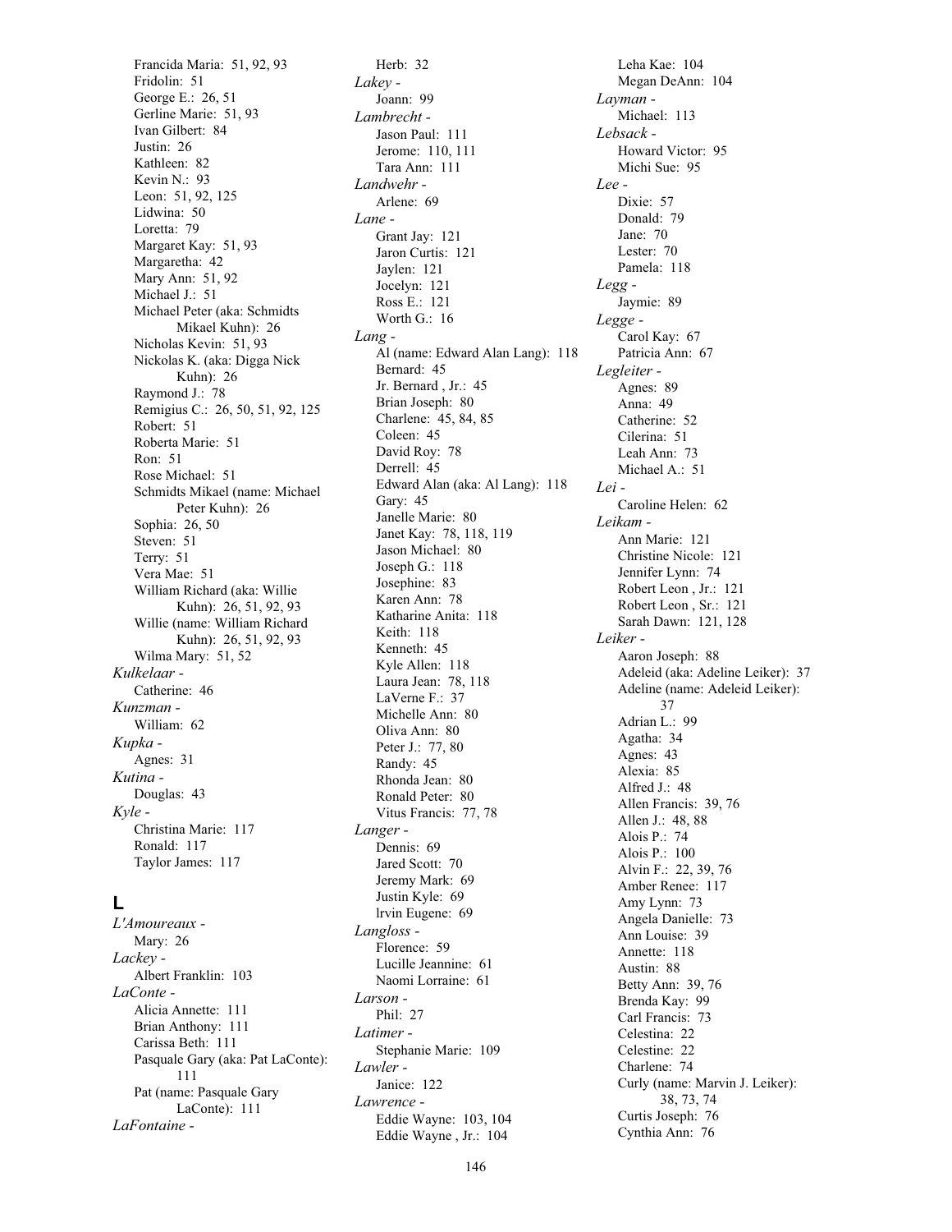Francida Maria: 51, 92, 93
Fridolin: 51
George E.: 26, 51
Gerline Marie: 51, 93
Ivan Gilbert: 84
Justin: 26
Kathleen: 82
Kevin N.: 93
Leon: 51, 92, 125
Lidwina: 50
Loretta: 79
Margaret Kay: 51, 93
Margaretha: 42
Mary Ann: 51, 92
Michael J.: 51
Michael Peter (aka: Schmidts Mikael Kuhn): 26
Nicholas Kevin: 51, 93
Nickolas K. (aka: Digga Nick Kuhn): 26
Raymond J.: 78
Remigius C.: 26, 50, 51, 92, 125
Robert: 51
Roberta Marie: 51
Ron: 51
Rose Michael: 51
Schmidts Mikael (name: Michael Peter Kuhn): 26
Sophia: 26, 50
Steven: 51
Terry: 51
Vera Mae: 51
William Richard (aka: Willie Kuhn): 26, 51, 92, 93
Willie (name: William Richard Kuhn): 26, 51, 92, 93
Wilma Mary: 51, 52

*Kulkelaar -*
Catherine: 46

*Kunzman -*
William: 62

*Kupka -*
Agnes: 31

*Kutina -*
Douglas: 43

*Kyle -*
Christina Marie: 117
Ronald: 117
Taylor James: 117

## L

*L'Amoureaux -*
Mary: 26

*Lackey -*
Albert Franklin: 103

*LaConte -*
Alicia Annette: 111
Brian Anthony: 111
Carissa Beth: 111
Pasquale Gary (aka: Pat LaConte): 111
Pat (name: Pasquale Gary LaConte): 111

*LaFontaine -*
Herb: 32

*Lakey -*
Joann: 99

*Lambrecht -*
Jason Paul: 111
Jerome: 110, 111
Tara Ann: 111

*Landwehr -*
Arlene: 69

*Lane -*
Grant Jay: 121
Jaron Curtis: 121
Jaylen: 121
Jocelyn: 121
Ross E.: 121
Worth G.: 16

*Lang -*
Al (name: Edward Alan Lang): 118
Bernard: 45
Jr. Bernard , Jr.: 45
Brian Joseph: 80
Charlene: 45, 84, 85
Coleen: 45
David Roy: 78
Derrell: 45
Edward Alan (aka: Al Lang): 118
Gary: 45
Janelle Marie: 80
Janet Kay: 78, 118, 119
Jason Michael: 80
Joseph G.: 118
Josephine: 83
Karen Ann: 78
Katharine Anita: 118
Keith: 118
Kenneth: 45
Kyle Allen: 118
Laura Jean: 78, 118
LaVerne F.: 37
Michelle Ann: 80
Oliva Ann: 80
Peter J.: 77, 80
Randy: 45
Rhonda Jean: 80
Ronald Peter: 80
Vitus Francis: 77, 78

*Langer -*
Dennis: 69
Jared Scott: 70
Jeremy Mark: 69
Justin Kyle: 69
lrvin Eugene: 69

*Langloss -*
Florence: 59
Lucille Jeannine: 61
Naomi Lorraine: 61

*Larson -*
Phil: 27

*Latimer -*
Stephanie Marie: 109

*Lawler -*
Janice: 122

*Lawrence -*
Eddie Wayne: 103, 104
Eddie Wayne , Jr.: 104
Leha Kae: 104
Megan DeAnn: 104

*Layman -*
Michael: 113

*Lebsack -*
Howard Victor: 95
Michi Sue: 95

*Lee -*
Dixie: 57
Donald: 79
Jane: 70
Lester: 70
Pamela: 118

*Legg -*
Jaymie: 89

*Legge -*
Carol Kay: 67
Patricia Ann: 67

*Legleiter -*
Agnes: 89
Anna: 49
Catherine: 52
Cilerina: 51
Leah Ann: 73
Michael A.: 51

*Lei -*
Caroline Helen: 62

*Leikam -*
Ann Marie: 121
Christine Nicole: 121
Jennifer Lynn: 74
Robert Leon , Jr.: 121
Robert Leon , Sr.: 121
Sarah Dawn: 121, 128

*Leiker -*
Aaron Joseph: 88
Adeleid (aka: Adeline Leiker): 37
Adeline (name: Adeleid Leiker): 37
Adrian L.: 99
Agatha: 34
Agnes: 43
Alexia: 85
Alfred J.: 48
Allen Francis: 39, 76
Allen J.: 48, 88
Alois P.: 74
Alois P.: 100
Alvin F.: 22, 39, 76
Amber Renee: 117
Amy Lynn: 73
Angela Danielle: 73
Ann Louise: 39
Annette: 118
Austin: 88
Betty Ann: 39, 76
Brenda Kay: 99
Carl Francis: 73
Celestina: 22
Celestine: 22
Charlene: 74
Curly (name: Marvin J. Leiker): 38, 73, 74
Curtis Joseph: 76
Cynthia Ann: 76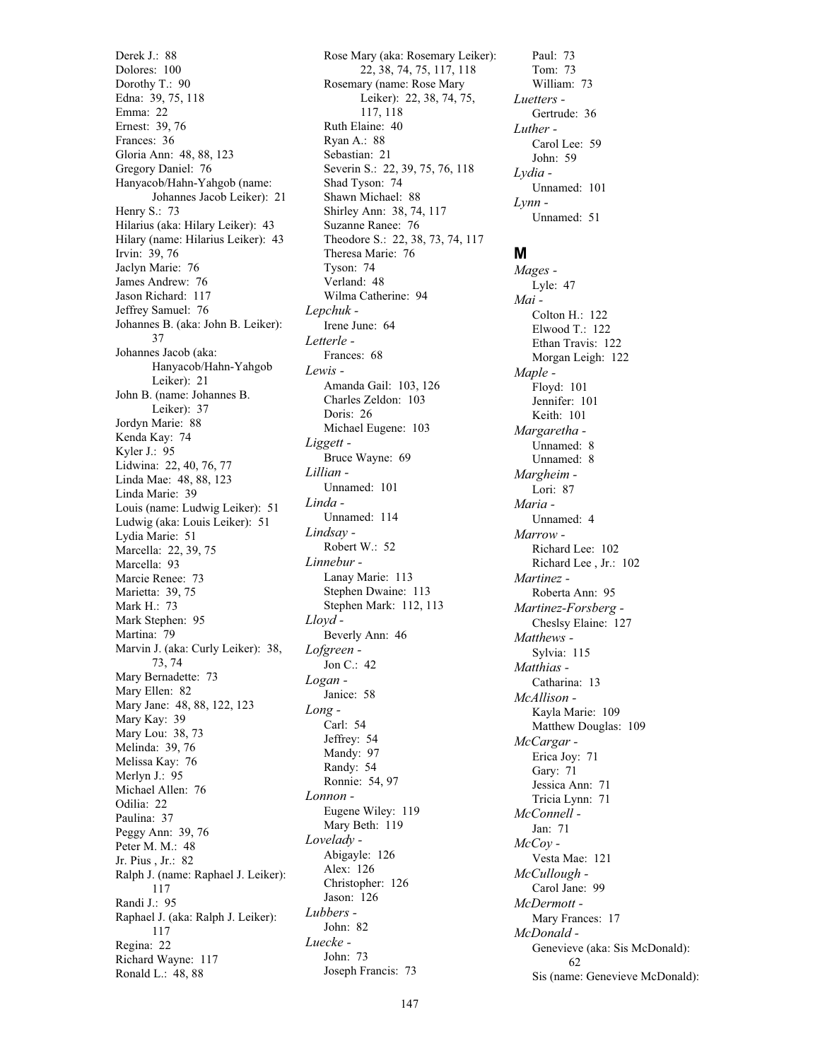Derek J.: 88
Dolores: 100
Dorothy T.: 90
Edna: 39, 75, 118
Emma: 22
Ernest: 39, 76
Frances: 36
Gloria Ann: 48, 88, 123
Gregory Daniel: 76
Hanyacob/Hahn-Yahgob (name: Johannes Jacob Leiker): 21
Henry S.: 73
Hilarius (aka: Hilary Leiker): 43
Hilary (name: Hilarius Leiker): 43
Irvin: 39, 76
Jaclyn Marie: 76
James Andrew: 76
Jason Richard: 117
Jeffrey Samuel: 76
Johannes B. (aka: John B. Leiker): 37
Johannes Jacob (aka: Hanyacob/Hahn-Yahgob Leiker): 21
John B. (name: Johannes B. Leiker): 37
Jordyn Marie: 88
Kenda Kay: 74
Kyler J.: 95
Lidwina: 22, 40, 76, 77
Linda Mae: 48, 88, 123
Linda Marie: 39
Louis (name: Ludwig Leiker): 51
Ludwig (aka: Louis Leiker): 51
Lydia Marie: 51
Marcella: 22, 39, 75
Marcella: 93
Marcie Renee: 73
Marietta: 39, 75
Mark H.: 73
Mark Stephen: 95
Martina: 79
Marvin J. (aka: Curly Leiker): 38, 73, 74
Mary Bernadette: 73
Mary Ellen: 82
Mary Jane: 48, 88, 122, 123
Mary Kay: 39
Mary Lou: 38, 73
Melinda: 39, 76
Melissa Kay: 76
Merlyn J.: 95
Michael Allen: 76
Odilia: 22
Paulina: 37
Peggy Ann: 39, 76
Peter M. M.: 48
Jr. Pius , Jr.: 82
Ralph J. (name: Raphael J. Leiker): 117
Randi J.: 95
Raphael J. (aka: Ralph J. Leiker): 117
Regina: 22
Richard Wayne: 117
Ronald L.: 48, 88
Rose Mary (aka: Rosemary Leiker): 22, 38, 74, 75, 117, 118
Rosemary (name: Rose Mary Leiker): 22, 38, 74, 75, 117, 118
Ruth Elaine: 40
Ryan A.: 88
Sebastian: 21
Severin S.: 22, 39, 75, 76, 118
Shad Tyson: 74
Shawn Michael: 88
Shirley Ann: 38, 74, 117
Suzanne Ranee: 76
Theodore S.: 22, 38, 73, 74, 117
Theresa Marie: 76
Tyson: 74
Verland: 48
Wilma Catherine: 94

*Lepchuk -*
Irene June: 64

*Letterle -*
Frances: 68

*Lewis -*
Amanda Gail: 103, 126
Charles Zeldon: 103
Doris: 26
Michael Eugene: 103

*Liggett -*
Bruce Wayne: 69

*Lillian -*
Unnamed: 101

*Linda -*
Unnamed: 114

*Lindsay -*
Robert W.: 52

*Linnebur -*
Lanay Marie: 113
Stephen Dwaine: 113
Stephen Mark: 112, 113

*Lloyd -*
Beverly Ann: 46

*Lofgreen -*
Jon C.: 42

*Logan -*
Janice: 58

*Long -*
Carl: 54
Jeffrey: 54
Mandy: 97
Randy: 54
Ronnie: 54, 97

*Lonnon -*
Eugene Wiley: 119
Mary Beth: 119

*Lovelady -*
Abigayle: 126
Alex: 126
Christopher: 126
Jason: 126

*Lubbers -*
John: 82

*Luecke -*
John: 73
Joseph Francis: 73
Paul: 73
Tom: 73
William: 73

*Luetters -*
Gertrude: 36

*Luther -*
Carol Lee: 59
John: 59

*Lydia -*
Unnamed: 101

*Lynn -*
Unnamed: 51

## M

*Mages -*
Lyle: 47

*Mai -*
Colton H.: 122
Elwood T.: 122
Ethan Travis: 122
Morgan Leigh: 122

*Maple -*
Floyd: 101
Jennifer: 101
Keith: 101

*Margaretha -*
Unnamed: 8
Unnamed: 8

*Margheim -*
Lori: 87

*Maria -*
Unnamed: 4

*Marrow -*
Richard Lee: 102
Richard Lee , Jr.: 102

*Martinez -*
Roberta Ann: 95

*Martinez-Forsberg -*
Cheslsy Elaine: 127

*Matthews -*
Sylvia: 115

*Matthias -*
Catharina: 13

*McAllison -*
Kayla Marie: 109
Matthew Douglas: 109

*McCargar -*
Erica Joy: 71
Gary: 71
Jessica Ann: 71
Tricia Lynn: 71

*McConnell -*
Jan: 71

*McCoy -*
Vesta Mae: 121

*McCullough -*
Carol Jane: 99

*McDermott -*
Mary Frances: 17

*McDonald -*
Genevieve (aka: Sis McDonald): 62
Sis (name: Genevieve McDonald):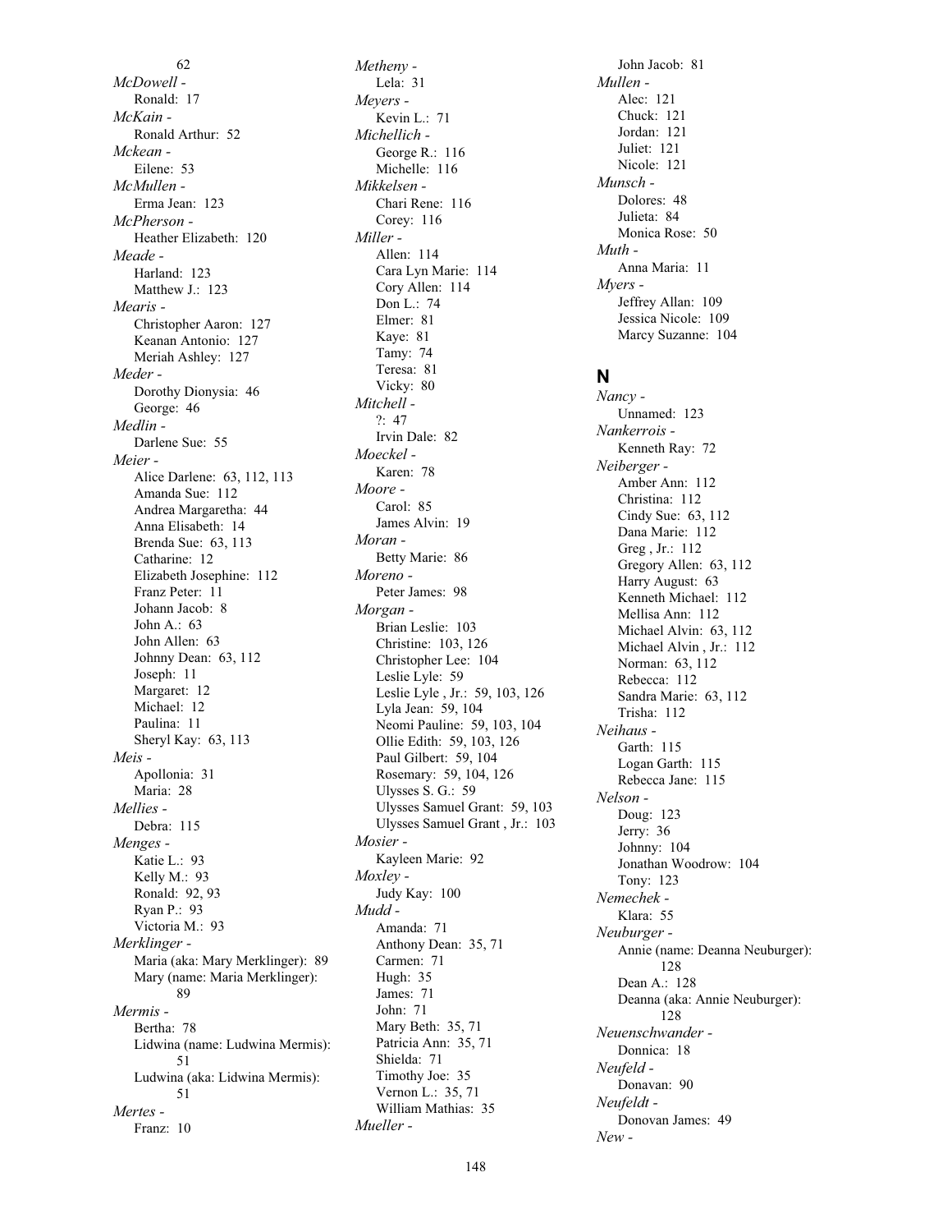62

*McDowell -*
- Ronald: 17

*McKain -*
- Ronald Arthur: 52

*Mckean -*
- Eilene: 53

*McMullen -*
- Erma Jean: 123

*McPherson -*
- Heather Elizabeth: 120

*Meade -*
- Harland: 123
- Matthew J.: 123

*Mearis -*
- Christopher Aaron: 127
- Keanan Antonio: 127
- Meriah Ashley: 127

*Meder -*
- Dorothy Dionysia: 46
- George: 46

*Medlin -*
- Darlene Sue: 55

*Meier -*
- Alice Darlene: 63, 112, 113
- Amanda Sue: 112
- Andrea Margaretha: 44
- Anna Elisabeth: 14
- Brenda Sue: 63, 113
- Catharine: 12
- Elizabeth Josephine: 112
- Franz Peter: 11
- Johann Jacob: 8
- John A.: 63
- John Allen: 63
- Johnny Dean: 63, 112
- Joseph: 11
- Margaret: 12
- Michael: 12
- Paulina: 11
- Sheryl Kay: 63, 113

*Meis -*
- Apollonia: 31
- Maria: 28

*Mellies -*
- Debra: 115

*Menges -*
- Katie L.: 93
- Kelly M.: 93
- Ronald: 92, 93
- Ryan P.: 93
- Victoria M.: 93

*Merklinger -*
- Maria (aka: Mary Merklinger): 89
- Mary (name: Maria Merklinger): 89

*Mermis -*
- Bertha: 78
- Lidwina (name: Ludwina Mermis): 51
- Ludwina (aka: Lidwina Mermis): 51

*Mertes -*
- Franz: 10

*Metheny -*
- Lela: 31

*Meyers -*
- Kevin L.: 71

*Michellich -*
- George R.: 116
- Michelle: 116

*Mikkelsen -*
- Chari Rene: 116
- Corey: 116

*Miller -*
- Allen: 114
- Cara Lyn Marie: 114
- Cory Allen: 114
- Don L.: 74
- Elmer: 81
- Kaye: 81
- Tamy: 74
- Teresa: 81
- Vicky: 80

*Mitchell -*
- ?: 47
- Irvin Dale: 82

*Moeckel -*
- Karen: 78

*Moore -*
- Carol: 85
- James Alvin: 19

*Moran -*
- Betty Marie: 86

*Moreno -*
- Peter James: 98

*Morgan -*
- Brian Leslie: 103
- Christine: 103, 126
- Christopher Lee: 104
- Leslie Lyle: 59
- Leslie Lyle , Jr.: 59, 103, 126
- Lyla Jean: 59, 104
- Neomi Pauline: 59, 103, 104
- Ollie Edith: 59, 103, 126
- Paul Gilbert: 59, 104
- Rosemary: 59, 104, 126
- Ulysses S. G.: 59
- Ulysses Samuel Grant: 59, 103
- Ulysses Samuel Grant , Jr.: 103

*Mosier -*
- Kayleen Marie: 92

*Moxley -*
- Judy Kay: 100

*Mudd -*
- Amanda: 71
- Anthony Dean: 35, 71
- Carmen: 71
- Hugh: 35
- James: 71
- John: 71
- Mary Beth: 35, 71
- Patricia Ann: 35, 71
- Shielda: 71
- Timothy Joe: 35
- Vernon L.: 35, 71
- William Mathias: 35

*Mueller -*
- John Jacob: 81

*Mullen -*
- Alec: 121
- Chuck: 121
- Jordan: 121
- Juliet: 121
- Nicole: 121

*Munsch -*
- Dolores: 48
- Julieta: 84
- Monica Rose: 50

*Muth -*
- Anna Maria: 11

*Myers -*
- Jeffrey Allan: 109
- Jessica Nicole: 109
- Marcy Suzanne: 104

## N

*Nancy -*
- Unnamed: 123

*Nankerrois -*
- Kenneth Ray: 72

*Neiberger -*
- Amber Ann: 112
- Christina: 112
- Cindy Sue: 63, 112
- Dana Marie: 112
- Greg , Jr.: 112
- Gregory Allen: 63, 112
- Harry August: 63
- Kenneth Michael: 112
- Mellisa Ann: 112
- Michael Alvin: 63, 112
- Michael Alvin , Jr.: 112
- Norman: 63, 112
- Rebecca: 112
- Sandra Marie: 63, 112
- Trisha: 112

*Neihaus -*
- Garth: 115
- Logan Garth: 115
- Rebecca Jane: 115

*Nelson -*
- Doug: 123
- Jerry: 36
- Johnny: 104
- Jonathan Woodrow: 104
- Tony: 123

*Nemechek -*
- Klara: 55

*Neuburger -*
- Annie (name: Deanna Neuburger): 128
- Dean A.: 128
- Deanna (aka: Annie Neuburger): 128

*Neuenschwander -*
- Donnica: 18

*Neufeld -*
- Donavan: 90

*Neufeldt -*
- Donovan James: 49

*New -*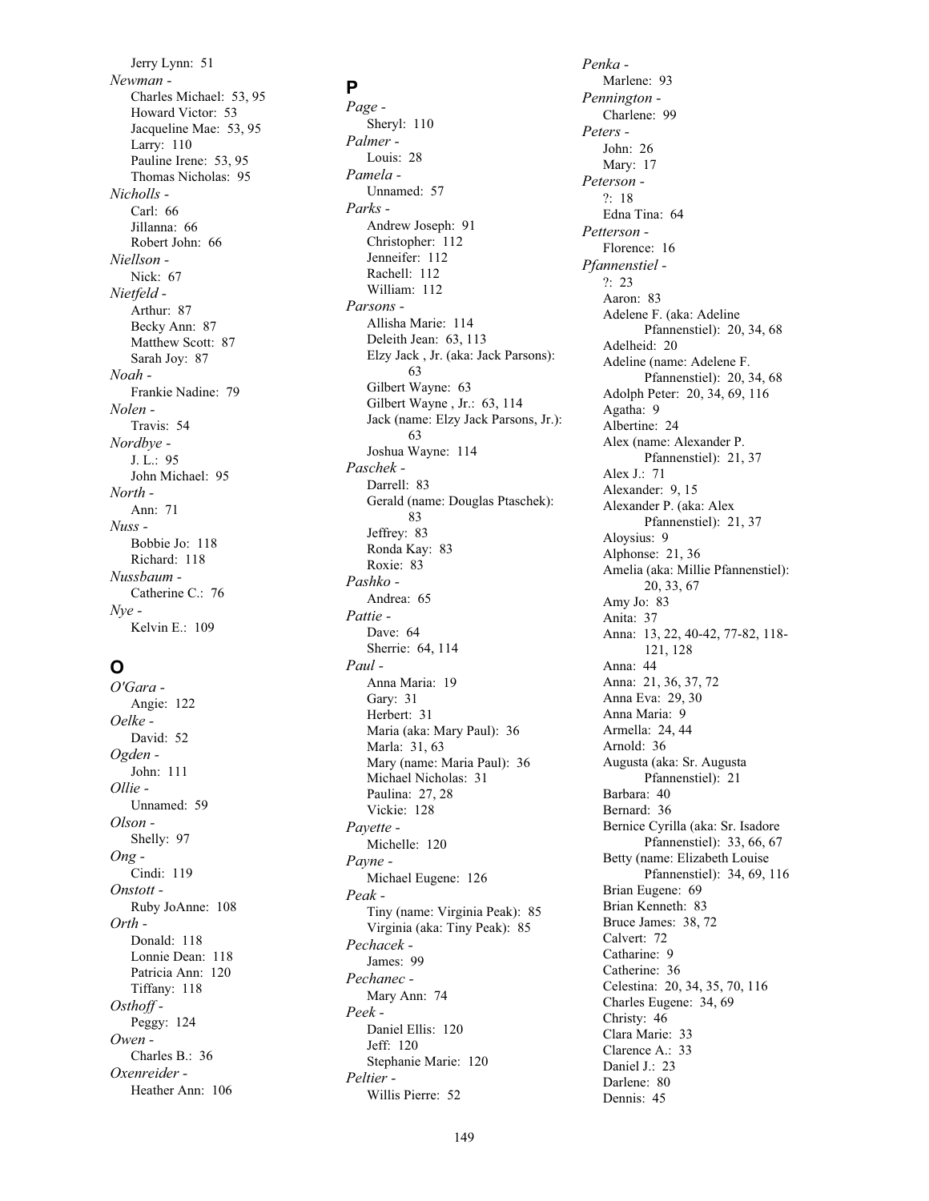Jerry Lynn: 51

*Newman -*
Charles Michael: 53, 95
Howard Victor: 53
Jacqueline Mae: 53, 95
Larry: 110
Pauline Irene: 53, 95
Thomas Nicholas: 95

*Nicholls -*
Carl: 66
Jillanna: 66
Robert John: 66

*Niellson -*
Nick: 67

*Nietfeld -*
Arthur: 87
Becky Ann: 87
Matthew Scott: 87
Sarah Joy: 87

*Noah -*
Frankie Nadine: 79

*Nolen -*
Travis: 54

*Nordbye -*
J. L.: 95
John Michael: 95

*North -*
Ann: 71

*Nuss -*
Bobbie Jo: 118
Richard: 118

*Nussbaum -*
Catherine C.: 76

*Nye -*
Kelvin E.: 109

## O

*O'Gara -*
Angie: 122

*Oelke -*
David: 52

*Ogden -*
John: 111

*Ollie -*
Unnamed: 59

*Olson -*
Shelly: 97

*Ong -*
Cindi: 119

*Onstott -*
Ruby JoAnne: 108

*Orth -*
Donald: 118
Lonnie Dean: 118
Patricia Ann: 120
Tiffany: 118

*Osthoff -*
Peggy: 124

*Owen -*
Charles B.: 36

*Oxenreider -*
Heather Ann: 106

## P

*Page -*
Sheryl: 110

*Palmer -*
Louis: 28

*Pamela -*
Unnamed: 57

*Parks -*
Andrew Joseph: 91
Christopher: 112
Jenneifer: 112
Rachell: 112
William: 112

*Parsons -*
Allisha Marie: 114
Deleith Jean: 63, 113
Elzy Jack , Jr. (aka: Jack Parsons): 63
Gilbert Wayne: 63
Gilbert Wayne , Jr.: 63, 114
Jack (name: Elzy Jack Parsons, Jr.): 63
Joshua Wayne: 114

*Paschek -*
Darrell: 83
Gerald (name: Douglas Ptaschek): 83
Jeffrey: 83
Ronda Kay: 83
Roxie: 83

*Pashko -*
Andrea: 65

*Pattie -*
Dave: 64
Sherrie: 64, 114

*Paul -*
Anna Maria: 19
Gary: 31
Herbert: 31
Maria (aka: Mary Paul): 36
Marla: 31, 63
Mary (name: Maria Paul): 36
Michael Nicholas: 31
Paulina: 27, 28
Vickie: 128

*Payette -*
Michelle: 120

*Payne -*
Michael Eugene: 126

*Peak -*
Tiny (name: Virginia Peak): 85
Virginia (aka: Tiny Peak): 85

*Pechacek -*
James: 99

*Pechanec -*
Mary Ann: 74

*Peek -*
Daniel Ellis: 120
Jeff: 120
Stephanie Marie: 120

*Peltier -*
Willis Pierre: 52

*Penka -*
Marlene: 93

*Pennington -*
Charlene: 99

*Peters -*
John: 26
Mary: 17

*Peterson -*
?: 18
Edna Tina: 64

*Petterson -*
Florence: 16

*Pfannenstiel -*
?: 23
Aaron: 83
Adelene F. (aka: Adeline Pfannenstiel): 20, 34, 68
Adelheid: 20
Adeline (name: Adelene F. Pfannenstiel): 20, 34, 68
Adolph Peter: 20, 34, 69, 116
Agatha: 9
Albertine: 24
Alex (name: Alexander P. Pfannenstiel): 21, 37
Alex J.: 71
Alexander: 9, 15
Alexander P. (aka: Alex Pfannenstiel): 21, 37
Aloysius: 9
Alphonse: 21, 36
Amelia (aka: Millie Pfannenstiel): 20, 33, 67
Amy Jo: 83
Anita: 37
Anna: 13, 22, 40-42, 77-82, 118-121, 128
Anna: 44
Anna: 21, 36, 37, 72
Anna Eva: 29, 30
Anna Maria: 9
Armella: 24, 44
Arnold: 36
Augusta (aka: Sr. Augusta Pfannenstiel): 21
Barbara: 40
Bernard: 36
Bernice Cyrilla (aka: Sr. Isadore Pfannenstiel): 33, 66, 67
Betty (name: Elizabeth Louise Pfannenstiel): 34, 69, 116
Brian Eugene: 69
Brian Kenneth: 83
Bruce James: 38, 72
Calvert: 72
Catharine: 9
Catherine: 36
Celestina: 20, 34, 35, 70, 116
Charles Eugene: 34, 69
Christy: 46
Clara Marie: 33
Clarence A.: 33
Daniel J.: 23
Darlene: 80
Dennis: 45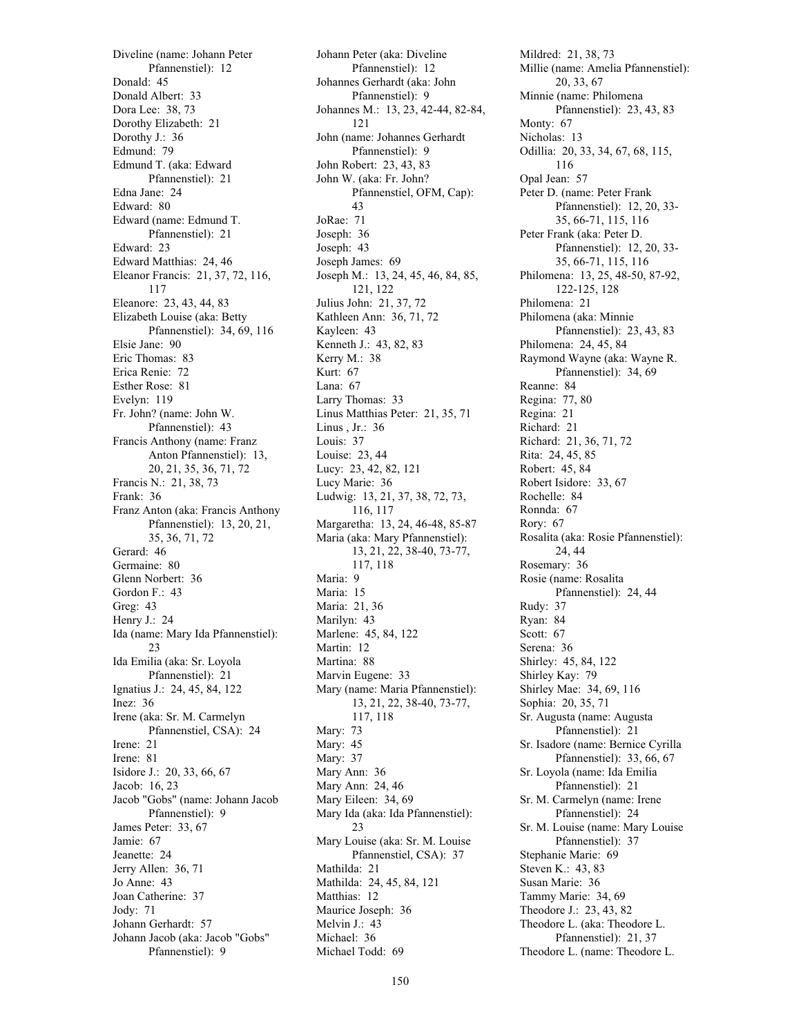Diveline (name: Johann Peter Pfannenstiel): 12
Donald: 45
Donald Albert: 33
Dora Lee: 38, 73
Dorothy Elizabeth: 21
Dorothy J.: 36
Edmund: 79
Edmund T. (aka: Edward Pfannenstiel): 21
Edna Jane: 24
Edward: 80
Edward (name: Edmund T. Pfannenstiel): 21
Edward: 23
Edward Matthias: 24, 46
Eleanor Francis: 21, 37, 72, 116, 117
Eleanore: 23, 43, 44, 83
Elizabeth Louise (aka: Betty Pfannenstiel): 34, 69, 116
Elsie Jane: 90
Eric Thomas: 83
Erica Renie: 72
Esther Rose: 81
Evelyn: 119
Fr. John? (name: John W. Pfannenstiel): 43
Francis Anthony (name: Franz Anton Pfannenstiel): 13, 20, 21, 35, 36, 71, 72
Francis N.: 21, 38, 73
Frank: 36
Franz Anton (aka: Francis Anthony Pfannenstiel): 13, 20, 21, 35, 36, 71, 72
Gerard: 46
Germaine: 80
Glenn Norbert: 36
Gordon F.: 43
Greg: 43
Henry J.: 24
Ida (name: Mary Ida Pfannenstiel): 23
Ida Emilia (aka: Sr. Loyola Pfannenstiel): 21
Ignatius J.: 24, 45, 84, 122
Inez: 36
Irene (aka: Sr. M. Carmelyn Pfannenstiel, CSA): 24
Irene: 21
Irene: 81
Isidore J.: 20, 33, 66, 67
Jacob: 16, 23
Jacob "Gobs" (name: Johann Jacob Pfannenstiel): 9
James Peter: 33, 67
Jamie: 67
Jeanette: 24
Jerry Allen: 36, 71
Jo Anne: 43
Joan Catherine: 37
Jody: 71
Johann Gerhardt: 57
Johann Jacob (aka: Jacob "Gobs" Pfannenstiel): 9
Johann Peter (aka: Diveline Pfannenstiel): 12
Johannes Gerhardt (aka: John Pfannenstiel): 9
Johannes M.: 13, 23, 42-44, 82-84, 121
John (name: Johannes Gerhardt Pfannenstiel): 9
John Robert: 23, 43, 83
John W. (aka: Fr. John? Pfannenstiel, OFM, Cap): 43
JoRae: 71
Joseph: 36
Joseph: 43
Joseph James: 69
Joseph M.: 13, 24, 45, 46, 84, 85, 121, 122
Julius John: 21, 37, 72
Kathleen Ann: 36, 71, 72
Kayleen: 43
Kenneth J.: 43, 82, 83
Kerry M.: 38
Kurt: 67
Lana: 67
Larry Thomas: 33
Linus Matthias Peter: 21, 35, 71
Linus , Jr.: 36
Louis: 37
Louise: 23, 44
Lucy: 23, 42, 82, 121
Lucy Marie: 36
Ludwig: 13, 21, 37, 38, 72, 73, 116, 117
Margaretha: 13, 24, 46-48, 85-87
Maria (aka: Mary Pfannenstiel): 13, 21, 22, 38-40, 73-77, 117, 118
Maria: 9
Maria: 15
Maria: 21, 36
Marilyn: 43
Marlene: 45, 84, 122
Martin: 12
Martina: 88
Marvin Eugene: 33
Mary (name: Maria Pfannenstiel): 13, 21, 22, 38-40, 73-77, 117, 118
Mary: 73
Mary: 45
Mary: 37
Mary Ann: 36
Mary Ann: 24, 46
Mary Eileen: 34, 69
Mary Ida (aka: Ida Pfannenstiel): 23
Mary Louise (aka: Sr. M. Louise Pfannenstiel, CSA): 37
Mathilda: 21
Mathilda: 24, 45, 84, 121
Matthias: 12
Maurice Joseph: 36
Melvin J.: 43
Michael: 36
Michael Todd: 69
Mildred: 21, 38, 73
Millie (name: Amelia Pfannenstiel): 20, 33, 67
Minnie (name: Philomena Pfannenstiel): 23, 43, 83
Monty: 67
Nicholas: 13
Odillia: 20, 33, 34, 67, 68, 115, 116
Opal Jean: 57
Peter D. (name: Peter Frank Pfannenstiel): 12, 20, 33-35, 66-71, 115, 116
Peter Frank (aka: Peter D. Pfannenstiel): 12, 20, 33-35, 66-71, 115, 116
Philomena: 13, 25, 48-50, 87-92, 122-125, 128
Philomena: 21
Philomena (aka: Minnie Pfannenstiel): 23, 43, 83
Philomena: 24, 45, 84
Raymond Wayne (aka: Wayne R. Pfannenstiel): 34, 69
Reanne: 84
Regina: 77, 80
Regina: 21
Richard: 21
Richard: 21, 36, 71, 72
Rita: 24, 45, 85
Robert: 45, 84
Robert Isidore: 33, 67
Rochelle: 84
Ronnda: 67
Rory: 67
Rosalita (aka: Rosie Pfannenstiel): 24, 44
Rosemary: 36
Rosie (name: Rosalita Pfannenstiel): 24, 44
Rudy: 37
Ryan: 84
Scott: 67
Serena: 36
Shirley: 45, 84, 122
Shirley Kay: 79
Shirley Mae: 34, 69, 116
Sophia: 20, 35, 71
Sr. Augusta (name: Augusta Pfannenstiel): 21
Sr. Isadore (name: Bernice Cyrilla Pfannenstiel): 33, 66, 67
Sr. Loyola (name: Ida Emilia Pfannenstiel): 21
Sr. M. Carmelyn (name: Irene Pfannenstiel): 24
Sr. M. Louise (name: Mary Louise Pfannenstiel): 37
Stephanie Marie: 69
Steven K.: 43, 83
Susan Marie: 36
Tammy Marie: 34, 69
Theodore J.: 23, 43, 82
Theodore L. (aka: Theodore L. Pfannenstiel): 21, 37
Theodore L. (name: Theodore L.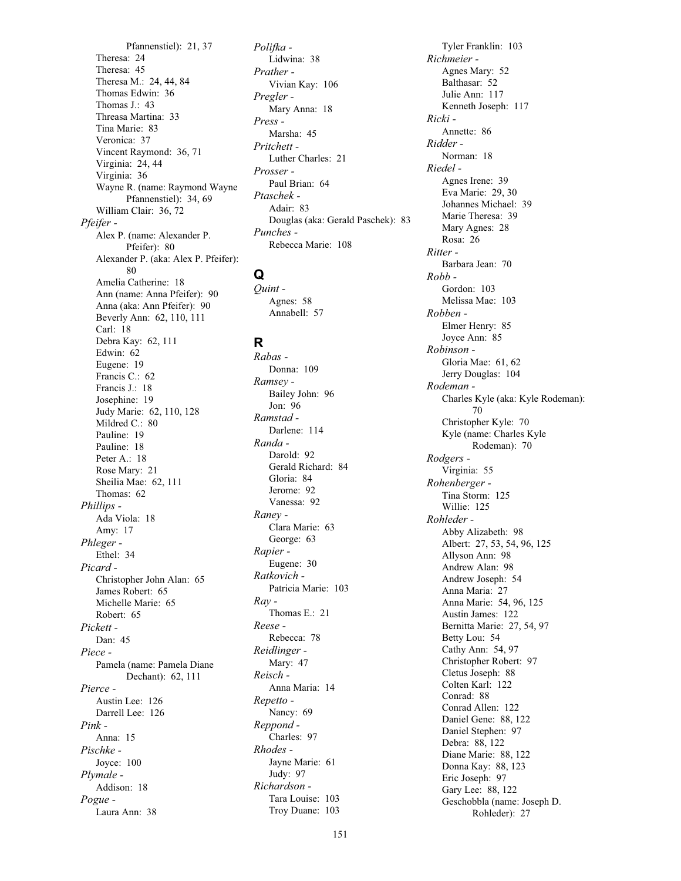Pfannenstiel): 21, 37
Theresa: 24
Theresa: 45
Theresa M.: 24, 44, 84
Thomas Edwin: 36
Thomas J.: 43
Threasa Martina: 33
Tina Marie: 83
Veronica: 37
Vincent Raymond: 36, 71
Virginia: 24, 44
Virginia: 36
Wayne R. (name: Raymond Wayne Pfannenstiel): 34, 69
William Clair: 36, 72

*Pfeifer -*
Alex P. (name: Alexander P. Pfeifer): 80
Alexander P. (aka: Alex P. Pfeifer): 80
Amelia Catherine: 18
Ann (name: Anna Pfeifer): 90
Anna (aka: Ann Pfeifer): 90
Beverly Ann: 62, 110, 111
Carl: 18
Debra Kay: 62, 111
Edwin: 62
Eugene: 19
Francis C.: 62
Francis J.: 18
Josephine: 19
Judy Marie: 62, 110, 128
Mildred C.: 80
Pauline: 19
Pauline: 18
Peter A.: 18
Rose Mary: 21
Sheilia Mae: 62, 111
Thomas: 62

*Phillips -*
Ada Viola: 18
Amy: 17

*Phleger -*
Ethel: 34

*Picard -*
Christopher John Alan: 65
James Robert: 65
Michelle Marie: 65
Robert: 65

*Pickett -*
Dan: 45

*Piece -*
Pamela (name: Pamela Diane Dechant): 62, 111

*Pierce -*
Austin Lee: 126
Darrell Lee: 126

*Pink -*
Anna: 15

*Pischke -*
Joyce: 100

*Plymale -*
Addison: 18

*Pogue -*
Laura Ann: 38

*Polifka -*
Lidwina: 38

*Prather -*
Vivian Kay: 106

*Pregler -*
Mary Anna: 18

*Press -*
Marsha: 45

*Pritchett -*
Luther Charles: 21

*Prosser -*
Paul Brian: 64

*Ptaschek -*
Adair: 83
Douglas (aka: Gerald Paschek): 83

*Punches -*
Rebecca Marie: 108

## Q

*Quint -*
Agnes: 58
Annabell: 57

## R

*Rabas -*
Donna: 109

*Ramsey -*
Bailey John: 96
Jon: 96

*Ramstad -*
Darlene: 114

*Randa -*
Darold: 92
Gerald Richard: 84
Gloria: 84
Jerome: 92
Vanessa: 92

*Raney -*
Clara Marie: 63
George: 63

*Rapier -*
Eugene: 30

*Ratkovich -*
Patricia Marie: 103

*Ray -*
Thomas E.: 21

*Reese -*
Rebecca: 78

*Reidlinger -*
Mary: 47

*Reisch -*
Anna Maria: 14

*Repetto -*
Nancy: 69

*Reppond -*
Charles: 97

*Rhodes -*
Jayne Marie: 61
Judy: 97

*Richardson -*
Tara Louise: 103
Troy Duane: 103
Tyler Franklin: 103

*Richmeier -*
Agnes Mary: 52
Balthasar: 52
Julie Ann: 117
Kenneth Joseph: 117

*Ricki -*
Annette: 86

*Ridder -*
Norman: 18

*Riedel -*
Agnes Irene: 39
Eva Marie: 29, 30
Johannes Michael: 39
Marie Theresa: 39
Mary Agnes: 28
Rosa: 26

*Ritter -*
Barbara Jean: 70

*Robb -*
Gordon: 103
Melissa Mae: 103

*Robben -*
Elmer Henry: 85
Joyce Ann: 85

*Robinson -*
Gloria Mae: 61, 62
Jerry Douglas: 104

*Rodeman -*
Charles Kyle (aka: Kyle Rodeman): 70
Christopher Kyle: 70
Kyle (name: Charles Kyle Rodeman): 70

*Rodgers -*
Virginia: 55

*Rohenberger -*
Tina Storm: 125
Willie: 125

*Rohleder -*
Abby Alizabeth: 98
Albert: 27, 53, 54, 96, 125
Allyson Ann: 98
Andrew Alan: 98
Andrew Joseph: 54
Anna Maria: 27
Anna Marie: 54, 96, 125
Austin James: 122
Bernitta Marie: 27, 54, 97
Betty Lou: 54
Cathy Ann: 54, 97
Christopher Robert: 97
Cletus Joseph: 88
Colten Karl: 122
Conrad: 88
Conrad Allen: 122
Daniel Gene: 88, 122
Daniel Stephen: 97
Debra: 88, 122
Diane Marie: 88, 122
Donna Kay: 88, 123
Eric Joseph: 97
Gary Lee: 88, 122
Geschobbla (name: Joseph D. Rohleder): 27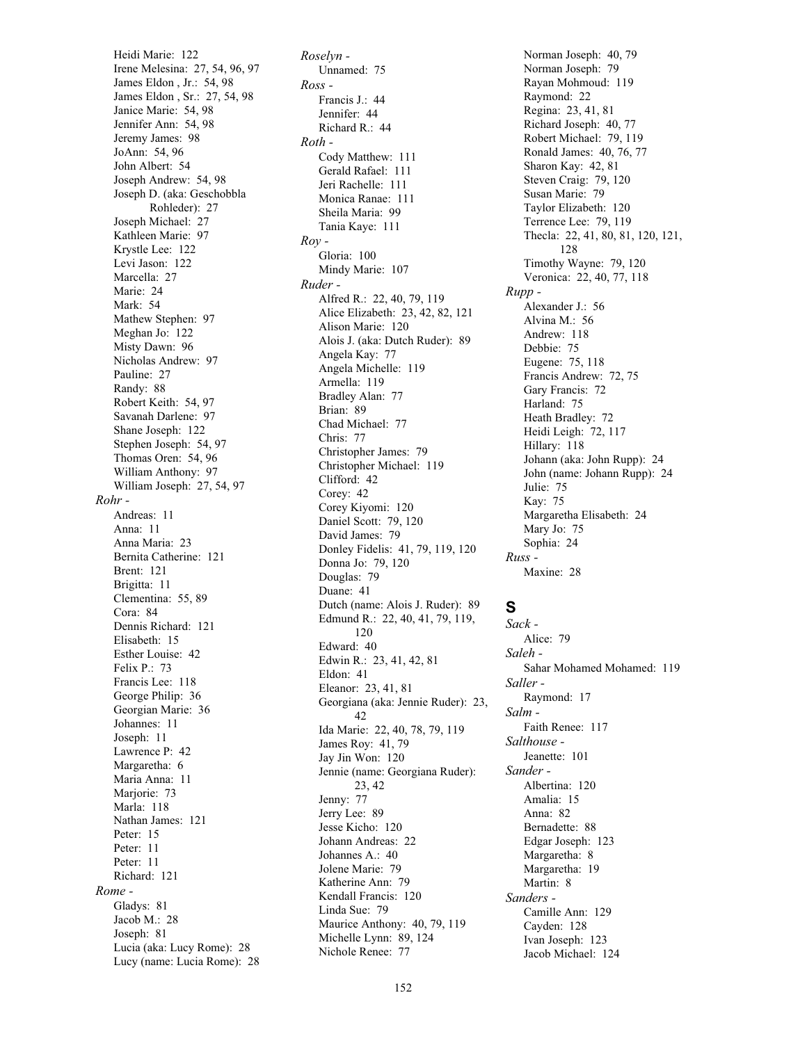Heidi Marie: 122
Irene Melesina: 27, 54, 96, 97
James Eldon , Jr.: 54, 98
James Eldon , Sr.: 27, 54, 98
Janice Marie: 54, 98
Jennifer Ann: 54, 98
Jeremy James: 98
JoAnn: 54, 96
John Albert: 54
Joseph Andrew: 54, 98
Joseph D. (aka: Geschobbla Rohleder): 27
Joseph Michael: 27
Kathleen Marie: 97
Krystle Lee: 122
Levi Jason: 122
Marcella: 27
Marie: 24
Mark: 54
Mathew Stephen: 97
Meghan Jo: 122
Misty Dawn: 96
Nicholas Andrew: 97
Pauline: 27
Randy: 88
Robert Keith: 54, 97
Savanah Darlene: 97
Shane Joseph: 122
Stephen Joseph: 54, 97
Thomas Oren: 54, 96
William Anthony: 97
William Joseph: 27, 54, 97

*Rohr -*
Andreas: 11
Anna: 11
Anna Maria: 23
Bernita Catherine: 121
Brent: 121
Brigitta: 11
Clementina: 55, 89
Cora: 84
Dennis Richard: 121
Elisabeth: 15
Esther Louise: 42
Felix P.: 73
Francis Lee: 118
George Philip: 36
Georgian Marie: 36
Johannes: 11
Joseph: 11
Lawrence P: 42
Margaretha: 6
Maria Anna: 11
Marjorie: 73
Marla: 118
Nathan James: 121
Peter: 15
Peter: 11
Peter: 11
Richard: 121

*Rome -*
Gladys: 81
Jacob M.: 28
Joseph: 81
Lucia (aka: Lucy Rome): 28
Lucy (name: Lucia Rome): 28

*Roselyn -*
Unnamed: 75

*Ross -*
Francis J.: 44
Jennifer: 44
Richard R.: 44

*Roth -*
Cody Matthew: 111
Gerald Rafael: 111
Jeri Rachelle: 111
Monica Ranae: 111
Sheila Maria: 99
Tania Kaye: 111

*Roy -*
Gloria: 100
Mindy Marie: 107

*Ruder -*
Alfred R.: 22, 40, 79, 119
Alice Elizabeth: 23, 42, 82, 121
Alison Marie: 120
Alois J. (aka: Dutch Ruder): 89
Angela Kay: 77
Angela Michelle: 119
Armella: 119
Bradley Alan: 77
Brian: 89
Chad Michael: 77
Chris: 77
Christopher James: 79
Christopher Michael: 119
Clifford: 42
Corey: 42
Corey Kiyomi: 120
Daniel Scott: 79, 120
David James: 79
Donley Fidelis: 41, 79, 119, 120
Donna Jo: 79, 120
Douglas: 79
Duane: 41
Dutch (name: Alois J. Ruder): 89
Edmund R.: 22, 40, 41, 79, 119, 120
Edward: 40
Edwin R.: 23, 41, 42, 81
Eldon: 41
Eleanor: 23, 41, 81
Georgiana (aka: Jennie Ruder): 23, 42
Ida Marie: 22, 40, 78, 79, 119
James Roy: 41, 79
Jay Jin Won: 120
Jennie (name: Georgiana Ruder): 23, 42
Jenny: 77
Jerry Lee: 89
Jesse Kicho: 120
Johann Andreas: 22
Johannes A.: 40
Jolene Marie: 79
Katherine Ann: 79
Kendall Francis: 120
Linda Sue: 79
Maurice Anthony: 40, 79, 119
Michelle Lynn: 89, 124
Nichole Renee: 77
Norman Joseph: 40, 79
Norman Joseph: 79
Rayan Mohmoud: 119
Raymond: 22
Regina: 23, 41, 81
Richard Joseph: 40, 77
Robert Michael: 79, 119
Ronald James: 40, 76, 77
Sharon Kay: 42, 81
Steven Craig: 79, 120
Susan Marie: 79
Taylor Elizabeth: 120
Terrence Lee: 79, 119
Thecla: 22, 41, 80, 81, 120, 121, 128
Timothy Wayne: 79, 120
Veronica: 22, 40, 77, 118

*Rupp -*
Alexander J.: 56
Alvina M.: 56
Andrew: 118
Debbie: 75
Eugene: 75, 118
Francis Andrew: 72, 75
Gary Francis: 72
Harland: 75
Heath Bradley: 72
Heidi Leigh: 72, 117
Hillary: 118
Johann (aka: John Rupp): 24
John (name: Johann Rupp): 24
Julie: 75
Kay: 75
Margaretha Elisabeth: 24
Mary Jo: 75
Sophia: 24

*Russ -*
Maxine: 28

## S

*Sack -*
Alice: 79

*Saleh -*
Sahar Mohamed Mohamed: 119

*Saller -*
Raymond: 17

*Salm -*
Faith Renee: 117

*Salthouse -*
Jeanette: 101

*Sander -*
Albertina: 120
Amalia: 15
Anna: 82
Bernadette: 88
Edgar Joseph: 123
Margaretha: 8
Margaretha: 19
Martin: 8

*Sanders -*
Camille Ann: 129
Cayden: 128
Ivan Joseph: 123
Jacob Michael: 124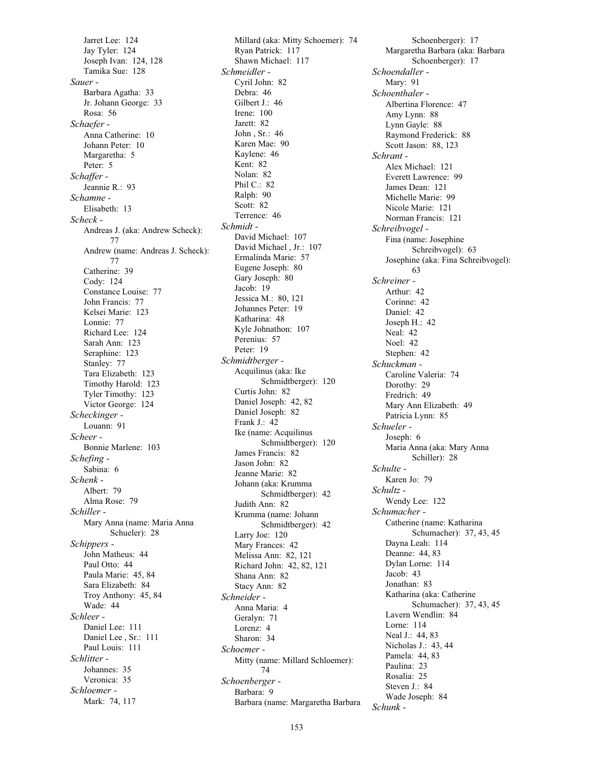Jarret Lee: 124
Jay Tyler: 124
Joseph Ivan: 124, 128
Tamika Sue: 128

*Sauer -*
Barbara Agatha: 33
Jr. Johann George: 33
Rosa: 56

*Schaefer -*
Anna Catherine: 10
Johann Peter: 10
Margaretha: 5
Peter: 5

*Schaffer -*
Jeannie R.: 93

*Schamne -*
Elisabeth: 13

*Scheck -*
Andreas J. (aka: Andrew Scheck): 77
Andrew (name: Andreas J. Scheck): 77
Catherine: 39
Cody: 124
Constance Louise: 77
John Francis: 77
Kelsei Marie: 123
Lonnie: 77
Richard Lee: 124
Sarah Ann: 123
Seraphine: 123
Stanley: 77
Tara Elizabeth: 123
Timothy Harold: 123
Tyler Timothy: 123
Victor George: 124

*Scheckinger -*
Louann: 91

*Scheer -*
Bonnie Marlene: 103

*Schefing -*
Sabina: 6

*Schenk -*
Albert: 79
Alma Rose: 79

*Schiller -*
Mary Anna (name: Maria Anna Schueler): 28

*Schippers -*
John Matheus: 44
Paul Otto: 44
Paula Marie: 45, 84
Sara Elizabeth: 84
Troy Anthony: 45, 84
Wade: 44

*Schleer -*
Daniel Lee: 111
Daniel Lee , Sr.: 111
Paul Louis: 111

*Schlitter -*
Johannes: 35
Veronica: 35

*Schloemer -*
Mark: 74, 117
Millard (aka: Mitty Schoemer): 74
Ryan Patrick: 117
Shawn Michael: 117

*Schmeidler -*
Cyril John: 82
Debra: 46
Gilbert J.: 46
Irene: 100
Jarett: 82
John , Sr.: 46
Karen Mae: 90
Kaylene: 46
Kent: 82
Nolan: 82
Phil C.: 82
Ralph: 90
Scott: 82
Terrence: 46

*Schmidt -*
David Michael: 107
David Michael , Jr.: 107
Ermalinda Marie: 57
Eugene Joseph: 80
Gary Joseph: 80
Jacob: 19
Jessica M.: 80, 121
Johannes Peter: 19
Katharina: 48
Kyle Johnathon: 107
Perenius: 57
Peter: 19

*Schmidtberger -*
Acquilinus (aka: Ike Schmidtberger): 120
Curtis John: 82
Daniel Joseph: 42, 82
Daniel Joseph: 82
Frank J.: 42
Ike (name: Acquilinus Schmidtberger): 120
James Francis: 82
Jason John: 82
Jeanne Marie: 82
Johann (aka: Krumma Schmidtberger): 42
Judith Ann: 82
Krumma (name: Johann Schmidtberger): 42
Larry Joe: 120
Mary Frances: 42
Melissa Ann: 82, 121
Richard John: 42, 82, 121
Shana Ann: 82
Stacy Ann: 82

*Schneider -*
Anna Maria: 4
Geralyn: 71
Lorenz: 4
Sharon: 34

*Schoemer -*
Mitty (name: Millard Schloemer): 74

*Schoenberger -*
Barbara: 9
Barbara (name: Margaretha Barbara Schoenberger): 17
Margaretha Barbara (aka: Barbara Schoenberger): 17

*Schoendaller -*
Mary: 91

*Schoenthaler -*
Albertina Florence: 47
Amy Lynn: 88
Lynn Gayle: 88
Raymond Frederick: 88
Scott Jason: 88, 123

*Schrant -*
Alex Michael: 121
Everett Lawrence: 99
James Dean: 121
Michelle Marie: 99
Nicole Marie: 121
Norman Francis: 121

*Schreibvogel -*
Fina (name: Josephine Schreibvogel): 63
Josephine (aka: Fina Schreibvogel): 63

*Schreiner -*
Arthur: 42
Corinne: 42
Daniel: 42
Joseph H.: 42
Neal: 42
Noel: 42
Stephen: 42

*Schuckman -*
Caroline Valeria: 74
Dorothy: 29
Fredrich: 49
Mary Ann Elizabeth: 49
Patricia Lynn: 85

*Schueler -*
Joseph: 6
Maria Anna (aka: Mary Anna Schiller): 28

*Schulte -*
Karen Jo: 79

*Schultz -*
Wendy Lee: 122

*Schumacher -*
Catherine (name: Katharina Schumacher): 37, 43, 45
Dayna Leah: 114
Deanne: 44, 83
Dylan Lorne: 114
Jacob: 43
Jonathan: 83
Katharina (aka: Catherine Schumacher): 37, 43, 45
Lavern Wendlin: 84
Lorne: 114
Neal J.: 44, 83
Nicholas J.: 43, 44
Pamela: 44, 83
Paulina: 23
Rosalia: 25
Steven J.: 84
Wade Joseph: 84

*Schunk -*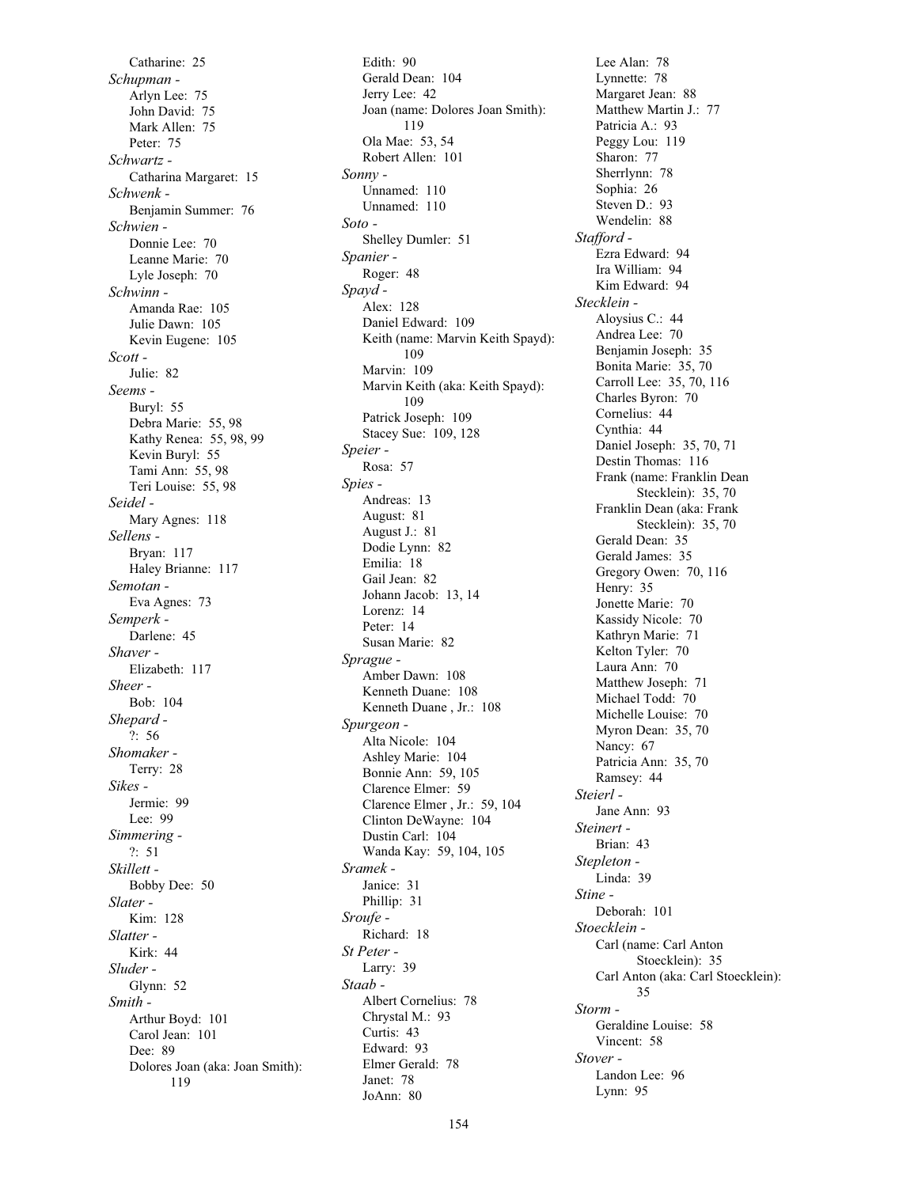Catharine: 25

*Schupman -*

Arlyn Lee: 75
John David: 75
Mark Allen: 75
Peter: 75

*Schwartz -*

Catharina Margaret: 15

*Schwenk -*

Benjamin Summer: 76

*Schwien -*

Donnie Lee: 70
Leanne Marie: 70
Lyle Joseph: 70

*Schwinn -*

Amanda Rae: 105
Julie Dawn: 105
Kevin Eugene: 105

*Scott -*

Julie: 82

*Seems -*

Buryl: 55
Debra Marie: 55, 98
Kathy Renea: 55, 98, 99
Kevin Buryl: 55
Tami Ann: 55, 98
Teri Louise: 55, 98

*Seidel -*

Mary Agnes: 118

*Sellens -*

Bryan: 117
Haley Brianne: 117

*Semotan -*

Eva Agnes: 73

*Semperk -*

Darlene: 45

*Shaver -*

Elizabeth: 117

*Sheer -*

Bob: 104

*Shepard -*

?: 56

*Shomaker -*

Terry: 28

*Sikes -*

Jermie: 99
Lee: 99

*Simmering -*

?: 51

*Skillett -*

Bobby Dee: 50

*Slater -*

Kim: 128

*Slatter -*

Kirk: 44

*Sluder -*

Glynn: 52

*Smith -*

Arthur Boyd: 101
Carol Jean: 101
Dee: 89
Dolores Joan (aka: Joan Smith): 119
Edith: 90
Gerald Dean: 104
Jerry Lee: 42
Joan (name: Dolores Joan Smith): 119
Ola Mae: 53, 54
Robert Allen: 101

*Sonny -*

Unnamed: 110
Unnamed: 110

*Soto -*

Shelley Dumler: 51

*Spanier -*

Roger: 48

*Spayd -*

Alex: 128
Daniel Edward: 109
Keith (name: Marvin Keith Spayd): 109
Marvin: 109
Marvin Keith (aka: Keith Spayd): 109
Patrick Joseph: 109
Stacey Sue: 109, 128

*Speier -*

Rosa: 57

*Spies -*

Andreas: 13
August: 81
August J.: 81
Dodie Lynn: 82
Emilia: 18
Gail Jean: 82
Johann Jacob: 13, 14
Lorenz: 14
Peter: 14
Susan Marie: 82

*Sprague -*

Amber Dawn: 108
Kenneth Duane: 108
Kenneth Duane , Jr.: 108

*Spurgeon -*

Alta Nicole: 104
Ashley Marie: 104
Bonnie Ann: 59, 105
Clarence Elmer: 59
Clarence Elmer , Jr.: 59, 104
Clinton DeWayne: 104
Dustin Carl: 104
Wanda Kay: 59, 104, 105

*Sramek -*

Janice: 31
Phillip: 31

*Sroufe -*

Richard: 18

*St Peter -*

Larry: 39

*Staab -*

Albert Cornelius: 78
Chrystal M.: 93
Curtis: 43
Edward: 93
Elmer Gerald: 78
Janet: 78
JoAnn: 80
Lee Alan: 78
Lynnette: 78
Margaret Jean: 88
Matthew Martin J.: 77
Patricia A.: 93
Peggy Lou: 119
Sharon: 77
Sherrlynn: 78
Sophia: 26
Steven D.: 93
Wendelin: 88

*Stafford -*

Ezra Edward: 94
Ira William: 94
Kim Edward: 94

*Stecklein -*

Aloysius C.: 44
Andrea Lee: 70
Benjamin Joseph: 35
Bonita Marie: 35, 70
Carroll Lee: 35, 70, 116
Charles Byron: 70
Cornelius: 44
Cynthia: 44
Daniel Joseph: 35, 70, 71
Destin Thomas: 116
Frank (name: Franklin Dean Stecklein): 35, 70
Franklin Dean (aka: Frank Stecklein): 35, 70
Gerald Dean: 35
Gerald James: 35
Gregory Owen: 70, 116
Henry: 35
Jonette Marie: 70
Kassidy Nicole: 70
Kathryn Marie: 71
Kelton Tyler: 70
Laura Ann: 70
Matthew Joseph: 71
Michael Todd: 70
Michelle Louise: 70
Myron Dean: 35, 70
Nancy: 67
Patricia Ann: 35, 70
Ramsey: 44

*Steierl -*

Jane Ann: 93

*Steinert -*

Brian: 43

*Stepleton -*

Linda: 39

*Stine -*

Deborah: 101

*Stoecklein -*

Carl (name: Carl Anton Stoecklein): 35
Carl Anton (aka: Carl Stoecklein): 35

*Storm -*

Geraldine Louise: 58
Vincent: 58

*Stover -*

Landon Lee: 96
Lynn: 95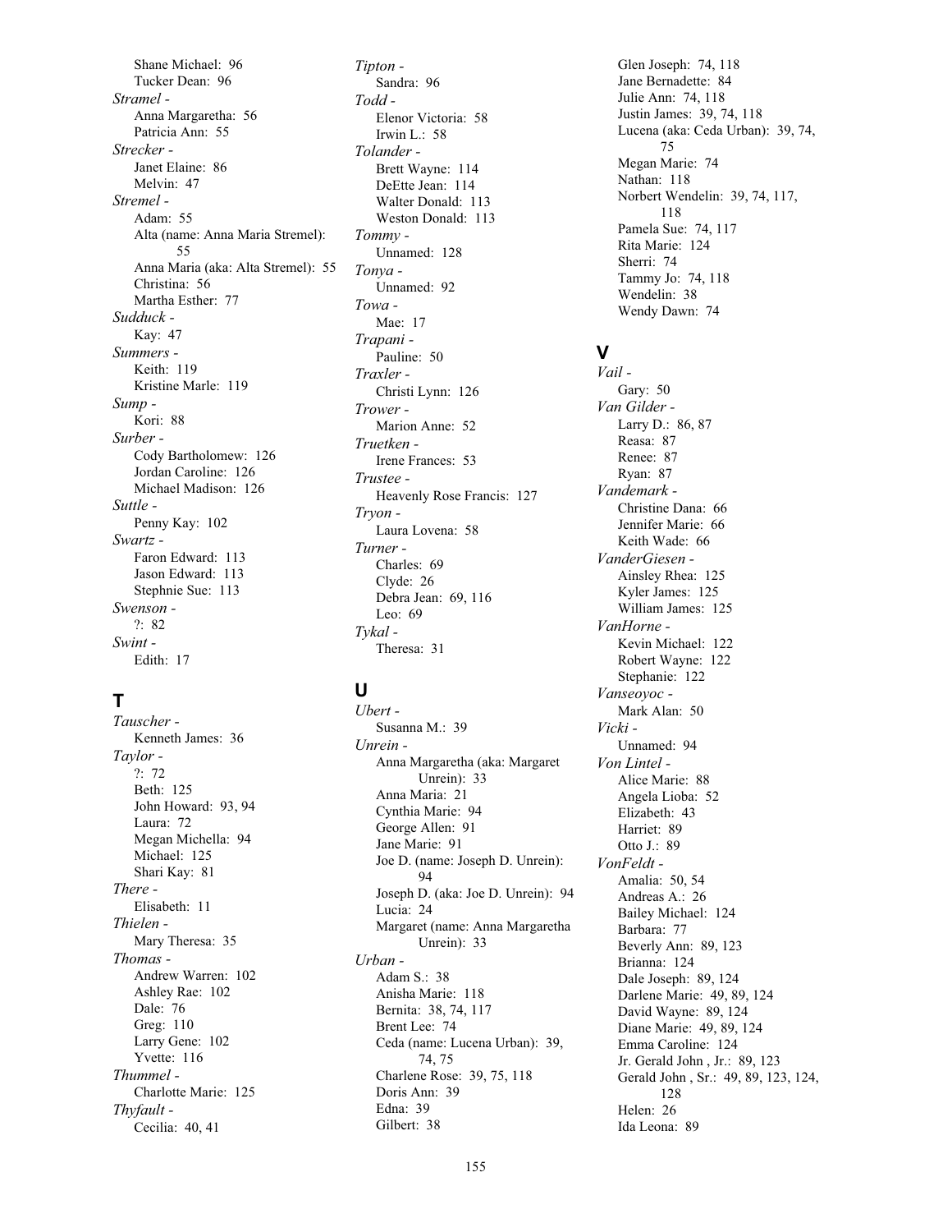Shane Michael: 96
Tucker Dean: 96

*Stramel -*
Anna Margaretha: 56
Patricia Ann: 55

*Strecker -*
Janet Elaine: 86
Melvin: 47

*Stremel -*
Adam: 55
Alta (name: Anna Maria Stremel): 55
Anna Maria (aka: Alta Stremel): 55
Christina: 56
Martha Esther: 77

*Sudduck -*
Kay: 47

*Summers -*
Keith: 119
Kristine Marle: 119

*Sump -*
Kori: 88

*Surber -*
Cody Bartholomew: 126
Jordan Caroline: 126
Michael Madison: 126

*Suttle -*
Penny Kay: 102

*Swartz -*
Faron Edward: 113
Jason Edward: 113
Stephnie Sue: 113

*Swenson -*
?: 82

*Swint -*
Edith: 17

## T

*Tauscher -*
Kenneth James: 36

*Taylor -*
?: 72
Beth: 125
John Howard: 93, 94
Laura: 72
Megan Michella: 94
Michael: 125
Shari Kay: 81

*There -*
Elisabeth: 11

*Thielen -*
Mary Theresa: 35

*Thomas -*
Andrew Warren: 102
Ashley Rae: 102
Dale: 76
Greg: 110
Larry Gene: 102
Yvette: 116

*Thummel -*
Charlotte Marie: 125

*Thyfault -*
Cecilia: 40, 41

*Tipton -*
Sandra: 96

*Todd -*
Elenor Victoria: 58
Irwin L.: 58

*Tolander -*
Brett Wayne: 114
DeEtte Jean: 114
Walter Donald: 113
Weston Donald: 113

*Tommy -*
Unnamed: 128

*Tonya -*
Unnamed: 92

*Towa -*
Mae: 17

*Trapani -*
Pauline: 50

*Traxler -*
Christi Lynn: 126

*Trower -*
Marion Anne: 52

*Truetken -*
Irene Frances: 53

*Trustee -*
Heavenly Rose Francis: 127

*Tryon -*
Laura Lovena: 58

*Turner -*
Charles: 69
Clyde: 26
Debra Jean: 69, 116
Leo: 69

*Tykal -*
Theresa: 31

## U

*Ubert -*
Susanna M.: 39

*Unrein -*
Anna Margaretha (aka: Margaret Unrein): 33
Anna Maria: 21
Cynthia Marie: 94
George Allen: 91
Jane Marie: 91
Joe D. (name: Joseph D. Unrein): 94
Joseph D. (aka: Joe D. Unrein): 94
Lucia: 24
Margaret (name: Anna Margaretha Unrein): 33

*Urban -*
Adam S.: 38
Anisha Marie: 118
Bernita: 38, 74, 117
Brent Lee: 74
Ceda (name: Lucena Urban): 39, 74, 75
Charlene Rose: 39, 75, 118
Doris Ann: 39
Edna: 39
Gilbert: 38
Glen Joseph: 74, 118
Jane Bernadette: 84
Julie Ann: 74, 118
Justin James: 39, 74, 118
Lucena (aka: Ceda Urban): 39, 74, 75
Megan Marie: 74
Nathan: 118
Norbert Wendelin: 39, 74, 117, 118
Pamela Sue: 74, 117
Rita Marie: 124
Sherri: 74
Tammy Jo: 74, 118
Wendelin: 38
Wendy Dawn: 74

## V

*Vail -*
Gary: 50

*Van Gilder -*
Larry D.: 86, 87
Reasa: 87
Renee: 87
Ryan: 87

*Vandemark -*
Christine Dana: 66
Jennifer Marie: 66
Keith Wade: 66

*VanderGiesen -*
Ainsley Rhea: 125
Kyler James: 125
William James: 125

*VanHorne -*
Kevin Michael: 122
Robert Wayne: 122
Stephanie: 122

*Vanseoyoc -*
Mark Alan: 50

*Vicki -*
Unnamed: 94

*Von Lintel -*
Alice Marie: 88
Angela Lioba: 52
Elizabeth: 43
Harriet: 89
Otto J.: 89

*VonFeldt -*
Amalia: 50, 54
Andreas A.: 26
Bailey Michael: 124
Barbara: 77
Beverly Ann: 89, 123
Brianna: 124
Dale Joseph: 89, 124
Darlene Marie: 49, 89, 124
David Wayne: 89, 124
Diane Marie: 49, 89, 124
Emma Caroline: 124
Jr. Gerald John , Jr.: 89, 123
Gerald John , Sr.: 49, 89, 123, 124, 128
Helen: 26
Ida Leona: 89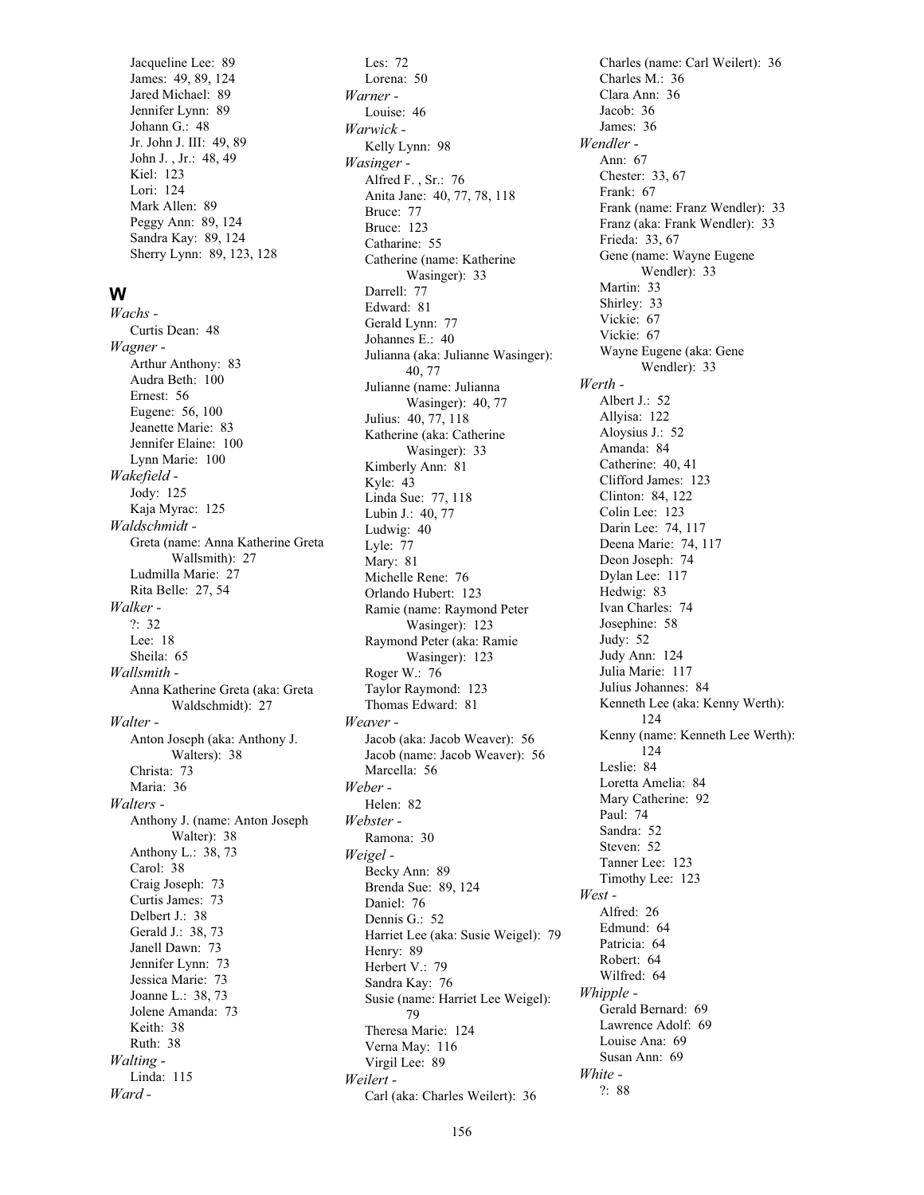Jacqueline Lee:  89
James:  49, 89, 124
Jared Michael:  89
Jennifer Lynn:  89
Johann G.:  48
Jr. John J. III:  49, 89
John J. , Jr.:  48, 49
Kiel:  123
Lori:  124
Mark Allen:  89
Peggy Ann:  89, 124
Sandra Kay:  89, 124
Sherry Lynn:  89, 123, 128

## W

*Wachs -*
Curtis Dean:  48

*Wagner -*
Arthur Anthony:  83
Audra Beth:  100
Ernest:  56
Eugene:  56, 100
Jeanette Marie:  83
Jennifer Elaine:  100
Lynn Marie:  100

*Wakefield -*
Jody:  125
Kaja Myrac:  125

*Waldschmidt -*
Greta (name: Anna Katherine Greta Wallsmith):  27
Ludmilla Marie:  27
Rita Belle:  27, 54

*Walker -*
?:  32
Lee:  18
Sheila:  65

*Wallsmith -*
Anna Katherine Greta (aka: Greta Waldschmidt):  27

*Walter -*
Anton Joseph (aka: Anthony J. Walters):  38
Christa:  73
Maria:  36

*Walters -*
Anthony J. (name: Anton Joseph Walter):  38
Anthony L.:  38, 73
Carol:  38
Craig Joseph:  73
Curtis James:  73
Delbert J.:  38
Gerald J.:  38, 73
Janell Dawn:  73
Jennifer Lynn:  73
Jessica Marie:  73
Joanne L.:  38, 73
Jolene Amanda:  73
Keith:  38
Ruth:  38

*Walting -*
Linda:  115

*Ward -*
Les:  72
Lorena:  50

*Warner -*
Louise:  46

*Warwick -*
Kelly Lynn:  98

*Wasinger -*
Alfred F. , Sr.:  76
Anita Jane:  40, 77, 78, 118
Bruce:  77
Bruce:  123
Catharine:  55
Catherine (name: Katherine Wasinger):  33
Darrell:  77
Edward:  81
Gerald Lynn:  77
Johannes E.:  40
Julianna (aka: Julianne Wasinger):  40, 77
Julianne (name: Julianna Wasinger):  40, 77
Julius:  40, 77, 118
Katherine (aka: Catherine Wasinger):  33
Kimberly Ann:  81
Kyle:  43
Linda Sue:  77, 118
Lubin J.:  40, 77
Ludwig:  40
Lyle:  77
Mary:  81
Michelle Rene:  76
Orlando Hubert:  123
Ramie (name: Raymond Peter Wasinger):  123
Raymond Peter (aka: Ramie Wasinger):  123
Roger W.:  76
Taylor Raymond:  123
Thomas Edward:  81

*Weaver -*
Jacob (aka: Jacob Weaver):  56
Jacob (name: Jacob Weaver):  56
Marcella:  56

*Weber -*
Helen:  82

*Webster -*
Ramona:  30

*Weigel -*
Becky Ann:  89
Brenda Sue:  89, 124
Daniel:  76
Dennis G.:  52
Harriet Lee (aka: Susie Weigel):  79
Henry:  89
Herbert V.:  79
Sandra Kay:  76
Susie (name: Harriet Lee Weigel):  79
Theresa Marie:  124
Verna May:  116
Virgil Lee:  89

*Weilert -*
Carl (aka: Charles Weilert):  36
Charles (name: Carl Weilert):  36
Charles M.:  36
Clara Ann:  36
Jacob:  36
James:  36

*Wendler -*
Ann:  67
Chester:  33, 67
Frank:  67
Frank (name: Franz Wendler):  33
Franz (aka: Frank Wendler):  33
Frieda:  33, 67
Gene (name: Wayne Eugene Wendler):  33
Martin:  33
Shirley:  33
Vickie:  67
Vickie:  67
Wayne Eugene (aka: Gene Wendler):  33

*Werth -*
Albert J.:  52
Allyisa:  122
Aloysius J.:  52
Amanda:  84
Catherine:  40, 41
Clifford James:  123
Clinton:  84, 122
Colin Lee:  123
Darin Lee:  74, 117
Deena Marie:  74, 117
Deon Joseph:  74
Dylan Lee:  117
Hedwig:  83
Ivan Charles:  74
Josephine:  58
Judy:  52
Judy Ann:  124
Julia Marie:  117
Julius Johannes:  84
Kenneth Lee (aka: Kenny Werth):  124
Kenny (name: Kenneth Lee Werth):  124
Leslie:  84
Loretta Amelia:  84
Mary Catherine:  92
Paul:  74
Sandra:  52
Steven:  52
Tanner Lee:  123
Timothy Lee:  123

*West -*
Alfred:  26
Edmund:  64
Patricia:  64
Robert:  64
Wilfred:  64

*Whipple -*
Gerald Bernard:  69
Lawrence Adolf:  69
Louise Ana:  69
Susan Ann:  69

*White -*
?:  88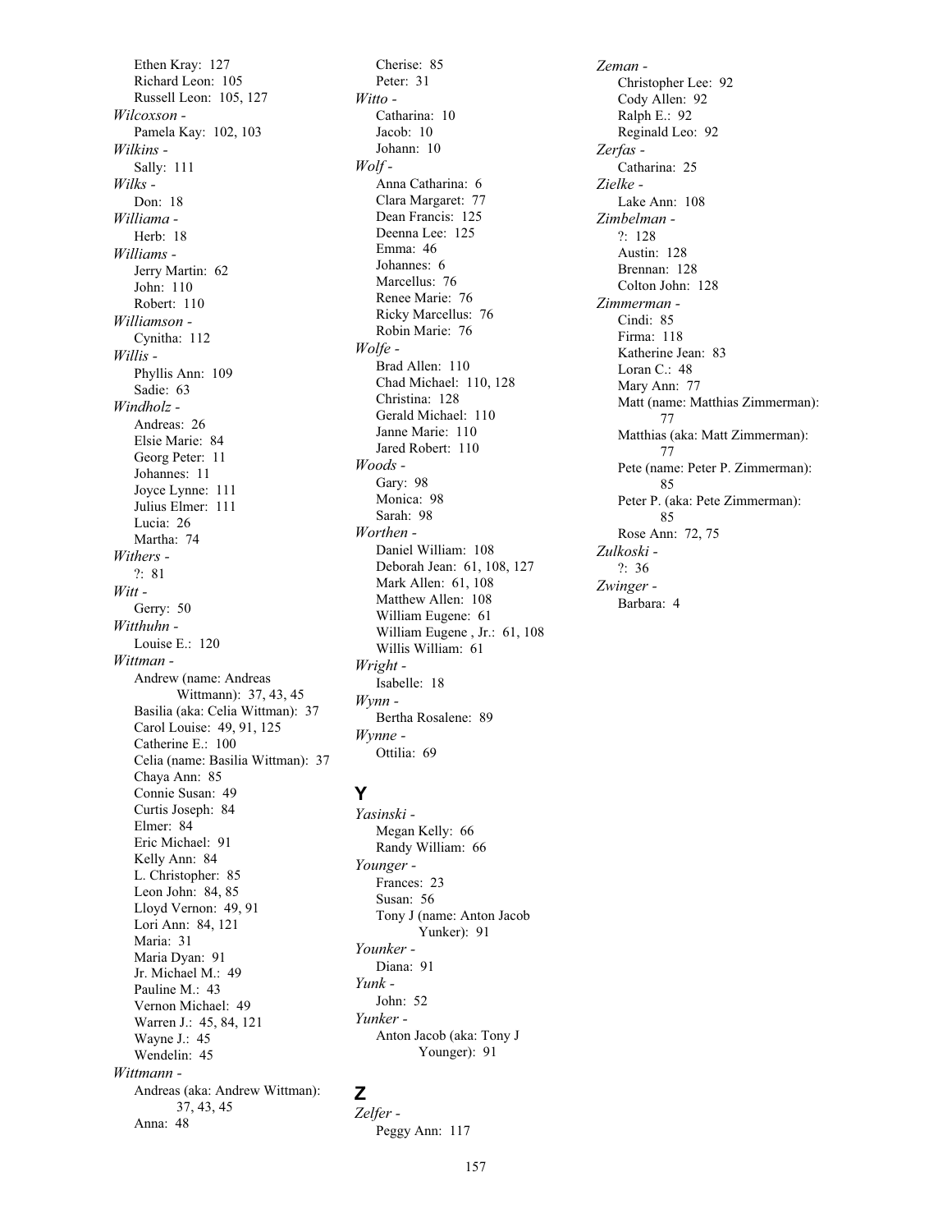Ethen Kray: 127
Richard Leon: 105
Russell Leon: 105, 127

*Wilcoxson -*
Pamela Kay: 102, 103

*Wilkins -*
Sally: 111

*Wilks -*
Don: 18

*Williama -*
Herb: 18

*Williams -*
Jerry Martin: 62
John: 110
Robert: 110

*Williamson -*
Cynitha: 112

*Willis -*
Phyllis Ann: 109
Sadie: 63

*Windholz -*
Andreas: 26
Elsie Marie: 84
Georg Peter: 11
Johannes: 11
Joyce Lynne: 111
Julius Elmer: 111
Lucia: 26
Martha: 74

*Withers -*
?: 81

*Witt -*
Gerry: 50

*Witthuhn -*
Louise E.: 120

*Wittman -*
Andrew (name: Andreas Wittmann): 37, 43, 45
Basilia (aka: Celia Wittman): 37
Carol Louise: 49, 91, 125
Catherine E.: 100
Celia (name: Basilia Wittman): 37
Chaya Ann: 85
Connie Susan: 49
Curtis Joseph: 84
Elmer: 84
Eric Michael: 91
Kelly Ann: 84
L. Christopher: 85
Leon John: 84, 85
Lloyd Vernon: 49, 91
Lori Ann: 84, 121
Maria: 31
Maria Dyan: 91
Jr. Michael M.: 49
Pauline M.: 43
Vernon Michael: 49
Warren J.: 45, 84, 121
Wayne J.: 45
Wendelin: 45

*Wittmann -*
Andreas (aka: Andrew Wittman): 37, 43, 45
Anna: 48
Cherise: 85
Peter: 31

*Witto -*
Catharina: 10
Jacob: 10
Johann: 10

*Wolf -*
Anna Catharina: 6
Clara Margaret: 77
Dean Francis: 125
Deenna Lee: 125
Emma: 46
Johannes: 6
Marcellus: 76
Renee Marie: 76
Ricky Marcellus: 76
Robin Marie: 76

*Wolfe -*
Brad Allen: 110
Chad Michael: 110, 128
Christina: 128
Gerald Michael: 110
Janne Marie: 110
Jared Robert: 110

*Woods -*
Gary: 98
Monica: 98
Sarah: 98

*Worthen -*
Daniel William: 108
Deborah Jean: 61, 108, 127
Mark Allen: 61, 108
Matthew Allen: 108
William Eugene: 61
William Eugene , Jr.: 61, 108
Willis William: 61

*Wright -*
Isabelle: 18

*Wynn -*
Bertha Rosalene: 89

*Wynne -*
Ottilia: 69

## Y

*Yasinski -*
Megan Kelly: 66
Randy William: 66

*Younger -*
Frances: 23
Susan: 56
Tony J (name: Anton Jacob Yunker): 91

*Younker -*
Diana: 91

*Yunk -*
John: 52

*Yunker -*
Anton Jacob (aka: Tony J Younger): 91

## Z

*Zelfer -*
Peggy Ann: 117

*Zeman -*
Christopher Lee: 92
Cody Allen: 92
Ralph E.: 92
Reginald Leo: 92

*Zerfas -*
Catharina: 25

*Zielke -*
Lake Ann: 108

*Zimbelman -*
?: 128
Austin: 128
Brennan: 128
Colton John: 128

*Zimmerman -*
Cindi: 85
Firma: 118
Katherine Jean: 83
Loran C.: 48
Mary Ann: 77
Matt (name: Matthias Zimmerman): 77
Matthias (aka: Matt Zimmerman): 77
Pete (name: Peter P. Zimmerman): 85
Peter P. (aka: Pete Zimmerman): 85
Rose Ann: 72, 75

*Zulkoski -*
?: 36

*Zwinger -*
Barbara: 4